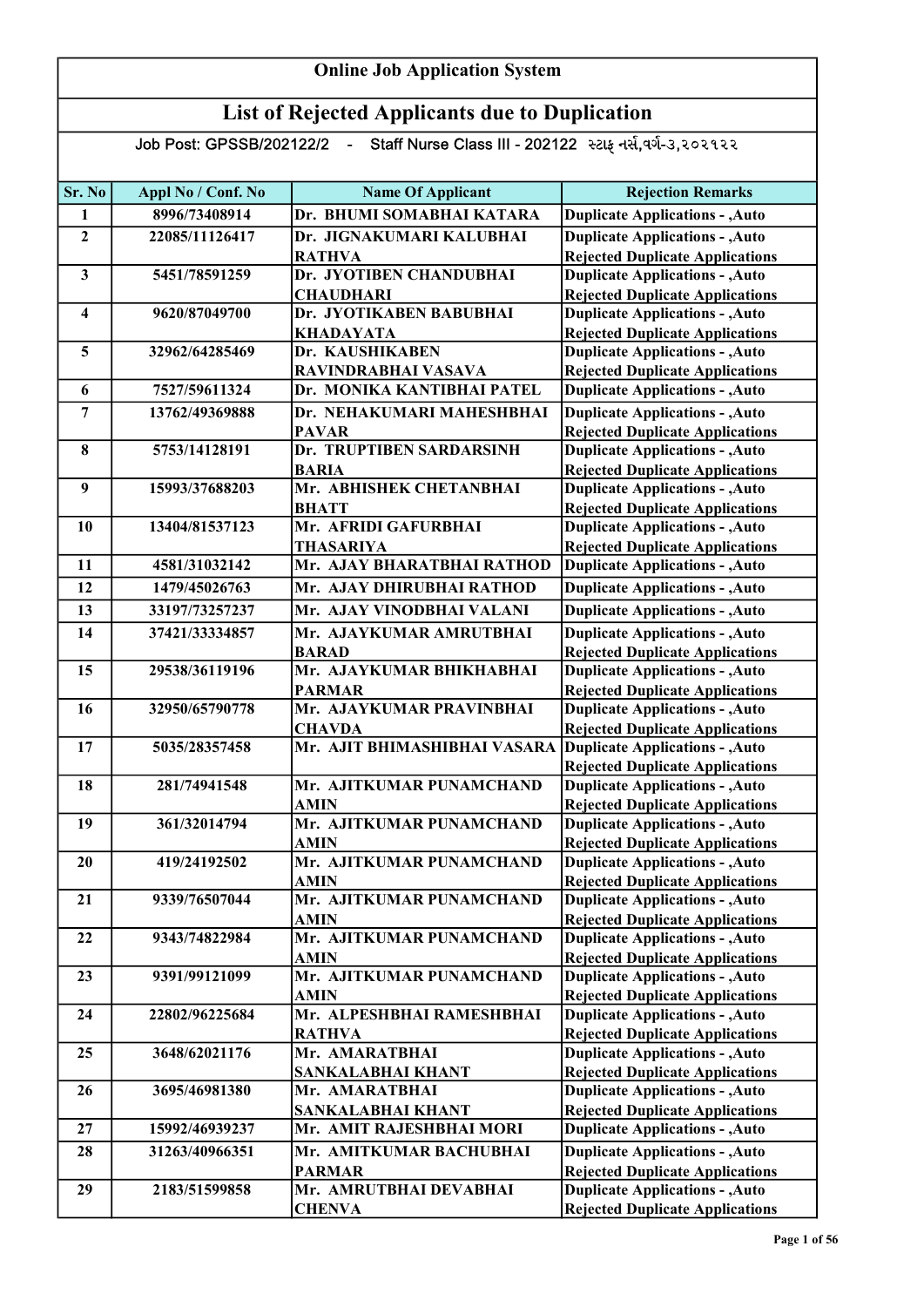# Online Job Application System

## List of Rejected Applicants due to Duplication

Job Post: GPSSB/202122/2 - Staff Nurse Class III - 202122 સ્ટાફ નર્સ,વર્ગ-૩,૨૦૨૧૨૨

| Sr. No | Appl No / Conf. No | Name Of Applicant | Rejection Remarks |
|---|---|---|---|
| 1 | 8996/73408914 | Dr. BHUMI SOMABHAI KATARA | Duplicate Applications - ,Auto |
| 2 | 22085/11126417 | Dr. JIGNAKUMARI KALUBHAI RATHVA | Duplicate Applications - ,Auto Rejected Duplicate Applications |
| 3 | 5451/78591259 | Dr. JYOTIBEN CHANDUBHAI CHAUDHARI | Duplicate Applications - ,Auto Rejected Duplicate Applications |
| 4 | 9620/87049700 | Dr. JYOTIKABEN BABUBHAI KHADAYATA | Duplicate Applications - ,Auto Rejected Duplicate Applications |
| 5 | 32962/64285469 | Dr. KAUSHIKABEN RAVINDRABHAI VASAVA | Duplicate Applications - ,Auto Rejected Duplicate Applications |
| 6 | 7527/59611324 | Dr. MONIKA KANTIBHAI PATEL | Duplicate Applications - ,Auto |
| 7 | 13762/49369888 | Dr. NEHAKUMARI MAHESHBHAI PAVAR | Duplicate Applications - ,Auto Rejected Duplicate Applications |
| 8 | 5753/14128191 | Dr. TRUPTIBEN SARDARSINH BARIA | Duplicate Applications - ,Auto Rejected Duplicate Applications |
| 9 | 15993/37688203 | Mr. ABHISHEK CHETANBHAI BHATT | Duplicate Applications - ,Auto Rejected Duplicate Applications |
| 10 | 13404/81537123 | Mr. AFRIDI GAFURBHAI THASARIYA | Duplicate Applications - ,Auto Rejected Duplicate Applications |
| 11 | 4581/31032142 | Mr. AJAY BHARATBHAI RATHOD | Duplicate Applications - ,Auto |
| 12 | 1479/45026763 | Mr. AJAY DHIRUBHAI RATHOD | Duplicate Applications - ,Auto |
| 13 | 33197/73257237 | Mr. AJAY VINODBHAI VALANI | Duplicate Applications - ,Auto |
| 14 | 37421/33334857 | Mr. AJAYKUMAR AMRUTBHAI BARAD | Duplicate Applications - ,Auto Rejected Duplicate Applications |
| 15 | 29538/36119196 | Mr. AJAYKUMAR BHIKHABHAI PARMAR | Duplicate Applications - ,Auto Rejected Duplicate Applications |
| 16 | 32950/65790778 | Mr. AJAYKUMAR PRAVINBHAI CHAVDA | Duplicate Applications - ,Auto Rejected Duplicate Applications |
| 17 | 5035/28357458 | Mr. AJIT BHIMASHIBHAI VASARA | Duplicate Applications - ,Auto Rejected Duplicate Applications |
| 18 | 281/74941548 | Mr. AJITKUMAR PUNAMCHAND AMIN | Duplicate Applications - ,Auto Rejected Duplicate Applications |
| 19 | 361/32014794 | Mr. AJITKUMAR PUNAMCHAND AMIN | Duplicate Applications - ,Auto Rejected Duplicate Applications |
| 20 | 419/24192502 | Mr. AJITKUMAR PUNAMCHAND AMIN | Duplicate Applications - ,Auto Rejected Duplicate Applications |
| 21 | 9339/76507044 | Mr. AJITKUMAR PUNAMCHAND AMIN | Duplicate Applications - ,Auto Rejected Duplicate Applications |
| 22 | 9343/74822984 | Mr. AJITKUMAR PUNAMCHAND AMIN | Duplicate Applications - ,Auto Rejected Duplicate Applications |
| 23 | 9391/99121099 | Mr. AJITKUMAR PUNAMCHAND AMIN | Duplicate Applications - ,Auto Rejected Duplicate Applications |
| 24 | 22802/96225684 | Mr. ALPESHBHAI RAMESHBHAI RATHVA | Duplicate Applications - ,Auto Rejected Duplicate Applications |
| 25 | 3648/62021176 | Mr. AMARATBHAI SANKALABHAI KHANT | Duplicate Applications - ,Auto Rejected Duplicate Applications |
| 26 | 3695/46981380 | Mr. AMARATBHAI SANKALABHAI KHANT | Duplicate Applications - ,Auto Rejected Duplicate Applications |
| 27 | 15992/46939237 | Mr. AMIT RAJESHBHAI MORI | Duplicate Applications - ,Auto |
| 28 | 31263/40966351 | Mr. AMITKUMAR BACHUBHAI PARMAR | Duplicate Applications - ,Auto Rejected Duplicate Applications |
| 29 | 2183/51599858 | Mr. AMRUTBHAI DEVABHAI CHENVA | Duplicate Applications - ,Auto Rejected Duplicate Applications |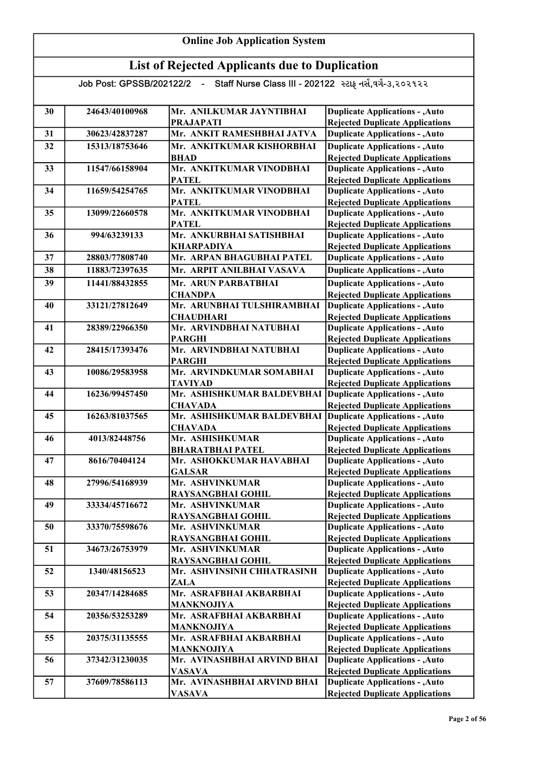# Online Job Application System

## List of Rejected Applicants due to Duplication

Job Post: GPSSB/202122/2 - Staff Nurse Class III - 202122 સ્ટાફ નર્સ,વર્ગ-૩,૨૦૨૧૨૨

| 30 | 24643/40100968 | Mr. ANILKUMAR JAYNTIBHAI PRAJAPATI | Duplicate Applications - ,Auto Rejected Duplicate Applications |
|---|---|---|---|
| 31 | 30623/42837287 | Mr. ANKIT RAMESHBHAI JATVA | Duplicate Applications - ,Auto |
| 32 | 15313/18753646 | Mr. ANKITKUMAR KISHORBHAI BHAD | Duplicate Applications - ,Auto Rejected Duplicate Applications |
| 33 | 11547/66158904 | Mr. ANKITKUMAR VINODBHAI PATEL | Duplicate Applications - ,Auto Rejected Duplicate Applications |
| 34 | 11659/54254765 | Mr. ANKITKUMAR VINODBHAI PATEL | Duplicate Applications - ,Auto Rejected Duplicate Applications |
| 35 | 13099/22660578 | Mr. ANKITKUMAR VINODBHAI PATEL | Duplicate Applications - ,Auto Rejected Duplicate Applications |
| 36 | 994/63239133 | Mr. ANKURBHAI SATISHBHAI KHARPADIYA | Duplicate Applications - ,Auto Rejected Duplicate Applications |
| 37 | 28803/77808740 | Mr. ARPAN BHAGUBHAI PATEL | Duplicate Applications - ,Auto |
| 38 | 11883/72397635 | Mr. ARPIT ANILBHAI VASAVA | Duplicate Applications - ,Auto |
| 39 | 11441/88432855 | Mr. ARUN PARBATBHAI CHANDPA | Duplicate Applications - ,Auto Rejected Duplicate Applications |
| 40 | 33121/27812649 | Mr. ARUNBHAI TULSHIRAMBHAI CHAUDHARI | Duplicate Applications - ,Auto Rejected Duplicate Applications |
| 41 | 28389/22966350 | Mr. ARVINDBHAI NATUBHAI PARGHI | Duplicate Applications - ,Auto Rejected Duplicate Applications |
| 42 | 28415/17393476 | Mr. ARVINDBHAI NATUBHAI PARGHI | Duplicate Applications - ,Auto Rejected Duplicate Applications |
| 43 | 10086/29583958 | Mr. ARVINDKUMAR SOMABHAI TAVIYAD | Duplicate Applications - ,Auto Rejected Duplicate Applications |
| 44 | 16236/99457450 | Mr. ASHISHKUMAR BALDEVBHAI CHAVADA | Duplicate Applications - ,Auto Rejected Duplicate Applications |
| 45 | 16263/81037565 | Mr. ASHISHKUMAR BALDEVBHAI CHAVADA | Duplicate Applications - ,Auto Rejected Duplicate Applications |
| 46 | 4013/82448756 | Mr. ASHISHKUMAR BHARATBHAI PATEL | Duplicate Applications - ,Auto Rejected Duplicate Applications |
| 47 | 8616/70404124 | Mr. ASHOKKUMAR HAVABHAI GALSAR | Duplicate Applications - ,Auto Rejected Duplicate Applications |
| 48 | 27996/54168939 | Mr. ASHVINKUMAR RAYSANGBHAI GOHIL | Duplicate Applications - ,Auto Rejected Duplicate Applications |
| 49 | 33334/45716672 | Mr. ASHVINKUMAR RAYSANGBHAI GOHIL | Duplicate Applications - ,Auto Rejected Duplicate Applications |
| 50 | 33370/75598676 | Mr. ASHVINKUMAR RAYSANGBHAI GOHIL | Duplicate Applications - ,Auto Rejected Duplicate Applications |
| 51 | 34673/26753979 | Mr. ASHVINKUMAR RAYSANGBHAI GOHIL | Duplicate Applications - ,Auto Rejected Duplicate Applications |
| 52 | 1340/48156523 | Mr. ASHVINSINH CHHATRASINH ZALA | Duplicate Applications - ,Auto Rejected Duplicate Applications |
| 53 | 20347/14284685 | Mr. ASRAFBHAI AKBARBHAI MANKNOJIYA | Duplicate Applications - ,Auto Rejected Duplicate Applications |
| 54 | 20356/53253289 | Mr. ASRAFBHAI AKBARBHAI MANKNOJIYA | Duplicate Applications - ,Auto Rejected Duplicate Applications |
| 55 | 20375/31135555 | Mr. ASRAFBHAI AKBARBHAI MANKNOJIYA | Duplicate Applications - ,Auto Rejected Duplicate Applications |
| 56 | 37342/31230035 | Mr. AVINASHBHAI ARVIND BHAI VASAVA | Duplicate Applications - ,Auto Rejected Duplicate Applications |
| 57 | 37609/78586113 | Mr. AVINASHBHAI ARVIND BHAI VASAVA | Duplicate Applications - ,Auto Rejected Duplicate Applications |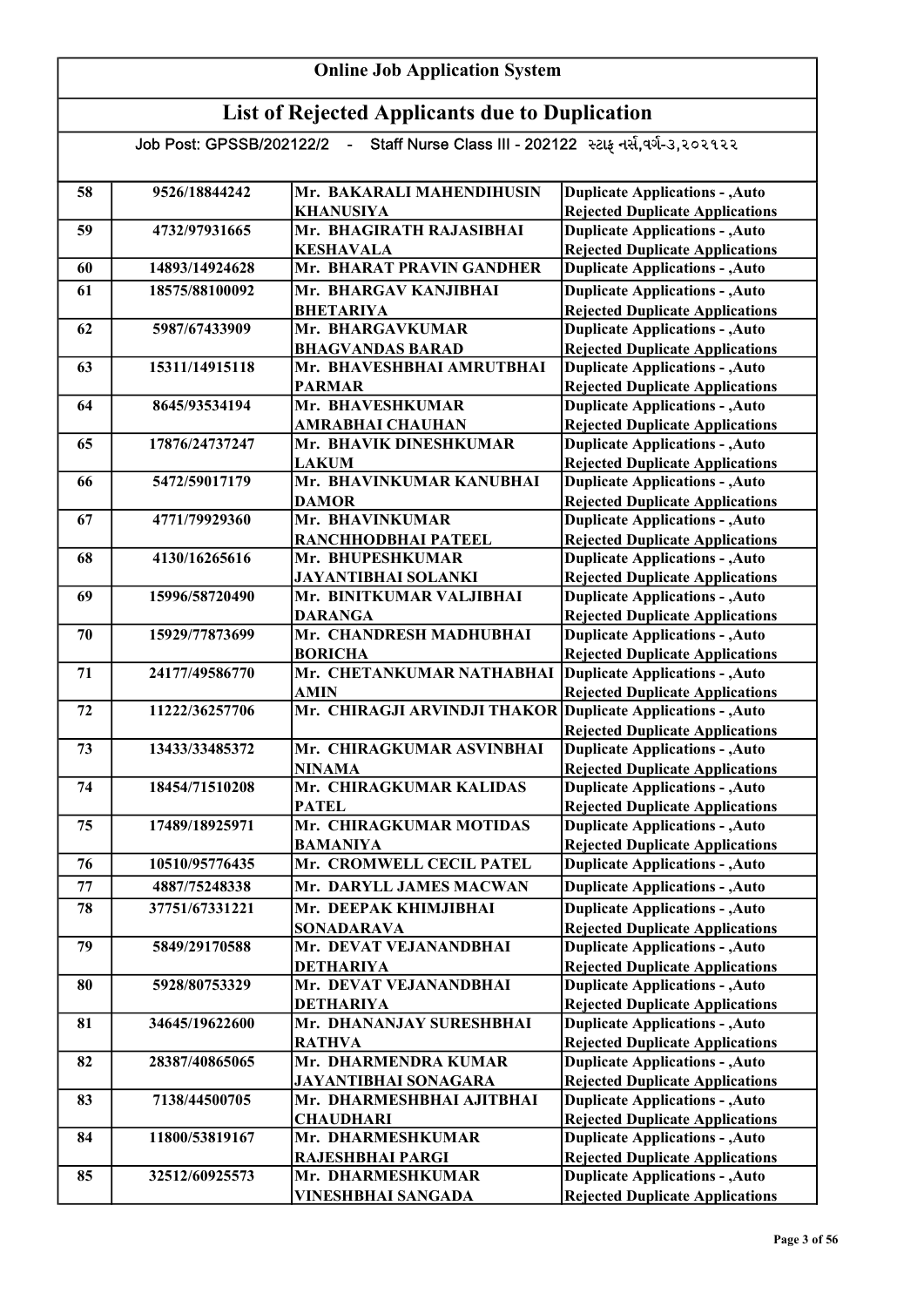# Online Job Application System

## List of Rejected Applicants due to Duplication

Job Post: GPSSB/202122/2 - Staff Nurse Class III - 202122 સ્ટાફ નર્સ,વર્ગ-૩,૨૦૨૧૨૨

| | | | |
|---|---|---|---|
| 58 | 9526/18844242 | Mr. BAKARALI MAHENDIHUSIN KHANUSIYA | Duplicate Applications - ,Auto Rejected Duplicate Applications |
| 59 | 4732/97931665 | Mr. BHAGIRATH RAJASIBHAI KESHAVALA | Duplicate Applications - ,Auto Rejected Duplicate Applications |
| 60 | 14893/14924628 | Mr. BHARAT PRAVIN GANDHER | Duplicate Applications - ,Auto |
| 61 | 18575/88100092 | Mr. BHARGAV KANJIBHAI BHETARIYA | Duplicate Applications - ,Auto Rejected Duplicate Applications |
| 62 | 5987/67433909 | Mr. BHARGAVKUMAR BHAGVANDAS BARAD | Duplicate Applications - ,Auto Rejected Duplicate Applications |
| 63 | 15311/14915118 | Mr. BHAVESHBHAI AMRUTBHAI PARMAR | Duplicate Applications - ,Auto Rejected Duplicate Applications |
| 64 | 8645/93534194 | Mr. BHAVESHKUMAR AMRABHAI CHAUHAN | Duplicate Applications - ,Auto Rejected Duplicate Applications |
| 65 | 17876/24737247 | Mr. BHAVIK DINESHKUMAR LAKUM | Duplicate Applications - ,Auto Rejected Duplicate Applications |
| 66 | 5472/59017179 | Mr. BHAVINKUMAR KANUBHAI DAMOR | Duplicate Applications - ,Auto Rejected Duplicate Applications |
| 67 | 4771/79929360 | Mr. BHAVINKUMAR RANCHHODBHAI PATEEL | Duplicate Applications - ,Auto Rejected Duplicate Applications |
| 68 | 4130/16265616 | Mr. BHUPESHKUMAR JAYANTIBHAI SOLANKI | Duplicate Applications - ,Auto Rejected Duplicate Applications |
| 69 | 15996/58720490 | Mr. BINITKUMAR VALJIBHAI DARANGA | Duplicate Applications - ,Auto Rejected Duplicate Applications |
| 70 | 15929/77873699 | Mr. CHANDRESH MADHUBHAI BORICHA | Duplicate Applications - ,Auto Rejected Duplicate Applications |
| 71 | 24177/49586770 | Mr. CHETANKUMAR NATHABHAI AMIN | Duplicate Applications - ,Auto Rejected Duplicate Applications |
| 72 | 11222/36257706 | Mr. CHIRAGJI ARVINDJI THAKOR | Duplicate Applications - ,Auto Rejected Duplicate Applications |
| 73 | 13433/33485372 | Mr. CHIRAGKUMAR ASVINBHAI NINAMA | Duplicate Applications - ,Auto Rejected Duplicate Applications |
| 74 | 18454/71510208 | Mr. CHIRAGKUMAR KALIDAS PATEL | Duplicate Applications - ,Auto Rejected Duplicate Applications |
| 75 | 17489/18925971 | Mr. CHIRAGKUMAR MOTIDAS BAMANIYA | Duplicate Applications - ,Auto Rejected Duplicate Applications |
| 76 | 10510/95776435 | Mr. CROMWELL CECIL PATEL | Duplicate Applications - ,Auto |
| 77 | 4887/75248338 | Mr. DARYLL JAMES MACWAN | Duplicate Applications - ,Auto |
| 78 | 37751/67331221 | Mr. DEEPAK KHIMJIBHAI SONADARAVA | Duplicate Applications - ,Auto Rejected Duplicate Applications |
| 79 | 5849/29170588 | Mr. DEVAT VEJANANDBHAI DETHARIYA | Duplicate Applications - ,Auto Rejected Duplicate Applications |
| 80 | 5928/80753329 | Mr. DEVAT VEJANANDBHAI DETHARIYA | Duplicate Applications - ,Auto Rejected Duplicate Applications |
| 81 | 34645/19622600 | Mr. DHANANJAY SURESHBHAI RATHVA | Duplicate Applications - ,Auto Rejected Duplicate Applications |
| 82 | 28387/40865065 | Mr. DHARMENDRA KUMAR JAYANTIBHAI SONAGARA | Duplicate Applications - ,Auto Rejected Duplicate Applications |
| 83 | 7138/44500705 | Mr. DHARMESHBHAI AJITBHAI CHAUDHARI | Duplicate Applications - ,Auto Rejected Duplicate Applications |
| 84 | 11800/53819167 | Mr. DHARMESHKUMAR RAJESHBHAI PARGI | Duplicate Applications - ,Auto Rejected Duplicate Applications |
| 85 | 32512/60925573 | Mr. DHARMESHKUMAR VINESHBHAI SANGADA | Duplicate Applications - ,Auto Rejected Duplicate Applications |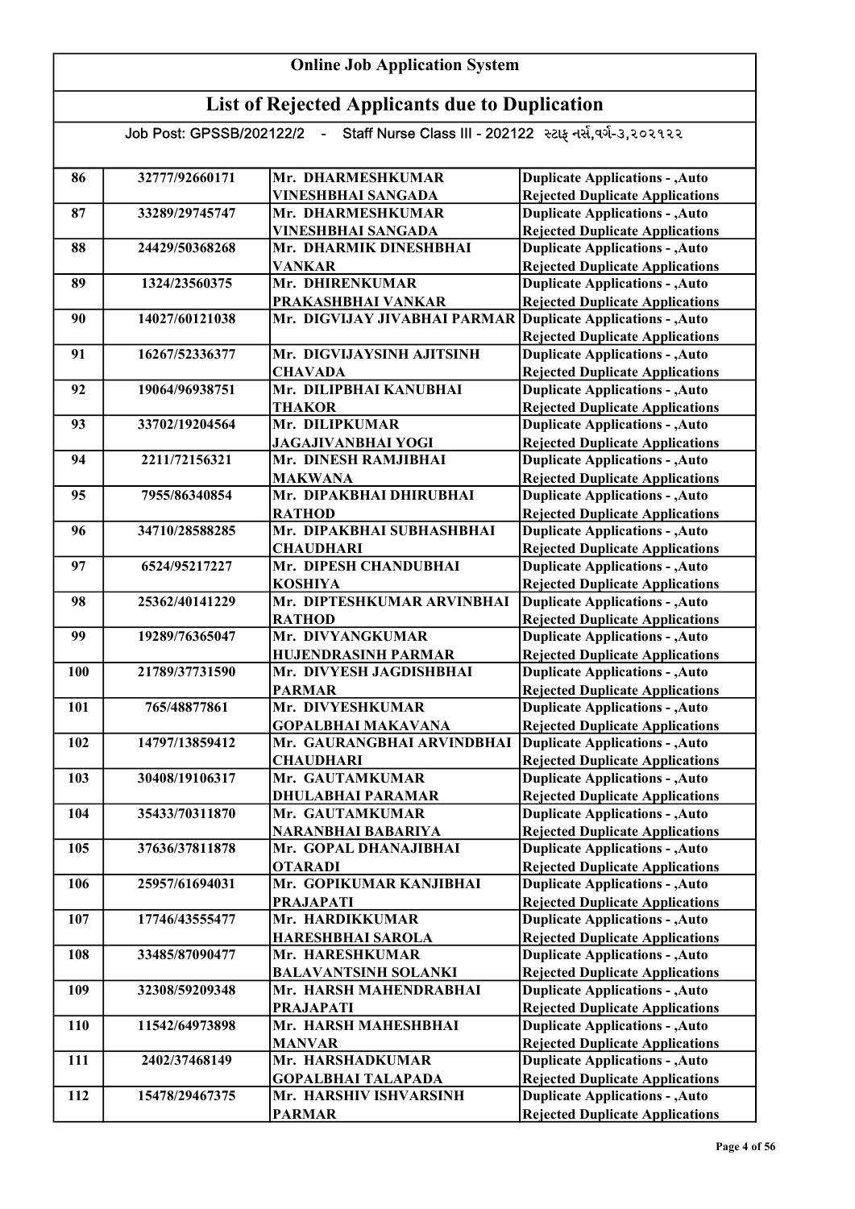# Online Job Application System

## List of Rejected Applicants due to Duplication

Job Post: GPSSB/202122/2 - Staff Nurse Class III - 202122 સ્ટાફ નર્સ,વર્ગ-૩,૨૦૨૧૨૨

| | | | |
|---|---|---|---|
| 86 | 32777/92660171 | Mr. DHARMESHKUMAR VINESHBHAI SANGADA | Duplicate Applications - ,Auto Rejected Duplicate Applications |
| 87 | 33289/29745747 | Mr. DHARMESHKUMAR VINESHBHAI SANGADA | Duplicate Applications - ,Auto Rejected Duplicate Applications |
| 88 | 24429/50368268 | Mr. DHARMIK DINESHBHAI VANKAR | Duplicate Applications - ,Auto Rejected Duplicate Applications |
| 89 | 1324/23560375 | Mr. DHIRENKUMAR PRAKASHBHAI VANKAR | Duplicate Applications - ,Auto Rejected Duplicate Applications |
| 90 | 14027/60121038 | Mr. DIGVIJAY JIVABHAI PARMAR | Duplicate Applications - ,Auto Rejected Duplicate Applications |
| 91 | 16267/52336377 | Mr. DIGVIJAYSINH AJITSINH CHAVADA | Duplicate Applications - ,Auto Rejected Duplicate Applications |
| 92 | 19064/96938751 | Mr. DILIPBHAI KANUBHAI THAKOR | Duplicate Applications - ,Auto Rejected Duplicate Applications |
| 93 | 33702/19204564 | Mr. DILIPKUMAR JAGAJIVANBHAI YOGI | Duplicate Applications - ,Auto Rejected Duplicate Applications |
| 94 | 2211/72156321 | Mr. DINESH RAMJIBHAI MAKWANA | Duplicate Applications - ,Auto Rejected Duplicate Applications |
| 95 | 7955/86340854 | Mr. DIPAKBHAI DHIRUBHAI RATHOD | Duplicate Applications - ,Auto Rejected Duplicate Applications |
| 96 | 34710/28588285 | Mr. DIPAKBHAI SUBHASHBHAI CHAUDHARI | Duplicate Applications - ,Auto Rejected Duplicate Applications |
| 97 | 6524/95217227 | Mr. DIPESH CHANDUBHAI KOSHIYA | Duplicate Applications - ,Auto Rejected Duplicate Applications |
| 98 | 25362/40141229 | Mr. DIPTESHKUMAR ARVINBHAI RATHOD | Duplicate Applications - ,Auto Rejected Duplicate Applications |
| 99 | 19289/76365047 | Mr. DIVYANGKUMAR HUJENDRASINH PARMAR | Duplicate Applications - ,Auto Rejected Duplicate Applications |
| 100 | 21789/37731590 | Mr. DIVYESH JAGDISHBHAI PARMAR | Duplicate Applications - ,Auto Rejected Duplicate Applications |
| 101 | 765/48877861 | Mr. DIVYESHKUMAR GOPALBHAI MAKAVANA | Duplicate Applications - ,Auto Rejected Duplicate Applications |
| 102 | 14797/13859412 | Mr. GAURANGBHAI ARVINDBHAI CHAUDHARI | Duplicate Applications - ,Auto Rejected Duplicate Applications |
| 103 | 30408/19106317 | Mr. GAUTAMKUMAR DHULABHAI PARAMAR | Duplicate Applications - ,Auto Rejected Duplicate Applications |
| 104 | 35433/70311870 | Mr. GAUTAMKUMAR NARANBHAI BABARIYA | Duplicate Applications - ,Auto Rejected Duplicate Applications |
| 105 | 37636/37811878 | Mr. GOPAL DHANAJIBHAI OTARADI | Duplicate Applications - ,Auto Rejected Duplicate Applications |
| 106 | 25957/61694031 | Mr. GOPIKUMAR KANJIBHAI PRAJAPATI | Duplicate Applications - ,Auto Rejected Duplicate Applications |
| 107 | 17746/43555477 | Mr. HARDIKKUMAR HARESHBHAI SAROLA | Duplicate Applications - ,Auto Rejected Duplicate Applications |
| 108 | 33485/87090477 | Mr. HARESHKUMAR BALAVANTSINH SOLANKI | Duplicate Applications - ,Auto Rejected Duplicate Applications |
| 109 | 32308/59209348 | Mr. HARSH MAHENDRABHAI PRAJAPATI | Duplicate Applications - ,Auto Rejected Duplicate Applications |
| 110 | 11542/64973898 | Mr. HARSH MAHESHBHAI MANVAR | Duplicate Applications - ,Auto Rejected Duplicate Applications |
| 111 | 2402/37468149 | Mr. HARSHADKUMAR GOPALBHAI TALAPADA | Duplicate Applications - ,Auto Rejected Duplicate Applications |
| 112 | 15478/29467375 | Mr. HARSHIV ISHVARSINH PARMAR | Duplicate Applications - ,Auto Rejected Duplicate Applications |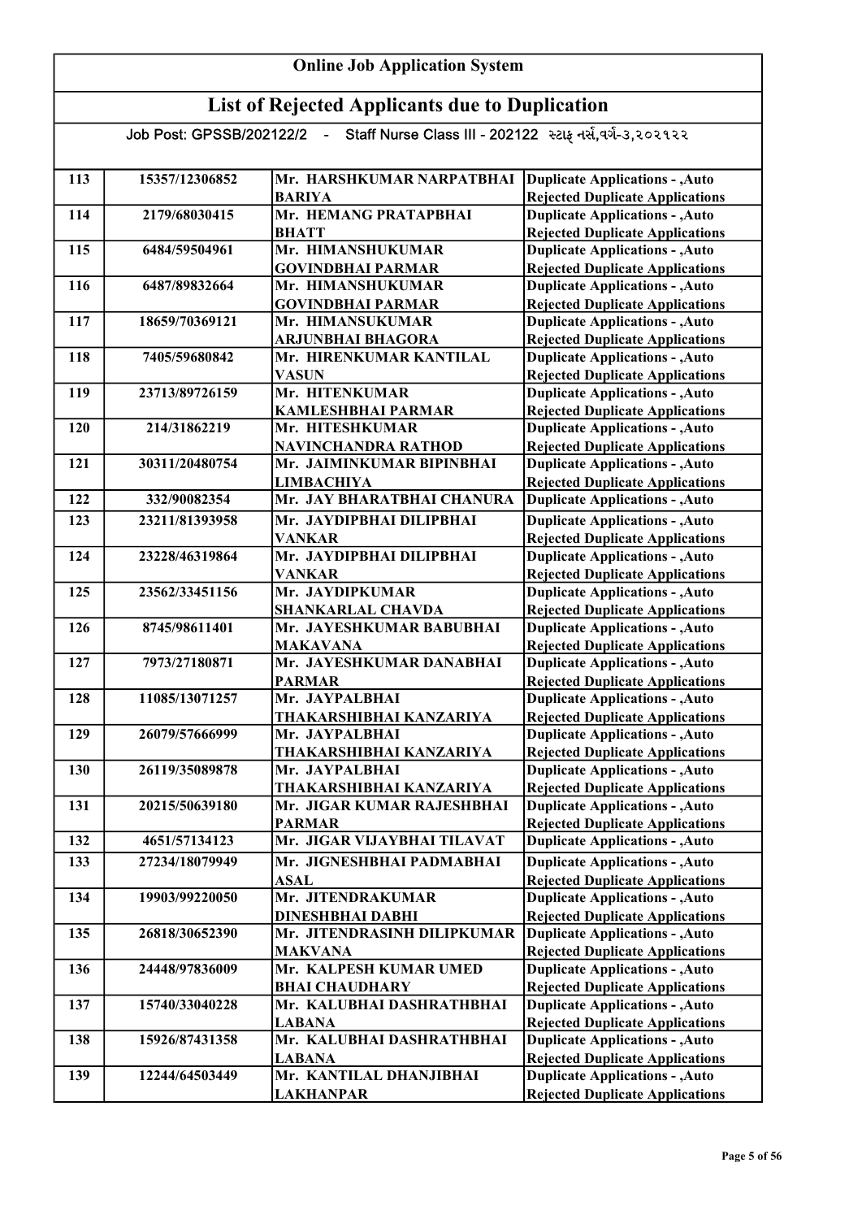# Online Job Application System

## List of Rejected Applicants due to Duplication

Job Post: GPSSB/202122/2 - Staff Nurse Class III - 202122 સ્ટાફ નર્સ,વર્ગ-૩,૨૦૨૧૨૨

| | | | |
|---|---|---|---|
| 113 | 15357/12306852 | Mr. HARSHKUMAR NARPATBHAI BARIYA | Duplicate Applications - ,Auto Rejected Duplicate Applications |
| 114 | 2179/68030415 | Mr. HEMANG PRATAPBHAI BHATT | Duplicate Applications - ,Auto Rejected Duplicate Applications |
| 115 | 6484/59504961 | Mr. HIMANSHUKUMAR GOVINDBHAI PARMAR | Duplicate Applications - ,Auto Rejected Duplicate Applications |
| 116 | 6487/89832664 | Mr. HIMANSHUKUMAR GOVINDBHAI PARMAR | Duplicate Applications - ,Auto Rejected Duplicate Applications |
| 117 | 18659/70369121 | Mr. HIMANSUKUMAR ARJUNBHAI BHAGORA | Duplicate Applications - ,Auto Rejected Duplicate Applications |
| 118 | 7405/59680842 | Mr. HIRENKUMAR KANTILAL VASUN | Duplicate Applications - ,Auto Rejected Duplicate Applications |
| 119 | 23713/89726159 | Mr. HITENKUMAR KAMLESHBHAI PARMAR | Duplicate Applications - ,Auto Rejected Duplicate Applications |
| 120 | 214/31862219 | Mr. HITESHKUMAR NAVINCHANDRA RATHOD | Duplicate Applications - ,Auto Rejected Duplicate Applications |
| 121 | 30311/20480754 | Mr. JAIMINKUMAR BIPINBHAI LIMBACHIYA | Duplicate Applications - ,Auto Rejected Duplicate Applications |
| 122 | 332/90082354 | Mr. JAY BHARATBHAI CHANURA | Duplicate Applications - ,Auto |
| 123 | 23211/81393958 | Mr. JAYDIPBHAI DILIPBHAI VANKAR | Duplicate Applications - ,Auto Rejected Duplicate Applications |
| 124 | 23228/46319864 | Mr. JAYDIPBHAI DILIPBHAI VANKAR | Duplicate Applications - ,Auto Rejected Duplicate Applications |
| 125 | 23562/33451156 | Mr. JAYDIPKUMAR SHANKARLAL CHAVDA | Duplicate Applications - ,Auto Rejected Duplicate Applications |
| 126 | 8745/98611401 | Mr. JAYESHKUMAR BABUBHAI MAKAVANA | Duplicate Applications - ,Auto Rejected Duplicate Applications |
| 127 | 7973/27180871 | Mr. JAYESHKUMAR DANABHAI PARMAR | Duplicate Applications - ,Auto Rejected Duplicate Applications |
| 128 | 11085/13071257 | Mr. JAYPALBHAI THAKARSHIBHAI KANZARIYA | Duplicate Applications - ,Auto Rejected Duplicate Applications |
| 129 | 26079/57666999 | Mr. JAYPALBHAI THAKARSHIBHAI KANZARIYA | Duplicate Applications - ,Auto Rejected Duplicate Applications |
| 130 | 26119/35089878 | Mr. JAYPALBHAI THAKARSHIBHAI KANZARIYA | Duplicate Applications - ,Auto Rejected Duplicate Applications |
| 131 | 20215/50639180 | Mr. JIGAR KUMAR RAJESHBHAI PARMAR | Duplicate Applications - ,Auto Rejected Duplicate Applications |
| 132 | 4651/57134123 | Mr. JIGAR VIJAYBHAI TILAVAT | Duplicate Applications - ,Auto |
| 133 | 27234/18079949 | Mr. JIGNESHBHAI PADMABHAI ASAL | Duplicate Applications - ,Auto Rejected Duplicate Applications |
| 134 | 19903/99220050 | Mr. JITENDRAKUMAR DINESHBHAI DABHI | Duplicate Applications - ,Auto Rejected Duplicate Applications |
| 135 | 26818/30652390 | Mr. JITENDRASINH DILIPKUMAR MAKVANA | Duplicate Applications - ,Auto Rejected Duplicate Applications |
| 136 | 24448/97836009 | Mr. KALPESH KUMAR UMED BHAI CHAUDHARY | Duplicate Applications - ,Auto Rejected Duplicate Applications |
| 137 | 15740/33040228 | Mr. KALUBHAI DASHRATHBHAI LABANA | Duplicate Applications - ,Auto Rejected Duplicate Applications |
| 138 | 15926/87431358 | Mr. KALUBHAI DASHRATHBHAI LABANA | Duplicate Applications - ,Auto Rejected Duplicate Applications |
| 139 | 12244/64503449 | Mr. KANTILAL DHANJIBHAI LAKHANPAR | Duplicate Applications - ,Auto Rejected Duplicate Applications |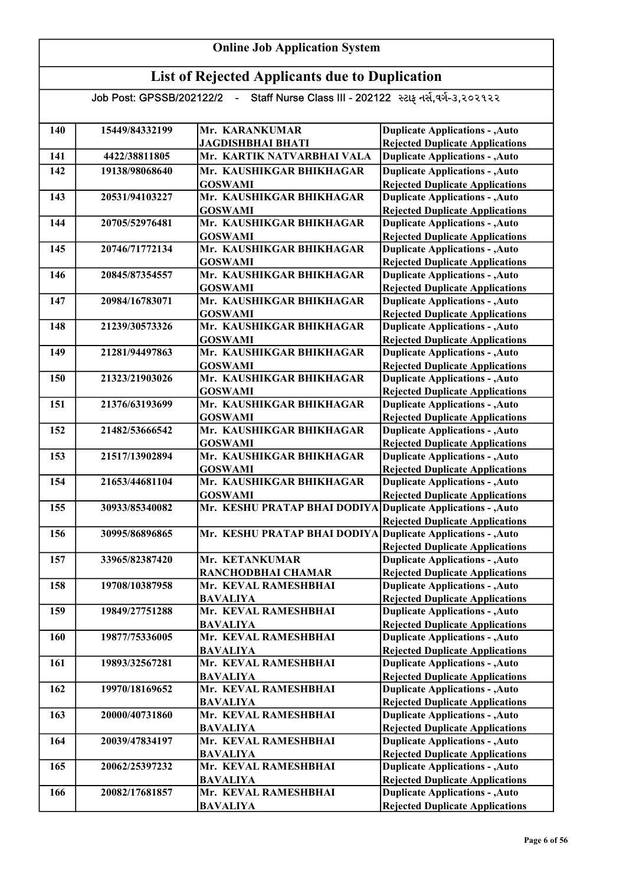# Online Job Application System

## List of Rejected Applicants due to Duplication

Job Post: GPSSB/202122/2 - Staff Nurse Class III - 202122 સ્ટાફ નર્સ,વર્ગ-૩,૨૦૨૧૨૨

| | | | |
|---|---|---|---|
| 140 | 15449/84332199 | Mr. KARANKUMAR JAGDISHBHAI BHATI | Duplicate Applications - ,Auto Rejected Duplicate Applications |
| 141 | 4422/38811805 | Mr. KARTIK NATVARBHAI VALA | Duplicate Applications - ,Auto |
| 142 | 19138/98068640 | Mr. KAUSHIKGAR BHIKHAGAR GOSWAMI | Duplicate Applications - ,Auto Rejected Duplicate Applications |
| 143 | 20531/94103227 | Mr. KAUSHIKGAR BHIKHAGAR GOSWAMI | Duplicate Applications - ,Auto Rejected Duplicate Applications |
| 144 | 20705/52976481 | Mr. KAUSHIKGAR BHIKHAGAR GOSWAMI | Duplicate Applications - ,Auto Rejected Duplicate Applications |
| 145 | 20746/71772134 | Mr. KAUSHIKGAR BHIKHAGAR GOSWAMI | Duplicate Applications - ,Auto Rejected Duplicate Applications |
| 146 | 20845/87354557 | Mr. KAUSHIKGAR BHIKHAGAR GOSWAMI | Duplicate Applications - ,Auto Rejected Duplicate Applications |
| 147 | 20984/16783071 | Mr. KAUSHIKGAR BHIKHAGAR GOSWAMI | Duplicate Applications - ,Auto Rejected Duplicate Applications |
| 148 | 21239/30573326 | Mr. KAUSHIKGAR BHIKHAGAR GOSWAMI | Duplicate Applications - ,Auto Rejected Duplicate Applications |
| 149 | 21281/94497863 | Mr. KAUSHIKGAR BHIKHAGAR GOSWAMI | Duplicate Applications - ,Auto Rejected Duplicate Applications |
| 150 | 21323/21903026 | Mr. KAUSHIKGAR BHIKHAGAR GOSWAMI | Duplicate Applications - ,Auto Rejected Duplicate Applications |
| 151 | 21376/63193699 | Mr. KAUSHIKGAR BHIKHAGAR GOSWAMI | Duplicate Applications - ,Auto Rejected Duplicate Applications |
| 152 | 21482/53666542 | Mr. KAUSHIKGAR BHIKHAGAR GOSWAMI | Duplicate Applications - ,Auto Rejected Duplicate Applications |
| 153 | 21517/13902894 | Mr. KAUSHIKGAR BHIKHAGAR GOSWAMI | Duplicate Applications - ,Auto Rejected Duplicate Applications |
| 154 | 21653/44681104 | Mr. KAUSHIKGAR BHIKHAGAR GOSWAMI | Duplicate Applications - ,Auto Rejected Duplicate Applications |
| 155 | 30933/85340082 | Mr. KESHU PRATAP BHAI DODIYA | Duplicate Applications - ,Auto Rejected Duplicate Applications |
| 156 | 30995/86896865 | Mr. KESHU PRATAP BHAI DODIYA | Duplicate Applications - ,Auto Rejected Duplicate Applications |
| 157 | 33965/82387420 | Mr. KETANKUMAR RANCHODBHAI CHAMAR | Duplicate Applications - ,Auto Rejected Duplicate Applications |
| 158 | 19708/10387958 | Mr. KEVAL RAMESHBHAI BAVALIYA | Duplicate Applications - ,Auto Rejected Duplicate Applications |
| 159 | 19849/27751288 | Mr. KEVAL RAMESHBHAI BAVALIYA | Duplicate Applications - ,Auto Rejected Duplicate Applications |
| 160 | 19877/75336005 | Mr. KEVAL RAMESHBHAI BAVALIYA | Duplicate Applications - ,Auto Rejected Duplicate Applications |
| 161 | 19893/32567281 | Mr. KEVAL RAMESHBHAI BAVALIYA | Duplicate Applications - ,Auto Rejected Duplicate Applications |
| 162 | 19970/18169652 | Mr. KEVAL RAMESHBHAI BAVALIYA | Duplicate Applications - ,Auto Rejected Duplicate Applications |
| 163 | 20000/40731860 | Mr. KEVAL RAMESHBHAI BAVALIYA | Duplicate Applications - ,Auto Rejected Duplicate Applications |
| 164 | 20039/47834197 | Mr. KEVAL RAMESHBHAI BAVALIYA | Duplicate Applications - ,Auto Rejected Duplicate Applications |
| 165 | 20062/25397232 | Mr. KEVAL RAMESHBHAI BAVALIYA | Duplicate Applications - ,Auto Rejected Duplicate Applications |
| 166 | 20082/17681857 | Mr. KEVAL RAMESHBHAI BAVALIYA | Duplicate Applications - ,Auto Rejected Duplicate Applications |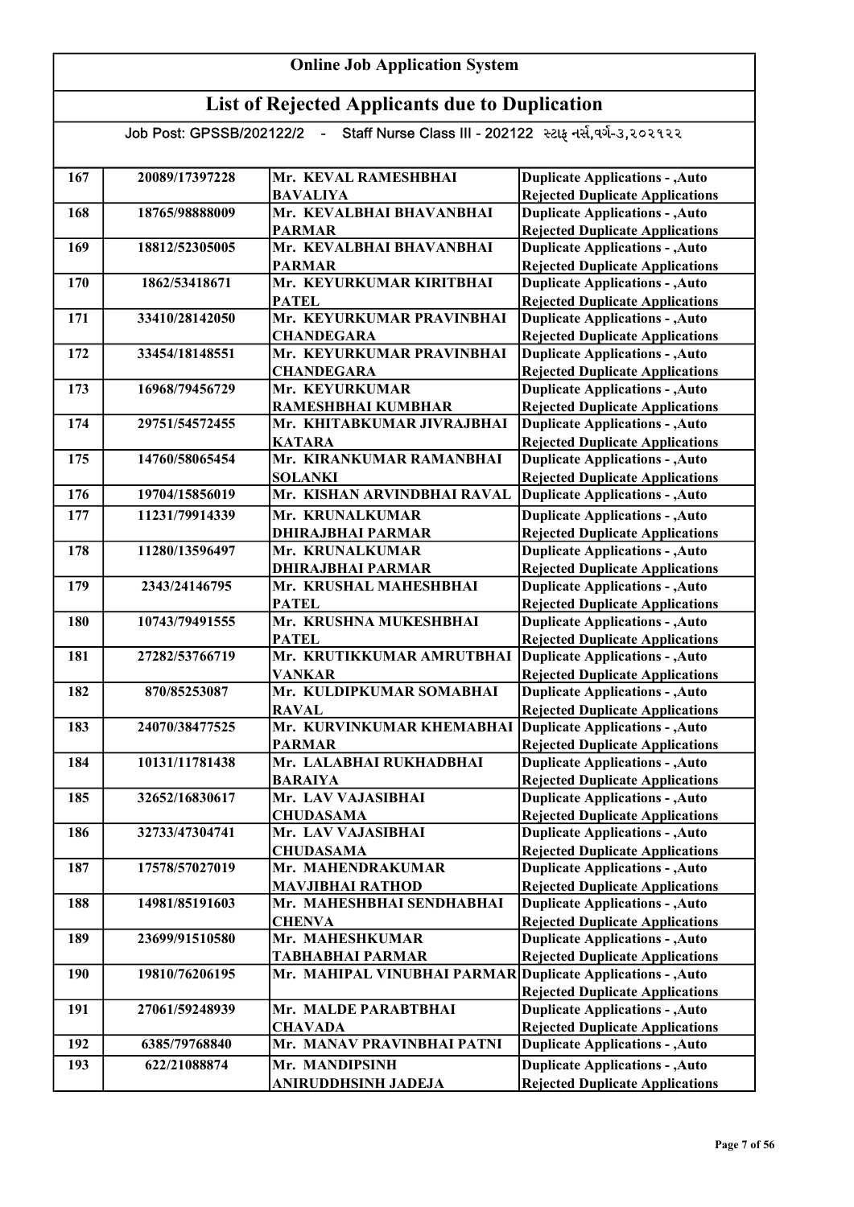# Online Job Application System

## List of Rejected Applicants due to Duplication

Job Post: GPSSB/202122/2 - Staff Nurse Class III - 202122 સ્ટાફ નર્સ,વર્ગ-૩,૨૦૨૧૨૨

| | | | |
|---|---|---|---|
| 167 | 20089/17397228 | Mr. KEVAL RAMESHBHAI BAVALIYA | Duplicate Applications - ,Auto Rejected Duplicate Applications |
| 168 | 18765/98888009 | Mr. KEVALBHAI BHAVANBHAI PARMAR | Duplicate Applications - ,Auto Rejected Duplicate Applications |
| 169 | 18812/52305005 | Mr. KEVALBHAI BHAVANBHAI PARMAR | Duplicate Applications - ,Auto Rejected Duplicate Applications |
| 170 | 1862/53418671 | Mr. KEYURKUMAR KIRITBHAI PATEL | Duplicate Applications - ,Auto Rejected Duplicate Applications |
| 171 | 33410/28142050 | Mr. KEYURKUMAR PRAVINBHAI CHANDEGARA | Duplicate Applications - ,Auto Rejected Duplicate Applications |
| 172 | 33454/18148551 | Mr. KEYURKUMAR PRAVINBHAI CHANDEGARA | Duplicate Applications - ,Auto Rejected Duplicate Applications |
| 173 | 16968/79456729 | Mr. KEYURKUMAR RAMESHBHAI KUMBHAR | Duplicate Applications - ,Auto Rejected Duplicate Applications |
| 174 | 29751/54572455 | Mr. KHITABKUMAR JIVRAJBHAI KATARA | Duplicate Applications - ,Auto Rejected Duplicate Applications |
| 175 | 14760/58065454 | Mr. KIRANKUMAR RAMANBHAI SOLANKI | Duplicate Applications - ,Auto Rejected Duplicate Applications |
| 176 | 19704/15856019 | Mr. KISHAN ARVINDBHAI RAVAL | Duplicate Applications - ,Auto |
| 177 | 11231/79914339 | Mr. KRUNALKUMAR DHIRAJBHAI PARMAR | Duplicate Applications - ,Auto Rejected Duplicate Applications |
| 178 | 11280/13596497 | Mr. KRUNALKUMAR DHIRAJBHAI PARMAR | Duplicate Applications - ,Auto Rejected Duplicate Applications |
| 179 | 2343/24146795 | Mr. KRUSHAL MAHESHBHAI PATEL | Duplicate Applications - ,Auto Rejected Duplicate Applications |
| 180 | 10743/79491555 | Mr. KRUSHNA MUKESHBHAI PATEL | Duplicate Applications - ,Auto Rejected Duplicate Applications |
| 181 | 27282/53766719 | Mr. KRUTIKKUMAR AMRUTBHAI VANKAR | Duplicate Applications - ,Auto Rejected Duplicate Applications |
| 182 | 870/85253087 | Mr. KULDIPKUMAR SOMABHAI RAVAL | Duplicate Applications - ,Auto Rejected Duplicate Applications |
| 183 | 24070/38477525 | Mr. KURVINKUMAR KHEMABHAI PARMAR | Duplicate Applications - ,Auto Rejected Duplicate Applications |
| 184 | 10131/11781438 | Mr. LALABHAI RUKHADBHAI BARAIYA | Duplicate Applications - ,Auto Rejected Duplicate Applications |
| 185 | 32652/16830617 | Mr. LAV VAJASIBHAI CHUDASAMA | Duplicate Applications - ,Auto Rejected Duplicate Applications |
| 186 | 32733/47304741 | Mr. LAV VAJASIBHAI CHUDASAMA | Duplicate Applications - ,Auto Rejected Duplicate Applications |
| 187 | 17578/57027019 | Mr. MAHENDRAKUMAR MAVJIBHAI RATHOD | Duplicate Applications - ,Auto Rejected Duplicate Applications |
| 188 | 14981/85191603 | Mr. MAHESHBHAI SENDHABHAI CHENVA | Duplicate Applications - ,Auto Rejected Duplicate Applications |
| 189 | 23699/91510580 | Mr. MAHESHKUMAR TABHABHAI PARMAR | Duplicate Applications - ,Auto Rejected Duplicate Applications |
| 190 | 19810/76206195 | Mr. MAHIPAL VINUBHAI PARMAR | Duplicate Applications - ,Auto Rejected Duplicate Applications |
| 191 | 27061/59248939 | Mr. MALDE PARABTBHAI CHAVADA | Duplicate Applications - ,Auto Rejected Duplicate Applications |
| 192 | 6385/79768840 | Mr. MANAV PRAVINBHAI PATNI | Duplicate Applications - ,Auto |
| 193 | 622/21088874 | Mr. MANDIPSINH ANIRUDDHSINH JADEJA | Duplicate Applications - ,Auto Rejected Duplicate Applications |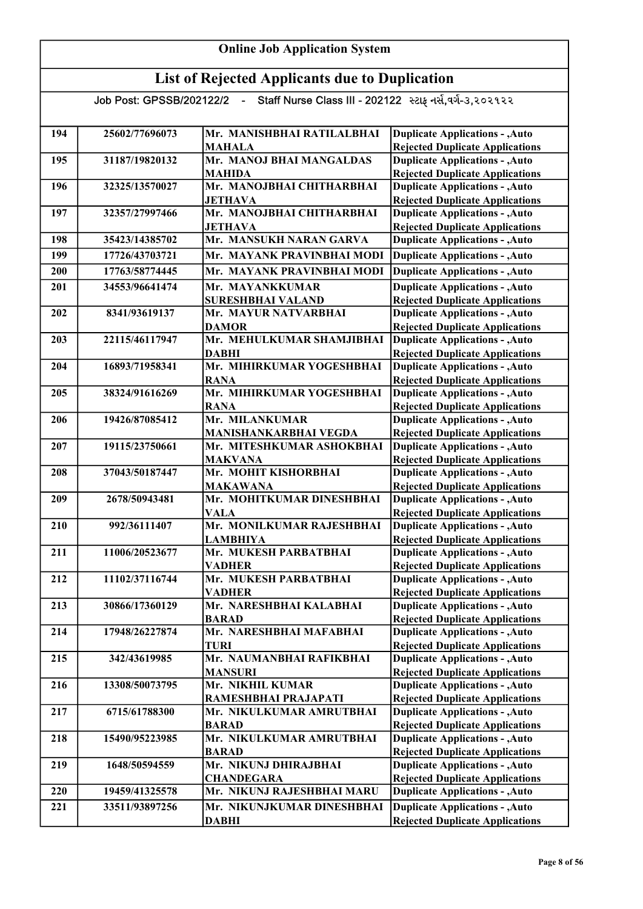# Online Job Application System

## List of Rejected Applicants due to Duplication

Job Post: GPSSB/202122/2 - Staff Nurse Class III - 202122 સ્ટાફ નર્સ,વર્ગ-૩,૨૦૨૧૨૨

| | | | |
|---|---|---|---|
| 194 | 25602/77696073 | Mr. MANISHBHAI RATILALBHAI MAHALA | Duplicate Applications - ,Auto Rejected Duplicate Applications |
| 195 | 31187/19820132 | Mr. MANOJ BHAI MANGALDAS MAHIDA | Duplicate Applications - ,Auto Rejected Duplicate Applications |
| 196 | 32325/13570027 | Mr. MANOJBHAI CHITHARBHAI JETHAVA | Duplicate Applications - ,Auto Rejected Duplicate Applications |
| 197 | 32357/27997466 | Mr. MANOJBHAI CHITHARBHAI JETHAVA | Duplicate Applications - ,Auto Rejected Duplicate Applications |
| 198 | 35423/14385702 | Mr. MANSUKH NARAN GARVA | Duplicate Applications - ,Auto |
| 199 | 17726/43703721 | Mr. MAYANK PRAVINBHAI MODI | Duplicate Applications - ,Auto |
| 200 | 17763/58774445 | Mr. MAYANK PRAVINBHAI MODI | Duplicate Applications - ,Auto |
| 201 | 34553/96641474 | Mr. MAYANKKUMAR SURESHBHAI VALAND | Duplicate Applications - ,Auto Rejected Duplicate Applications |
| 202 | 8341/93619137 | Mr. MAYUR NATVARBHAI DAMOR | Duplicate Applications - ,Auto Rejected Duplicate Applications |
| 203 | 22115/46117947 | Mr. MEHULKUMAR SHAMJIBHAI DABHI | Duplicate Applications - ,Auto Rejected Duplicate Applications |
| 204 | 16893/71958341 | Mr. MIHIRKUMAR YOGESHBHAI RANA | Duplicate Applications - ,Auto Rejected Duplicate Applications |
| 205 | 38324/91616269 | Mr. MIHIRKUMAR YOGESHBHAI RANA | Duplicate Applications - ,Auto Rejected Duplicate Applications |
| 206 | 19426/87085412 | Mr. MILANKUMAR MANISHANKARBHAI VEGDA | Duplicate Applications - ,Auto Rejected Duplicate Applications |
| 207 | 19115/23750661 | Mr. MITESHKUMAR ASHOKBHAI MAKVANA | Duplicate Applications - ,Auto Rejected Duplicate Applications |
| 208 | 37043/50187447 | Mr. MOHIT KISHORBHAI MAKAWANA | Duplicate Applications - ,Auto Rejected Duplicate Applications |
| 209 | 2678/50943481 | Mr. MOHITKUMAR DINESHBHAI VALA | Duplicate Applications - ,Auto Rejected Duplicate Applications |
| 210 | 992/36111407 | Mr. MONILKUMAR RAJESHBHAI LAMBHIYA | Duplicate Applications - ,Auto Rejected Duplicate Applications |
| 211 | 11006/20523677 | Mr. MUKESH PARBATBHAI VADHER | Duplicate Applications - ,Auto Rejected Duplicate Applications |
| 212 | 11102/37116744 | Mr. MUKESH PARBATBHAI VADHER | Duplicate Applications - ,Auto Rejected Duplicate Applications |
| 213 | 30866/17360129 | Mr. NARESHBHAI KALABHAI BARAD | Duplicate Applications - ,Auto Rejected Duplicate Applications |
| 214 | 17948/26227874 | Mr. NARESHBHAI MAFABHAI TURI | Duplicate Applications - ,Auto Rejected Duplicate Applications |
| 215 | 342/43619985 | Mr. NAUMANBHAI RAFIKBHAI MANSURI | Duplicate Applications - ,Auto Rejected Duplicate Applications |
| 216 | 13308/50073795 | Mr. NIKHIL KUMAR RAMESHBHAI PRAJAPATI | Duplicate Applications - ,Auto Rejected Duplicate Applications |
| 217 | 6715/61788300 | Mr. NIKULKUMAR AMRUTBHAI BARAD | Duplicate Applications - ,Auto Rejected Duplicate Applications |
| 218 | 15490/95223985 | Mr. NIKULKUMAR AMRUTBHAI BARAD | Duplicate Applications - ,Auto Rejected Duplicate Applications |
| 219 | 1648/50594559 | Mr. NIKUNJ DHIRAJBHAI CHANDEGARA | Duplicate Applications - ,Auto Rejected Duplicate Applications |
| 220 | 19459/41325578 | Mr. NIKUNJ RAJESHBHAI MARU | Duplicate Applications - ,Auto |
| 221 | 33511/93897256 | Mr. NIKUNJKUMAR DINESHBHAI DABHI | Duplicate Applications - ,Auto Rejected Duplicate Applications |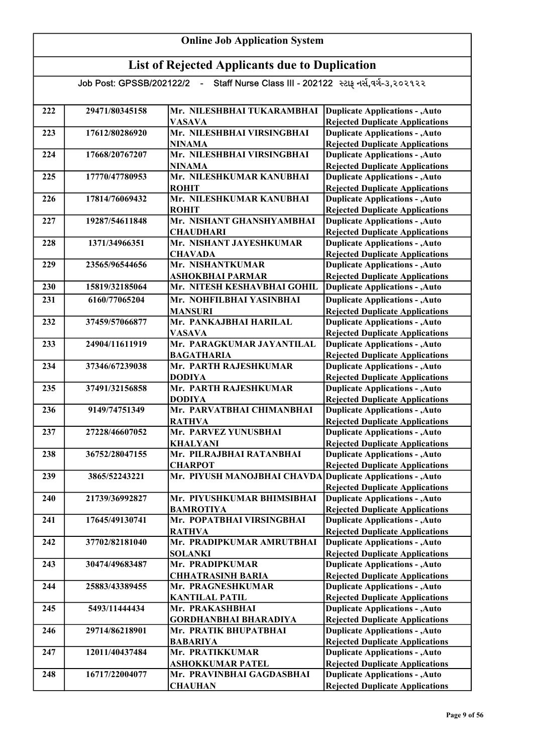# Online Job Application System

## List of Rejected Applicants due to Duplication

Job Post: GPSSB/202122/2 - Staff Nurse Class III - 202122 સ્ટાફ નર્સ,વર્ગ-૩,૨૦૨૧૨૨

| | | | |
|---|---|---|---|
| 222 | 29471/80345158 | Mr. NILESHBHAI TUKARAMBHAI VASAVA | Duplicate Applications - ,Auto Rejected Duplicate Applications |
| 223 | 17612/80286920 | Mr. NILESHBHAI VIRSINGBHAI NINAMA | Duplicate Applications - ,Auto Rejected Duplicate Applications |
| 224 | 17668/20767207 | Mr. NILESHBHAI VIRSINGBHAI NINAMA | Duplicate Applications - ,Auto Rejected Duplicate Applications |
| 225 | 17770/47780953 | Mr. NILESHKUMAR KANUBHAI ROHIT | Duplicate Applications - ,Auto Rejected Duplicate Applications |
| 226 | 17814/76069432 | Mr. NILESHKUMAR KANUBHAI ROHIT | Duplicate Applications - ,Auto Rejected Duplicate Applications |
| 227 | 19287/54611848 | Mr. NISHANT GHANSHYAMBHAI CHAUDHARI | Duplicate Applications - ,Auto Rejected Duplicate Applications |
| 228 | 1371/34966351 | Mr. NISHANT JAYESHKUMAR CHAVADA | Duplicate Applications - ,Auto Rejected Duplicate Applications |
| 229 | 23565/96544656 | Mr. NISHANTKUMAR ASHOKBHAI PARMAR | Duplicate Applications - ,Auto Rejected Duplicate Applications |
| 230 | 15819/32185064 | Mr. NITESH KESHAVBHAI GOHIL | Duplicate Applications - ,Auto |
| 231 | 6160/77065204 | Mr. NOHFILBHAI YASINBHAI MANSURI | Duplicate Applications - ,Auto Rejected Duplicate Applications |
| 232 | 37459/57066877 | Mr. PANKAJBHAI HARILAL VASAVA | Duplicate Applications - ,Auto Rejected Duplicate Applications |
| 233 | 24904/11611919 | Mr. PARAGKUMAR JAYANTILAL BAGATHARIA | Duplicate Applications - ,Auto Rejected Duplicate Applications |
| 234 | 37346/67239038 | Mr. PARTH RAJESHKUMAR DODIYA | Duplicate Applications - ,Auto Rejected Duplicate Applications |
| 235 | 37491/32156858 | Mr. PARTH RAJESHKUMAR DODIYA | Duplicate Applications - ,Auto Rejected Duplicate Applications |
| 236 | 9149/74751349 | Mr. PARVATBHAI CHIMANBHAI RATHVA | Duplicate Applications - ,Auto Rejected Duplicate Applications |
| 237 | 27228/46607052 | Mr. PARVEZ YUNUSBHAI KHALYANI | Duplicate Applications - ,Auto Rejected Duplicate Applications |
| 238 | 36752/28047155 | Mr. PILRAJBHAI RATANBHAI CHARPOT | Duplicate Applications - ,Auto Rejected Duplicate Applications |
| 239 | 3865/52243221 | Mr. PIYUSH MANOJBHAI CHAVDA | Duplicate Applications - ,Auto Rejected Duplicate Applications |
| 240 | 21739/36992827 | Mr. PIYUSHKUMAR BHIMSIBHAI BAMROTIYA | Duplicate Applications - ,Auto Rejected Duplicate Applications |
| 241 | 17645/49130741 | Mr. POPATBHAI VIRSINGBHAI RATHVA | Duplicate Applications - ,Auto Rejected Duplicate Applications |
| 242 | 37702/82181040 | Mr. PRADIPKUMAR AMRUTBHAI SOLANKI | Duplicate Applications - ,Auto Rejected Duplicate Applications |
| 243 | 30474/49683487 | Mr. PRADIPKUMAR CHHATRASINH BARIA | Duplicate Applications - ,Auto Rejected Duplicate Applications |
| 244 | 25883/43389455 | Mr. PRAGNESHKUMAR KANTILAL PATIL | Duplicate Applications - ,Auto Rejected Duplicate Applications |
| 245 | 5493/11444434 | Mr. PRAKASHBHAI GORDHANBHAI BHARADIYA | Duplicate Applications - ,Auto Rejected Duplicate Applications |
| 246 | 29714/86218901 | Mr. PRATIK BHUPATBHAI BABARIYA | Duplicate Applications - ,Auto Rejected Duplicate Applications |
| 247 | 12011/40437484 | Mr. PRATIKKUMAR ASHOKKUMAR PATEL | Duplicate Applications - ,Auto Rejected Duplicate Applications |
| 248 | 16717/22004077 | Mr. PRAVINBHAI GAGDASBHAI CHAUHAN | Duplicate Applications - ,Auto Rejected Duplicate Applications |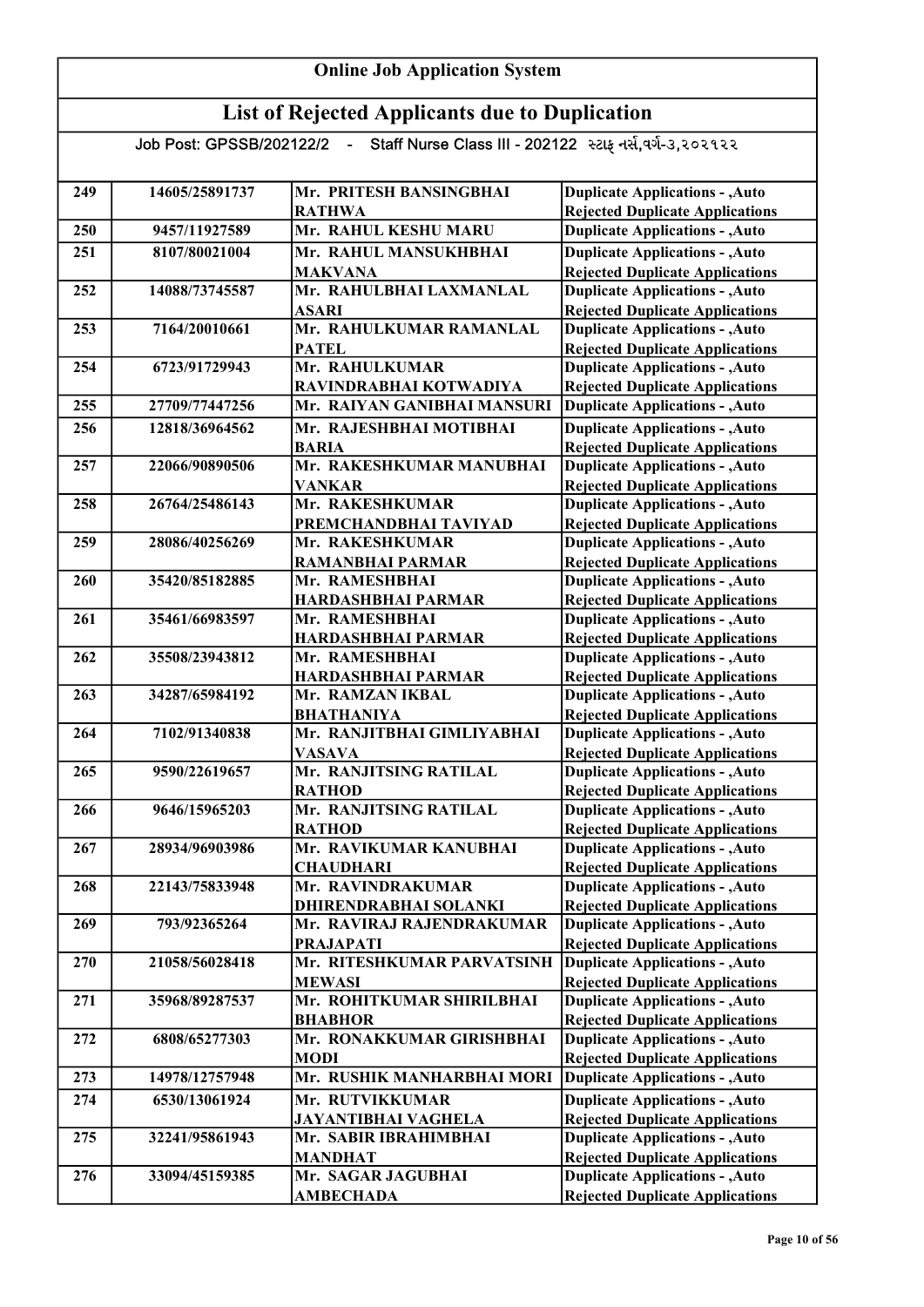# Online Job Application System

## List of Rejected Applicants due to Duplication

Job Post: GPSSB/202122/2 - Staff Nurse Class III - 202122 સ્ટાફ નર્સ,વર્ગ-૩,૨૦૨૧૨૨

| | | | |
|---|---|---|---|
| 249 | 14605/25891737 | Mr. PRITESH BANSINGBHAI RATHWA | Duplicate Applications - ,Auto Rejected Duplicate Applications |
| 250 | 9457/11927589 | Mr. RAHUL KESHU MARU | Duplicate Applications - ,Auto |
| 251 | 8107/80021004 | Mr. RAHUL MANSUKHBHAI MAKVANA | Duplicate Applications - ,Auto Rejected Duplicate Applications |
| 252 | 14088/73745587 | Mr. RAHULBHAI LAXMANLAL ASARI | Duplicate Applications - ,Auto Rejected Duplicate Applications |
| 253 | 7164/20010661 | Mr. RAHULKUMAR RAMANLAL PATEL | Duplicate Applications - ,Auto Rejected Duplicate Applications |
| 254 | 6723/91729943 | Mr. RAHULKUMAR RAVINDRABHAI KOTWADIYA | Duplicate Applications - ,Auto Rejected Duplicate Applications |
| 255 | 27709/77447256 | Mr. RAIYAN GANIBHAI MANSURI | Duplicate Applications - ,Auto |
| 256 | 12818/36964562 | Mr. RAJESHBHAI MOTIBHAI BARIA | Duplicate Applications - ,Auto Rejected Duplicate Applications |
| 257 | 22066/90890506 | Mr. RAKESHKUMAR MANUBHAI VANKAR | Duplicate Applications - ,Auto Rejected Duplicate Applications |
| 258 | 26764/25486143 | Mr. RAKESHKUMAR PREMCHANDBHAI TAVIYAD | Duplicate Applications - ,Auto Rejected Duplicate Applications |
| 259 | 28086/40256269 | Mr. RAKESHKUMAR RAMANBHAI PARMAR | Duplicate Applications - ,Auto Rejected Duplicate Applications |
| 260 | 35420/85182885 | Mr. RAMESHBHAI HARDASHBHAI PARMAR | Duplicate Applications - ,Auto Rejected Duplicate Applications |
| 261 | 35461/66983597 | Mr. RAMESHBHAI HARDASHBHAI PARMAR | Duplicate Applications - ,Auto Rejected Duplicate Applications |
| 262 | 35508/23943812 | Mr. RAMESHBHAI HARDASHBHAI PARMAR | Duplicate Applications - ,Auto Rejected Duplicate Applications |
| 263 | 34287/65984192 | Mr. RAMZAN IKBAL BHATHANIYA | Duplicate Applications - ,Auto Rejected Duplicate Applications |
| 264 | 7102/91340838 | Mr. RANJITBHAI GIMLIYABHAI VASAVA | Duplicate Applications - ,Auto Rejected Duplicate Applications |
| 265 | 9590/22619657 | Mr. RANJITSING RATILAL RATHOD | Duplicate Applications - ,Auto Rejected Duplicate Applications |
| 266 | 9646/15965203 | Mr. RANJITSING RATILAL RATHOD | Duplicate Applications - ,Auto Rejected Duplicate Applications |
| 267 | 28934/96903986 | Mr. RAVIKUMAR KANUBHAI CHAUDHARI | Duplicate Applications - ,Auto Rejected Duplicate Applications |
| 268 | 22143/75833948 | Mr. RAVINDRAKUMAR DHIRENDRABHAI SOLANKI | Duplicate Applications - ,Auto Rejected Duplicate Applications |
| 269 | 793/92365264 | Mr. RAVIRAJ RAJENDRAKUMAR PRAJAPATI | Duplicate Applications - ,Auto Rejected Duplicate Applications |
| 270 | 21058/56028418 | Mr. RITESHKUMAR PARVATSINH MEWASI | Duplicate Applications - ,Auto Rejected Duplicate Applications |
| 271 | 35968/89287537 | Mr. ROHITKUMAR SHIRILBHAI BHABHOR | Duplicate Applications - ,Auto Rejected Duplicate Applications |
| 272 | 6808/65277303 | Mr. RONAKKUMAR GIRISHBHAI MODI | Duplicate Applications - ,Auto Rejected Duplicate Applications |
| 273 | 14978/12757948 | Mr. RUSHIK MANHARBHAI MORI | Duplicate Applications - ,Auto |
| 274 | 6530/13061924 | Mr. RUTVIKKUMAR JAYANTIBHAI VAGHELA | Duplicate Applications - ,Auto Rejected Duplicate Applications |
| 275 | 32241/95861943 | Mr. SABIR IBRAHIMBHAI MANDHAT | Duplicate Applications - ,Auto Rejected Duplicate Applications |
| 276 | 33094/45159385 | Mr. SAGAR JAGUBHAI AMBECHADA | Duplicate Applications - ,Auto Rejected Duplicate Applications |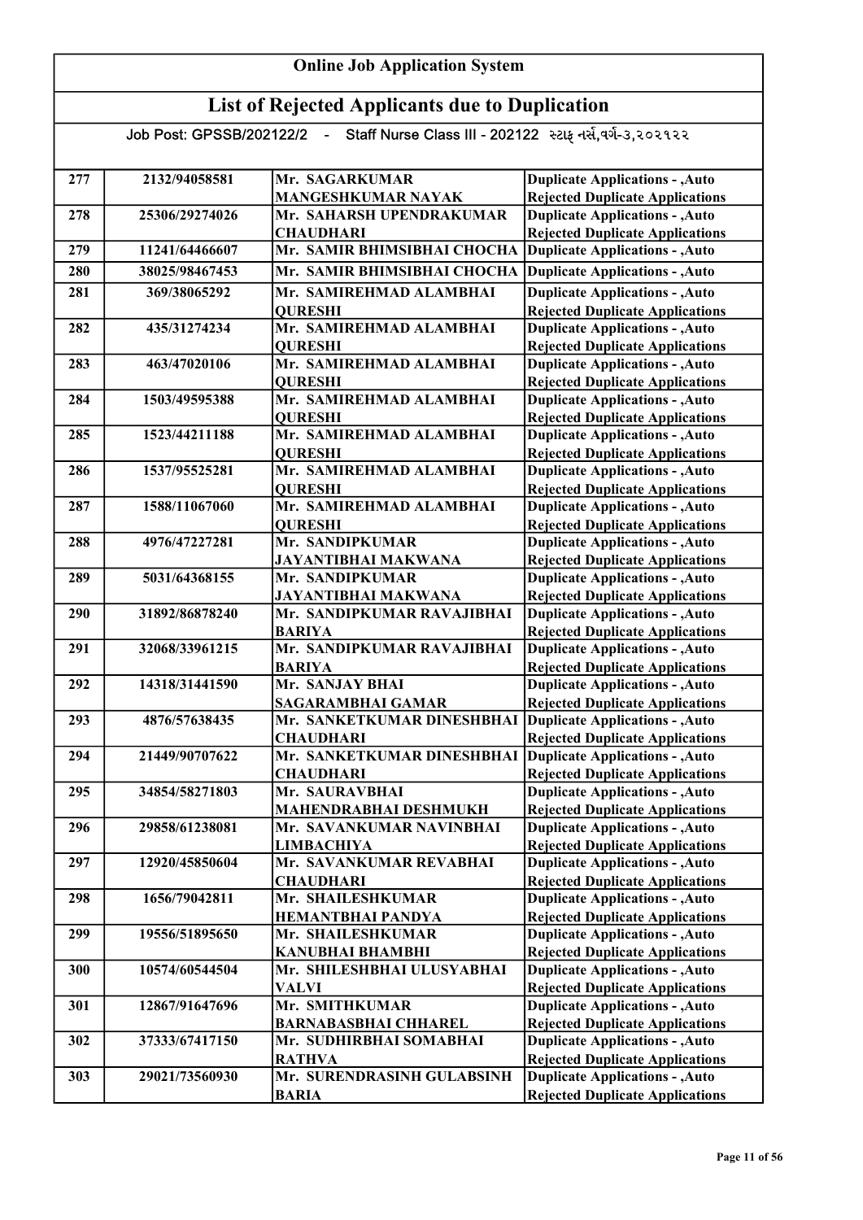## Online Job Application System

## List of Rejected Applicants due to Duplication

Job Post: GPSSB/202122/2 - Staff Nurse Class III - 202122 સ્ટાફ નર્સ,વર્ગ-૩,૨૦૨૧૨૨

| | | | |
|---|---|---|---|
| 277 | 2132/94058581 | Mr. SAGARKUMAR MANGESHKUMAR NAYAK | Duplicate Applications - ,Auto Rejected Duplicate Applications |
| 278 | 25306/29274026 | Mr. SAHARSH UPENDRAKUMAR CHAUDHARI | Duplicate Applications - ,Auto Rejected Duplicate Applications |
| 279 | 11241/64466607 | Mr. SAMIR BHIMSIBHAI CHOCHA | Duplicate Applications - ,Auto |
| 280 | 38025/98467453 | Mr. SAMIR BHIMSIBHAI CHOCHA | Duplicate Applications - ,Auto |
| 281 | 369/38065292 | Mr. SAMIREHMAD ALAMBHAI QURESHI | Duplicate Applications - ,Auto Rejected Duplicate Applications |
| 282 | 435/31274234 | Mr. SAMIREHMAD ALAMBHAI QURESHI | Duplicate Applications - ,Auto Rejected Duplicate Applications |
| 283 | 463/47020106 | Mr. SAMIREHMAD ALAMBHAI QURESHI | Duplicate Applications - ,Auto Rejected Duplicate Applications |
| 284 | 1503/49595388 | Mr. SAMIREHMAD ALAMBHAI QURESHI | Duplicate Applications - ,Auto Rejected Duplicate Applications |
| 285 | 1523/44211188 | Mr. SAMIREHMAD ALAMBHAI QURESHI | Duplicate Applications - ,Auto Rejected Duplicate Applications |
| 286 | 1537/95525281 | Mr. SAMIREHMAD ALAMBHAI QURESHI | Duplicate Applications - ,Auto Rejected Duplicate Applications |
| 287 | 1588/11067060 | Mr. SAMIREHMAD ALAMBHAI QURESHI | Duplicate Applications - ,Auto Rejected Duplicate Applications |
| 288 | 4976/47227281 | Mr. SANDIPKUMAR JAYANTIBHAI MAKWANA | Duplicate Applications - ,Auto Rejected Duplicate Applications |
| 289 | 5031/64368155 | Mr. SANDIPKUMAR JAYANTIBHAI MAKWANA | Duplicate Applications - ,Auto Rejected Duplicate Applications |
| 290 | 31892/86878240 | Mr. SANDIPKUMAR RAVAJIBHAI BARIYA | Duplicate Applications - ,Auto Rejected Duplicate Applications |
| 291 | 32068/33961215 | Mr. SANDIPKUMAR RAVAJIBHAI BARIYA | Duplicate Applications - ,Auto Rejected Duplicate Applications |
| 292 | 14318/31441590 | Mr. SANJAY BHAI SAGARAMBHAI GAMAR | Duplicate Applications - ,Auto Rejected Duplicate Applications |
| 293 | 4876/57638435 | Mr. SANKETKUMAR DINESHBHAI CHAUDHARI | Duplicate Applications - ,Auto Rejected Duplicate Applications |
| 294 | 21449/90707622 | Mr. SANKETKUMAR DINESHBHAI CHAUDHARI | Duplicate Applications - ,Auto Rejected Duplicate Applications |
| 295 | 34854/58271803 | Mr. SAURAVBHAI MAHENDRABHAI DESHMUKH | Duplicate Applications - ,Auto Rejected Duplicate Applications |
| 296 | 29858/61238081 | Mr. SAVANKUMAR NAVINBHAI LIMBACHIYA | Duplicate Applications - ,Auto Rejected Duplicate Applications |
| 297 | 12920/45850604 | Mr. SAVANKUMAR REVABHAI CHAUDHARI | Duplicate Applications - ,Auto Rejected Duplicate Applications |
| 298 | 1656/79042811 | Mr. SHAILESHKUMAR HEMANTBHAI PANDYA | Duplicate Applications - ,Auto Rejected Duplicate Applications |
| 299 | 19556/51895650 | Mr. SHAILESHKUMAR KANUBHAI BHAMBHI | Duplicate Applications - ,Auto Rejected Duplicate Applications |
| 300 | 10574/60544504 | Mr. SHILESHBHAI ULUSYABHAI VALVI | Duplicate Applications - ,Auto Rejected Duplicate Applications |
| 301 | 12867/91647696 | Mr. SMITHKUMAR BARNABASBHAI CHHAREL | Duplicate Applications - ,Auto Rejected Duplicate Applications |
| 302 | 37333/67417150 | Mr. SUDHIRBHAI SOMABHAI RATHVA | Duplicate Applications - ,Auto Rejected Duplicate Applications |
| 303 | 29021/73560930 | Mr. SURENDRASINH GULABSINH BARIA | Duplicate Applications - ,Auto Rejected Duplicate Applications |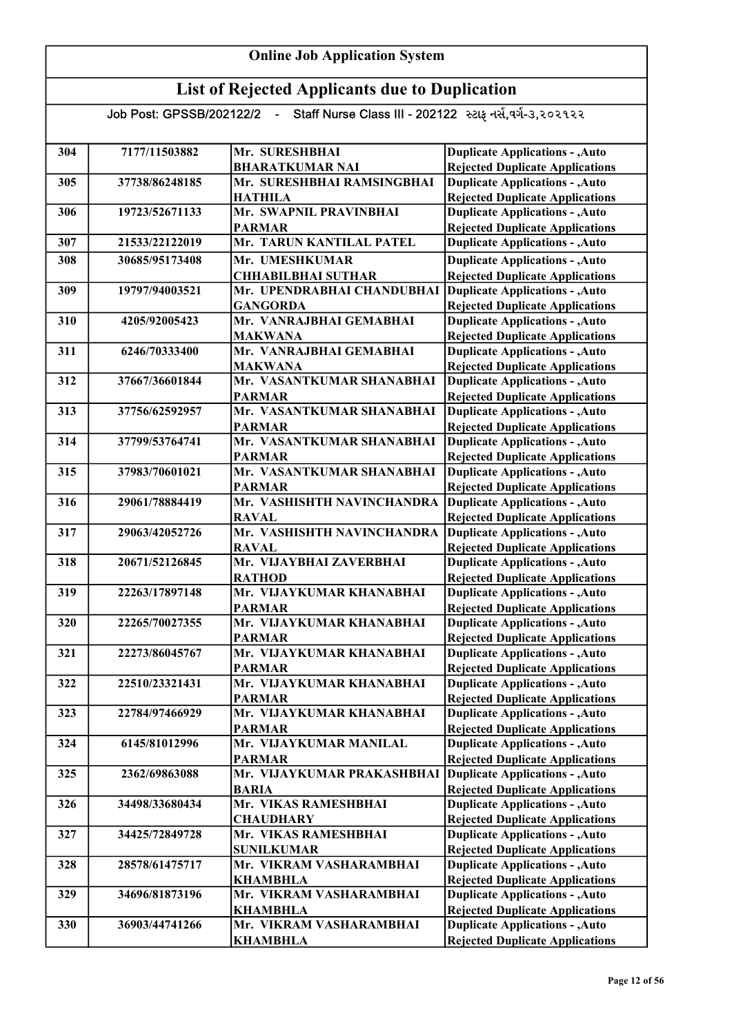## Online Job Application System

## List of Rejected Applicants due to Duplication

Job Post: GPSSB/202122/2 - Staff Nurse Class III - 202122 સ્ટાફ નર્સ,વર્ગ-૩,૨૦૨૧૨૨

| | | | |
|---|---|---|---|
| 304 | 7177/11503882 | Mr. SURESHBHAI BHARATKUMAR NAI | Duplicate Applications - ,Auto Rejected Duplicate Applications |
| 305 | 37738/86248185 | Mr. SURESHBHAI RAMSINGBHAI HATHILA | Duplicate Applications - ,Auto Rejected Duplicate Applications |
| 306 | 19723/52671133 | Mr. SWAPNIL PRAVINBHAI PARMAR | Duplicate Applications - ,Auto Rejected Duplicate Applications |
| 307 | 21533/22122019 | Mr. TARUN KANTILAL PATEL | Duplicate Applications - ,Auto |
| 308 | 30685/95173408 | Mr. UMESHKUMAR CHHABILBHAI SUTHAR | Duplicate Applications - ,Auto Rejected Duplicate Applications |
| 309 | 19797/94003521 | Mr. UPENDRABHAI CHANDUBHAI GANGORDA | Duplicate Applications - ,Auto Rejected Duplicate Applications |
| 310 | 4205/92005423 | Mr. VANRAJBHAI GEMABHAI MAKWANA | Duplicate Applications - ,Auto Rejected Duplicate Applications |
| 311 | 6246/70333400 | Mr. VANRAJBHAI GEMABHAI MAKWANA | Duplicate Applications - ,Auto Rejected Duplicate Applications |
| 312 | 37667/36601844 | Mr. VASANTKUMAR SHANABHAI PARMAR | Duplicate Applications - ,Auto Rejected Duplicate Applications |
| 313 | 37756/62592957 | Mr. VASANTKUMAR SHANABHAI PARMAR | Duplicate Applications - ,Auto Rejected Duplicate Applications |
| 314 | 37799/53764741 | Mr. VASANTKUMAR SHANABHAI PARMAR | Duplicate Applications - ,Auto Rejected Duplicate Applications |
| 315 | 37983/70601021 | Mr. VASANTKUMAR SHANABHAI PARMAR | Duplicate Applications - ,Auto Rejected Duplicate Applications |
| 316 | 29061/78884419 | Mr. VASHISHTH NAVINCHANDRA RAVAL | Duplicate Applications - ,Auto Rejected Duplicate Applications |
| 317 | 29063/42052726 | Mr. VASHISHTH NAVINCHANDRA RAVAL | Duplicate Applications - ,Auto Rejected Duplicate Applications |
| 318 | 20671/52126845 | Mr. VIJAYBHAI ZAVERBHAI RATHOD | Duplicate Applications - ,Auto Rejected Duplicate Applications |
| 319 | 22263/17897148 | Mr. VIJAYKUMAR KHANABHAI PARMAR | Duplicate Applications - ,Auto Rejected Duplicate Applications |
| 320 | 22265/70027355 | Mr. VIJAYKUMAR KHANABHAI PARMAR | Duplicate Applications - ,Auto Rejected Duplicate Applications |
| 321 | 22273/86045767 | Mr. VIJAYKUMAR KHANABHAI PARMAR | Duplicate Applications - ,Auto Rejected Duplicate Applications |
| 322 | 22510/23321431 | Mr. VIJAYKUMAR KHANABHAI PARMAR | Duplicate Applications - ,Auto Rejected Duplicate Applications |
| 323 | 22784/97466929 | Mr. VIJAYKUMAR KHANABHAI PARMAR | Duplicate Applications - ,Auto Rejected Duplicate Applications |
| 324 | 6145/81012996 | Mr. VIJAYKUMAR MANILAL PARMAR | Duplicate Applications - ,Auto Rejected Duplicate Applications |
| 325 | 2362/69863088 | Mr. VIJAYKUMAR PRAKASHBHAI BARIA | Duplicate Applications - ,Auto Rejected Duplicate Applications |
| 326 | 34498/33680434 | Mr. VIKAS RAMESHBHAI CHAUDHARY | Duplicate Applications - ,Auto Rejected Duplicate Applications |
| 327 | 34425/72849728 | Mr. VIKAS RAMESHBHAI SUNILKUMAR | Duplicate Applications - ,Auto Rejected Duplicate Applications |
| 328 | 28578/61475717 | Mr. VIKRAM VASHARAMBHAI KHAMBHLA | Duplicate Applications - ,Auto Rejected Duplicate Applications |
| 329 | 34696/81873196 | Mr. VIKRAM VASHARAMBHAI KHAMBHLA | Duplicate Applications - ,Auto Rejected Duplicate Applications |
| 330 | 36903/44741266 | Mr. VIKRAM VASHARAMBHAI KHAMBHLA | Duplicate Applications - ,Auto Rejected Duplicate Applications |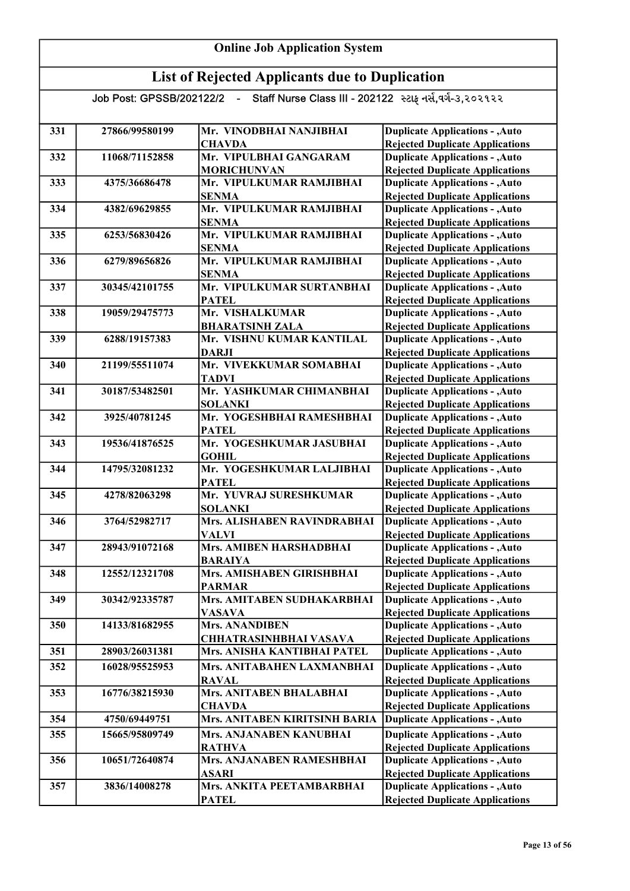# Online Job Application System

## List of Rejected Applicants due to Duplication

Job Post: GPSSB/202122/2 - Staff Nurse Class III - 202122 સ્ટાફ નર્સ,વર્ગ-૩,૨૦૨૧૨૨

| | | | |
|---|---|---|---|
| 331 | 27866/99580199 | Mr. VINODBHAI NANJIBHAI CHAVDA | Duplicate Applications - ,Auto Rejected Duplicate Applications |
| 332 | 11068/71152858 | Mr. VIPULBHAI GANGARAM MORICHUNVAN | Duplicate Applications - ,Auto Rejected Duplicate Applications |
| 333 | 4375/36686478 | Mr. VIPULKUMAR RAMJIBHAI SENMA | Duplicate Applications - ,Auto Rejected Duplicate Applications |
| 334 | 4382/69629855 | Mr. VIPULKUMAR RAMJIBHAI SENMA | Duplicate Applications - ,Auto Rejected Duplicate Applications |
| 335 | 6253/56830426 | Mr. VIPULKUMAR RAMJIBHAI SENMA | Duplicate Applications - ,Auto Rejected Duplicate Applications |
| 336 | 6279/89656826 | Mr. VIPULKUMAR RAMJIBHAI SENMA | Duplicate Applications - ,Auto Rejected Duplicate Applications |
| 337 | 30345/42101755 | Mr. VIPULKUMAR SURTANBHAI PATEL | Duplicate Applications - ,Auto Rejected Duplicate Applications |
| 338 | 19059/29475773 | Mr. VISHALKUMAR BHARATSINH ZALA | Duplicate Applications - ,Auto Rejected Duplicate Applications |
| 339 | 6288/19157383 | Mr. VISHNU KUMAR KANTILAL DARJI | Duplicate Applications - ,Auto Rejected Duplicate Applications |
| 340 | 21199/55511074 | Mr. VIVEKKUMAR SOMABHAI TADVI | Duplicate Applications - ,Auto Rejected Duplicate Applications |
| 341 | 30187/53482501 | Mr. YASHKUMAR CHIMANBHAI SOLANKI | Duplicate Applications - ,Auto Rejected Duplicate Applications |
| 342 | 3925/40781245 | Mr. YOGESHBHAI RAMESHBHAI PATEL | Duplicate Applications - ,Auto Rejected Duplicate Applications |
| 343 | 19536/41876525 | Mr. YOGESHKUMAR JASUBHAI GOHIL | Duplicate Applications - ,Auto Rejected Duplicate Applications |
| 344 | 14795/32081232 | Mr. YOGESHKUMAR LALJIBHAI PATEL | Duplicate Applications - ,Auto Rejected Duplicate Applications |
| 345 | 4278/82063298 | Mr. YUVRAJ SURESHKUMAR SOLANKI | Duplicate Applications - ,Auto Rejected Duplicate Applications |
| 346 | 3764/52982717 | Mrs. ALISHABEN RAVINDRABHAI VALVI | Duplicate Applications - ,Auto Rejected Duplicate Applications |
| 347 | 28943/91072168 | Mrs. AMIBEN HARSHADBHAI BARAIYA | Duplicate Applications - ,Auto Rejected Duplicate Applications |
| 348 | 12552/12321708 | Mrs. AMISHABEN GIRISHBHAI PARMAR | Duplicate Applications - ,Auto Rejected Duplicate Applications |
| 349 | 30342/92335787 | Mrs. AMITABEN SUDHAKARBHAI VASAVA | Duplicate Applications - ,Auto Rejected Duplicate Applications |
| 350 | 14133/81682955 | Mrs. ANANDIBEN CHHATRASINHBHAI VASAVA | Duplicate Applications - ,Auto Rejected Duplicate Applications |
| 351 | 28903/26031381 | Mrs. ANISHA KANTIBHAI PATEL | Duplicate Applications - ,Auto |
| 352 | 16028/95525953 | Mrs. ANITABAHEN LAXMANBHAI RAVAL | Duplicate Applications - ,Auto Rejected Duplicate Applications |
| 353 | 16776/38215930 | Mrs. ANITABEN BHALABHAI CHAVDA | Duplicate Applications - ,Auto Rejected Duplicate Applications |
| 354 | 4750/69449751 | Mrs. ANITABEN KIRITSINH BARIA | Duplicate Applications - ,Auto |
| 355 | 15665/95809749 | Mrs. ANJANABEN KANUBHAI RATHVA | Duplicate Applications - ,Auto Rejected Duplicate Applications |
| 356 | 10651/72640874 | Mrs. ANJANABEN RAMESHBHAI ASARI | Duplicate Applications - ,Auto Rejected Duplicate Applications |
| 357 | 3836/14008278 | Mrs. ANKITA PEETAMBARBHAI PATEL | Duplicate Applications - ,Auto Rejected Duplicate Applications |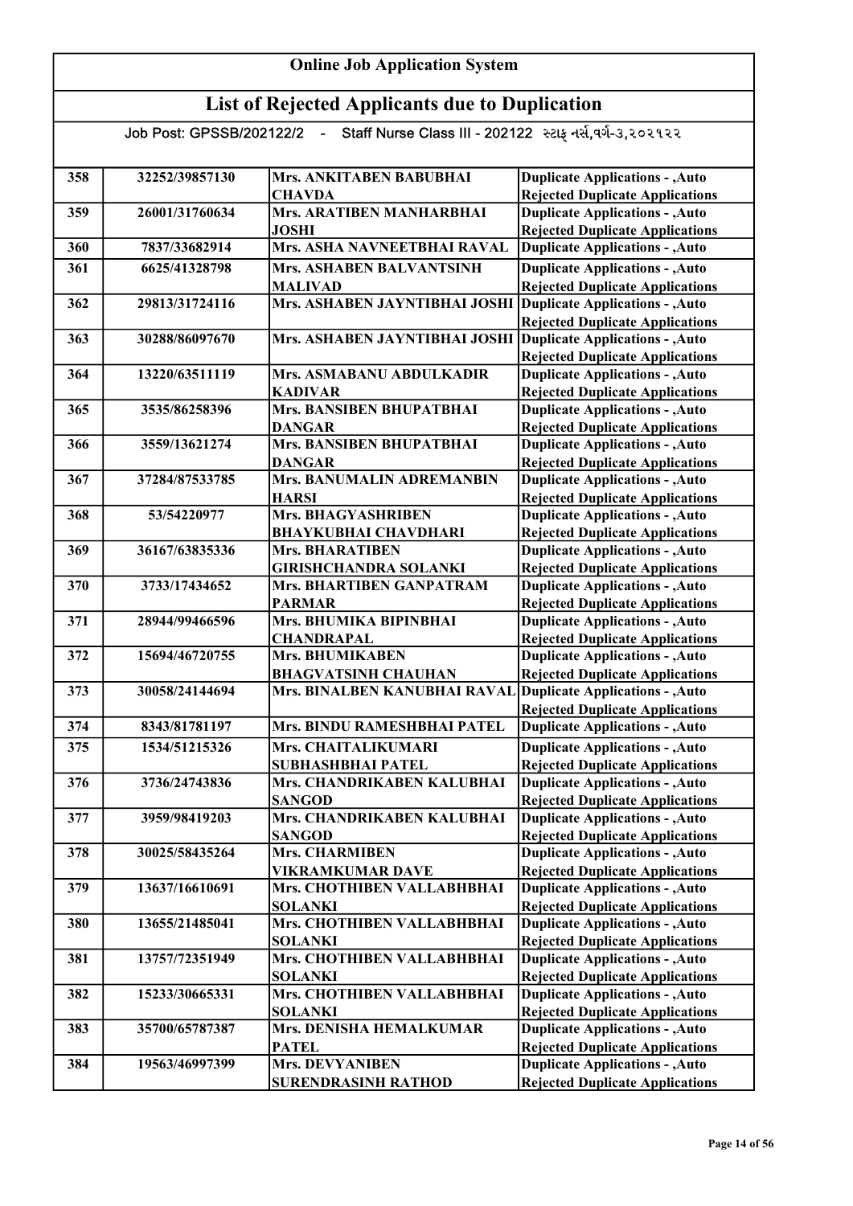# Online Job Application System

## List of Rejected Applicants due to Duplication

Job Post: GPSSB/202122/2 - Staff Nurse Class III - 202122 સ્ટાફ નર્સ,વર્ગ-૩,૨૦૨૧૨૨

| | | | |
|---|---|---|---|
| 358 | 32252/39857130 | Mrs. ANKITABEN BABUBHAI CHAVDA | Duplicate Applications - ,Auto Rejected Duplicate Applications |
| 359 | 26001/31760634 | Mrs. ARATIBEN MANHARBHAI JOSHI | Duplicate Applications - ,Auto Rejected Duplicate Applications |
| 360 | 7837/33682914 | Mrs. ASHA NAVNEETBHAI RAVAL | Duplicate Applications - ,Auto |
| 361 | 6625/41328798 | Mrs. ASHABEN BALVANTSINH MALIVAD | Duplicate Applications - ,Auto Rejected Duplicate Applications |
| 362 | 29813/31724116 | Mrs. ASHABEN JAYNTIBHAI JOSHI | Duplicate Applications - ,Auto Rejected Duplicate Applications |
| 363 | 30288/86097670 | Mrs. ASHABEN JAYNTIBHAI JOSHI | Duplicate Applications - ,Auto Rejected Duplicate Applications |
| 364 | 13220/63511119 | Mrs. ASMABANU ABDULKADIR KADIVAR | Duplicate Applications - ,Auto Rejected Duplicate Applications |
| 365 | 3535/86258396 | Mrs. BANSIBEN BHUPATBHAI DANGAR | Duplicate Applications - ,Auto Rejected Duplicate Applications |
| 366 | 3559/13621274 | Mrs. BANSIBEN BHUPATBHAI DANGAR | Duplicate Applications - ,Auto Rejected Duplicate Applications |
| 367 | 37284/87533785 | Mrs. BANUMALIN ADREMANBIN HARSI | Duplicate Applications - ,Auto Rejected Duplicate Applications |
| 368 | 53/54220977 | Mrs. BHAGYASHRIBEN BHAYKUBHAI CHAVDHARI | Duplicate Applications - ,Auto Rejected Duplicate Applications |
| 369 | 36167/63835336 | Mrs. BHARATIBEN GIRISHCHANDRA SOLANKI | Duplicate Applications - ,Auto Rejected Duplicate Applications |
| 370 | 3733/17434652 | Mrs. BHARTIBEN GANPATRAM PARMAR | Duplicate Applications - ,Auto Rejected Duplicate Applications |
| 371 | 28944/99466596 | Mrs. BHUMIKA BIPINBHAI CHANDRAPAL | Duplicate Applications - ,Auto Rejected Duplicate Applications |
| 372 | 15694/46720755 | Mrs. BHUMIKABEN BHAGVATSINH CHAUHAN | Duplicate Applications - ,Auto Rejected Duplicate Applications |
| 373 | 30058/24144694 | Mrs. BINALBEN KANUBHAI RAVAL | Duplicate Applications - ,Auto Rejected Duplicate Applications |
| 374 | 8343/81781197 | Mrs. BINDU RAMESHBHAI PATEL | Duplicate Applications - ,Auto |
| 375 | 1534/51215326 | Mrs. CHAITALIKUMARI SUBHASHBHAI PATEL | Duplicate Applications - ,Auto Rejected Duplicate Applications |
| 376 | 3736/24743836 | Mrs. CHANDRIKABEN KALUBHAI SANGOD | Duplicate Applications - ,Auto Rejected Duplicate Applications |
| 377 | 3959/98419203 | Mrs. CHANDRIKABEN KALUBHAI SANGOD | Duplicate Applications - ,Auto Rejected Duplicate Applications |
| 378 | 30025/58435264 | Mrs. CHARMIBEN VIKRAMKUMAR DAVE | Duplicate Applications - ,Auto Rejected Duplicate Applications |
| 379 | 13637/16610691 | Mrs. CHOTHIBEN VALLABHBHAI SOLANKI | Duplicate Applications - ,Auto Rejected Duplicate Applications |
| 380 | 13655/21485041 | Mrs. CHOTHIBEN VALLABHBHAI SOLANKI | Duplicate Applications - ,Auto Rejected Duplicate Applications |
| 381 | 13757/72351949 | Mrs. CHOTHIBEN VALLABHBHAI SOLANKI | Duplicate Applications - ,Auto Rejected Duplicate Applications |
| 382 | 15233/30665331 | Mrs. CHOTHIBEN VALLABHBHAI SOLANKI | Duplicate Applications - ,Auto Rejected Duplicate Applications |
| 383 | 35700/65787387 | Mrs. DENISHA HEMALKUMAR PATEL | Duplicate Applications - ,Auto Rejected Duplicate Applications |
| 384 | 19563/46997399 | Mrs. DEVYANIBEN SURENDRASINH RATHOD | Duplicate Applications - ,Auto Rejected Duplicate Applications |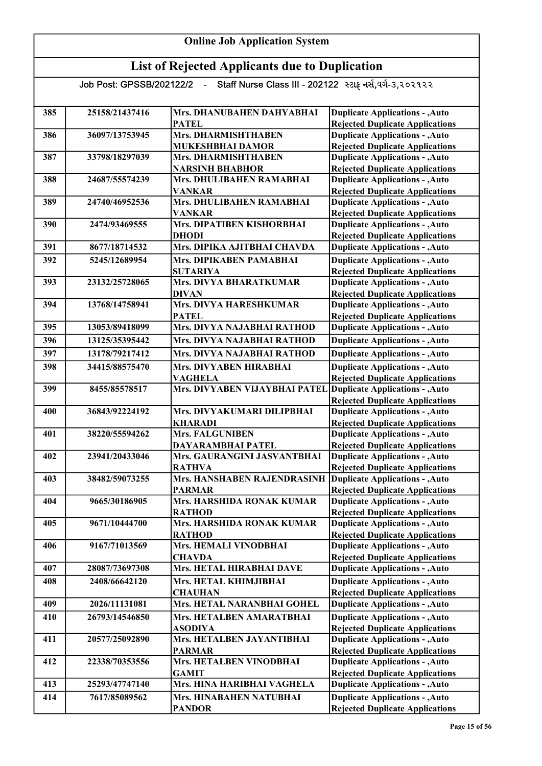# Online Job Application System

## List of Rejected Applicants due to Duplication

Job Post: GPSSB/202122/2 - Staff Nurse Class III - 202122 સ્ટાફ નર્સ,વર્ગ-૩,૨૦૨૧૨૨

| | | | |
|---|---|---|---|
| 385 | 25158/21437416 | Mrs. DHANUBAHEN DAHYABHAI PATEL | Duplicate Applications - ,Auto Rejected Duplicate Applications |
| 386 | 36097/13753945 | Mrs. DHARMISHTHABEN MUKESHBHAI DAMOR | Duplicate Applications - ,Auto Rejected Duplicate Applications |
| 387 | 33798/18297039 | Mrs. DHARMISHTHABEN NARSINH BHABHOR | Duplicate Applications - ,Auto Rejected Duplicate Applications |
| 388 | 24687/55574239 | Mrs. DHULIBAHEN RAMABHAI VANKAR | Duplicate Applications - ,Auto Rejected Duplicate Applications |
| 389 | 24740/46952536 | Mrs. DHULIBAHEN RAMABHAI VANKAR | Duplicate Applications - ,Auto Rejected Duplicate Applications |
| 390 | 2474/93469555 | Mrs. DIPATIBEN KISHORBHAI DHODI | Duplicate Applications - ,Auto Rejected Duplicate Applications |
| 391 | 8677/18714532 | Mrs. DIPIKA AJITBHAI CHAVDA | Duplicate Applications - ,Auto |
| 392 | 5245/12689954 | Mrs. DIPIKABEN PAMABHAI SUTARIYA | Duplicate Applications - ,Auto Rejected Duplicate Applications |
| 393 | 23132/25728065 | Mrs. DIVYA BHARATKUMAR DIVAN | Duplicate Applications - ,Auto Rejected Duplicate Applications |
| 394 | 13768/14758941 | Mrs. DIVYA HARESHKUMAR PATEL | Duplicate Applications - ,Auto Rejected Duplicate Applications |
| 395 | 13053/89418099 | Mrs. DIVYA NAJABHAI RATHOD | Duplicate Applications - ,Auto |
| 396 | 13125/35395442 | Mrs. DIVYA NAJABHAI RATHOD | Duplicate Applications - ,Auto |
| 397 | 13178/79217412 | Mrs. DIVYA NAJABHAI RATHOD | Duplicate Applications - ,Auto |
| 398 | 34415/88575470 | Mrs. DIVYABEN HIRABHAI VAGHELA | Duplicate Applications - ,Auto Rejected Duplicate Applications |
| 399 | 8455/85578517 | Mrs. DIVYABEN VIJAYBHAI PATEL | Duplicate Applications - ,Auto Rejected Duplicate Applications |
| 400 | 36843/92224192 | Mrs. DIVYAKUMARI DILIPBHAI KHARADI | Duplicate Applications - ,Auto Rejected Duplicate Applications |
| 401 | 38220/55594262 | Mrs. FALGUNIBEN DAYARAMBHAI PATEL | Duplicate Applications - ,Auto Rejected Duplicate Applications |
| 402 | 23941/20433046 | Mrs. GAURANGINI JASVANTBHAI RATHVA | Duplicate Applications - ,Auto Rejected Duplicate Applications |
| 403 | 38482/59073255 | Mrs. HANSHABEN RAJENDRASINH PARMAR | Duplicate Applications - ,Auto Rejected Duplicate Applications |
| 404 | 9665/30186905 | Mrs. HARSHIDA RONAK KUMAR RATHOD | Duplicate Applications - ,Auto Rejected Duplicate Applications |
| 405 | 9671/10444700 | Mrs. HARSHIDA RONAK KUMAR RATHOD | Duplicate Applications - ,Auto Rejected Duplicate Applications |
| 406 | 9167/71013569 | Mrs. HEMALI VINODBHAI CHAVDA | Duplicate Applications - ,Auto Rejected Duplicate Applications |
| 407 | 28087/73697308 | Mrs. HETAL HIRABHAI DAVE | Duplicate Applications - ,Auto |
| 408 | 2408/66642120 | Mrs. HETAL KHIMJIBHAI CHAUHAN | Duplicate Applications - ,Auto Rejected Duplicate Applications |
| 409 | 2026/11131081 | Mrs. HETAL NARANBHAI GOHEL | Duplicate Applications - ,Auto |
| 410 | 26793/14546850 | Mrs. HETALBEN AMARATBHAI ASODIYA | Duplicate Applications - ,Auto Rejected Duplicate Applications |
| 411 | 20577/25092890 | Mrs. HETALBEN JAYANTIBHAI PARMAR | Duplicate Applications - ,Auto Rejected Duplicate Applications |
| 412 | 22338/70353556 | Mrs. HETALBEN VINODBHAI GAMIT | Duplicate Applications - ,Auto Rejected Duplicate Applications |
| 413 | 25293/47747140 | Mrs. HINA HARIBHAI VAGHELA | Duplicate Applications - ,Auto |
| 414 | 7617/85089562 | Mrs. HINABAHEN NATUBHAI PANDOR | Duplicate Applications - ,Auto Rejected Duplicate Applications |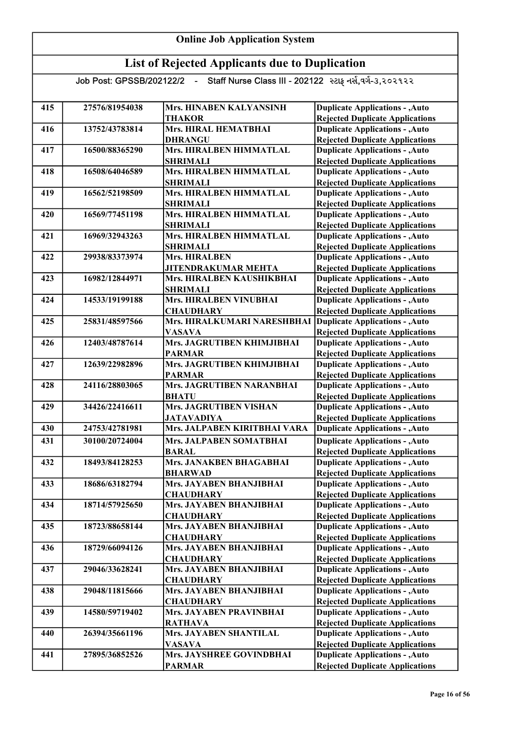# Online Job Application System

## List of Rejected Applicants due to Duplication

Job Post: GPSSB/202122/2 - Staff Nurse Class III - 202122 સ્ટાફ નર્સ,વર્ગ-૩,૨૦૨૧૨૨

| | | | |
|---|---|---|---|
| 415 | 27576/81954038 | Mrs. HINABEN KALYANSINH THAKOR | Duplicate Applications - ,Auto Rejected Duplicate Applications |
| 416 | 13752/43783814 | Mrs. HIRAL HEMATBHAI DHRANGU | Duplicate Applications - ,Auto Rejected Duplicate Applications |
| 417 | 16500/88365290 | Mrs. HIRALBEN HIMMATLAL SHRIMALI | Duplicate Applications - ,Auto Rejected Duplicate Applications |
| 418 | 16508/64046589 | Mrs. HIRALBEN HIMMATLAL SHRIMALI | Duplicate Applications - ,Auto Rejected Duplicate Applications |
| 419 | 16562/52198509 | Mrs. HIRALBEN HIMMATLAL SHRIMALI | Duplicate Applications - ,Auto Rejected Duplicate Applications |
| 420 | 16569/77451198 | Mrs. HIRALBEN HIMMATLAL SHRIMALI | Duplicate Applications - ,Auto Rejected Duplicate Applications |
| 421 | 16969/32943263 | Mrs. HIRALBEN HIMMATLAL SHRIMALI | Duplicate Applications - ,Auto Rejected Duplicate Applications |
| 422 | 29938/83373974 | Mrs. HIRALBEN JITENDRAKUMAR MEHTA | Duplicate Applications - ,Auto Rejected Duplicate Applications |
| 423 | 16982/12844971 | Mrs. HIRALBEN KAUSHIKBHAI SHRIMALI | Duplicate Applications - ,Auto Rejected Duplicate Applications |
| 424 | 14533/19199188 | Mrs. HIRALBEN VINUBHAI CHAUDHARY | Duplicate Applications - ,Auto Rejected Duplicate Applications |
| 425 | 25831/48597566 | Mrs. HIRALKUMARI NARESHBHAI VASAVA | Duplicate Applications - ,Auto Rejected Duplicate Applications |
| 426 | 12403/48787614 | Mrs. JAGRUTIBEN KHIMJIBHAI PARMAR | Duplicate Applications - ,Auto Rejected Duplicate Applications |
| 427 | 12639/22982896 | Mrs. JAGRUTIBEN KHIMJIBHAI PARMAR | Duplicate Applications - ,Auto Rejected Duplicate Applications |
| 428 | 24116/28803065 | Mrs. JAGRUTIBEN NARANBHAI BHATU | Duplicate Applications - ,Auto Rejected Duplicate Applications |
| 429 | 34426/22416611 | Mrs. JAGRUTIBEN VISHAN JATAVADIYA | Duplicate Applications - ,Auto Rejected Duplicate Applications |
| 430 | 24753/42781981 | Mrs. JALPABEN KIRITBHAI VARA | Duplicate Applications - ,Auto |
| 431 | 30100/20724004 | Mrs. JALPABEN SOMATBHAI BARAL | Duplicate Applications - ,Auto Rejected Duplicate Applications |
| 432 | 18493/84128253 | Mrs. JANAKBEN BHAGABHAI BHARWAD | Duplicate Applications - ,Auto Rejected Duplicate Applications |
| 433 | 18686/63182794 | Mrs. JAYABEN BHANJIBHAI CHAUDHARY | Duplicate Applications - ,Auto Rejected Duplicate Applications |
| 434 | 18714/57925650 | Mrs. JAYABEN BHANJIBHAI CHAUDHARY | Duplicate Applications - ,Auto Rejected Duplicate Applications |
| 435 | 18723/88658144 | Mrs. JAYABEN BHANJIBHAI CHAUDHARY | Duplicate Applications - ,Auto Rejected Duplicate Applications |
| 436 | 18729/66094126 | Mrs. JAYABEN BHANJIBHAI CHAUDHARY | Duplicate Applications - ,Auto Rejected Duplicate Applications |
| 437 | 29046/33628241 | Mrs. JAYABEN BHANJIBHAI CHAUDHARY | Duplicate Applications - ,Auto Rejected Duplicate Applications |
| 438 | 29048/11815666 | Mrs. JAYABEN BHANJIBHAI CHAUDHARY | Duplicate Applications - ,Auto Rejected Duplicate Applications |
| 439 | 14580/59719402 | Mrs. JAYABEN PRAVINBHAI RATHAVA | Duplicate Applications - ,Auto Rejected Duplicate Applications |
| 440 | 26394/35661196 | Mrs. JAYABEN SHANTILAL VASAVA | Duplicate Applications - ,Auto Rejected Duplicate Applications |
| 441 | 27895/36852526 | Mrs. JAYSHREE GOVINDBHAI PARMAR | Duplicate Applications - ,Auto Rejected Duplicate Applications |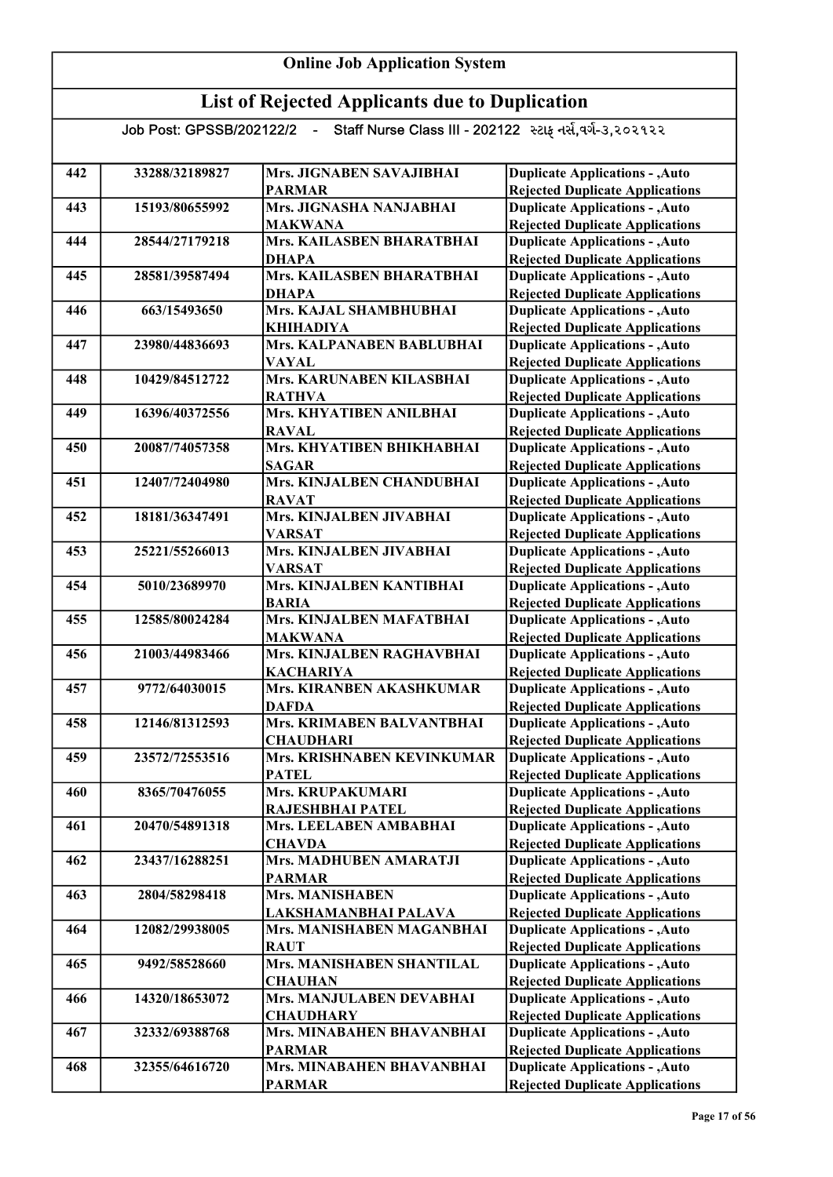# Online Job Application System

## List of Rejected Applicants due to Duplication

Job Post: GPSSB/202122/2 - Staff Nurse Class III - 202122 સ્ટાફ નર્સ,વર્ગ-૩,૨૦૨૧૨૨

| | | | |
|---|---|---|---|
| 442 | 33288/32189827 | Mrs. JIGNABEN SAVAJIBHAI PARMAR | Duplicate Applications - ,Auto Rejected Duplicate Applications |
| 443 | 15193/80655992 | Mrs. JIGNASHA NANJABHAI MAKWANA | Duplicate Applications - ,Auto Rejected Duplicate Applications |
| 444 | 28544/27179218 | Mrs. KAILASBEN BHARATBHAI DHAPA | Duplicate Applications - ,Auto Rejected Duplicate Applications |
| 445 | 28581/39587494 | Mrs. KAILASBEN BHARATBHAI DHAPA | Duplicate Applications - ,Auto Rejected Duplicate Applications |
| 446 | 663/15493650 | Mrs. KAJAL SHAMBHUBHAI KHIHADIYA | Duplicate Applications - ,Auto Rejected Duplicate Applications |
| 447 | 23980/44836693 | Mrs. KALPANABEN BABLUBHAI VAYAL | Duplicate Applications - ,Auto Rejected Duplicate Applications |
| 448 | 10429/84512722 | Mrs. KARUNABEN KILASBHAI RATHVA | Duplicate Applications - ,Auto Rejected Duplicate Applications |
| 449 | 16396/40372556 | Mrs. KHYATIBEN ANILBHAI RAVAL | Duplicate Applications - ,Auto Rejected Duplicate Applications |
| 450 | 20087/74057358 | Mrs. KHYATIBEN BHIKHABHAI SAGAR | Duplicate Applications - ,Auto Rejected Duplicate Applications |
| 451 | 12407/72404980 | Mrs. KINJALBEN CHANDUBHAI RAVAT | Duplicate Applications - ,Auto Rejected Duplicate Applications |
| 452 | 18181/36347491 | Mrs. KINJALBEN JIVABHAI VARSAT | Duplicate Applications - ,Auto Rejected Duplicate Applications |
| 453 | 25221/55266013 | Mrs. KINJALBEN JIVABHAI VARSAT | Duplicate Applications - ,Auto Rejected Duplicate Applications |
| 454 | 5010/23689970 | Mrs. KINJALBEN KANTIBHAI BARIA | Duplicate Applications - ,Auto Rejected Duplicate Applications |
| 455 | 12585/80024284 | Mrs. KINJALBEN MAFATBHAI MAKWANA | Duplicate Applications - ,Auto Rejected Duplicate Applications |
| 456 | 21003/44983466 | Mrs. KINJALBEN RAGHAVBHAI KACHARIYA | Duplicate Applications - ,Auto Rejected Duplicate Applications |
| 457 | 9772/64030015 | Mrs. KIRANBEN AKASHKUMAR DAFDA | Duplicate Applications - ,Auto Rejected Duplicate Applications |
| 458 | 12146/81312593 | Mrs. KRIMABEN BALVANTBHAI CHAUDHARI | Duplicate Applications - ,Auto Rejected Duplicate Applications |
| 459 | 23572/72553516 | Mrs. KRISHNABEN KEVINKUMAR PATEL | Duplicate Applications - ,Auto Rejected Duplicate Applications |
| 460 | 8365/70476055 | Mrs. KRUPAKUMARI RAJESHBHAI PATEL | Duplicate Applications - ,Auto Rejected Duplicate Applications |
| 461 | 20470/54891318 | Mrs. LEELABEN AMBABHAI CHAVDA | Duplicate Applications - ,Auto Rejected Duplicate Applications |
| 462 | 23437/16288251 | Mrs. MADHUBEN AMARATJI PARMAR | Duplicate Applications - ,Auto Rejected Duplicate Applications |
| 463 | 2804/58298418 | Mrs. MANISHABEN LAKSHAMANBHAI PALAVA | Duplicate Applications - ,Auto Rejected Duplicate Applications |
| 464 | 12082/29938005 | Mrs. MANISHABEN MAGANBHAI RAUT | Duplicate Applications - ,Auto Rejected Duplicate Applications |
| 465 | 9492/58528660 | Mrs. MANISHABEN SHANTILAL CHAUHAN | Duplicate Applications - ,Auto Rejected Duplicate Applications |
| 466 | 14320/18653072 | Mrs. MANJULABEN DEVABHAI CHAUDHARY | Duplicate Applications - ,Auto Rejected Duplicate Applications |
| 467 | 32332/69388768 | Mrs. MINABAHEN BHAVANBHAI PARMAR | Duplicate Applications - ,Auto Rejected Duplicate Applications |
| 468 | 32355/64616720 | Mrs. MINABAHEN BHAVANBHAI PARMAR | Duplicate Applications - ,Auto Rejected Duplicate Applications |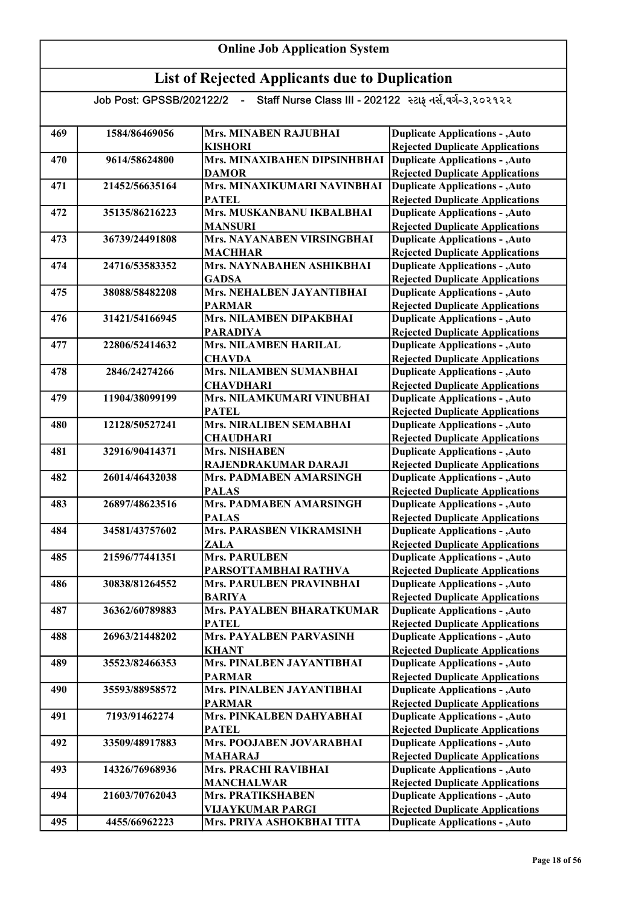# Online Job Application System

## List of Rejected Applicants due to Duplication

Job Post: GPSSB/202122/2 - Staff Nurse Class III - 202122 સ્ટાફ નર્સ,વર્ગ-૩,૨૦૨૧૨૨

| | | | |
|---|---|---|---|
| 469 | 1584/86469056 | Mrs. MINABEN RAJUBHAI KISHORI | Duplicate Applications - ,Auto Rejected Duplicate Applications |
| 470 | 9614/58624800 | Mrs. MINAXIBAHEN DIPSINHBHAI DAMOR | Duplicate Applications - ,Auto Rejected Duplicate Applications |
| 471 | 21452/56635164 | Mrs. MINAXIKUMARI NAVINBHAI PATEL | Duplicate Applications - ,Auto Rejected Duplicate Applications |
| 472 | 35135/86216223 | Mrs. MUSKANBANU IKBALBHAI MANSURI | Duplicate Applications - ,Auto Rejected Duplicate Applications |
| 473 | 36739/24491808 | Mrs. NAYANABEN VIRSINGBHAI MACHHAR | Duplicate Applications - ,Auto Rejected Duplicate Applications |
| 474 | 24716/53583352 | Mrs. NAYNABAHEN ASHIKBHAI GADSA | Duplicate Applications - ,Auto Rejected Duplicate Applications |
| 475 | 38088/58482208 | Mrs. NEHALBEN JAYANTIBHAI PARMAR | Duplicate Applications - ,Auto Rejected Duplicate Applications |
| 476 | 31421/54166945 | Mrs. NILAMBEN DIPAKBHAI PARADIYA | Duplicate Applications - ,Auto Rejected Duplicate Applications |
| 477 | 22806/52414632 | Mrs. NILAMBEN HARILAL CHAVDA | Duplicate Applications - ,Auto Rejected Duplicate Applications |
| 478 | 2846/24274266 | Mrs. NILAMBEN SUMANBHAI CHAVDHARI | Duplicate Applications - ,Auto Rejected Duplicate Applications |
| 479 | 11904/38099199 | Mrs. NILAMKUMARI VINUBHAI PATEL | Duplicate Applications - ,Auto Rejected Duplicate Applications |
| 480 | 12128/50527241 | Mrs. NIRALIBEN SEMABHAI CHAUDHARI | Duplicate Applications - ,Auto Rejected Duplicate Applications |
| 481 | 32916/90414371 | Mrs. NISHABEN RAJENDRAKUMAR DARAJI | Duplicate Applications - ,Auto Rejected Duplicate Applications |
| 482 | 26014/46432038 | Mrs. PADMABEN AMARSINGH PALAS | Duplicate Applications - ,Auto Rejected Duplicate Applications |
| 483 | 26897/48623516 | Mrs. PADMABEN AMARSINGH PALAS | Duplicate Applications - ,Auto Rejected Duplicate Applications |
| 484 | 34581/43757602 | Mrs. PARASBEN VIKRAMSINH ZALA | Duplicate Applications - ,Auto Rejected Duplicate Applications |
| 485 | 21596/77441351 | Mrs. PARULBEN PARSOTTAMBHAI RATHVA | Duplicate Applications - ,Auto Rejected Duplicate Applications |
| 486 | 30838/81264552 | Mrs. PARULBEN PRAVINBHAI BARIYA | Duplicate Applications - ,Auto Rejected Duplicate Applications |
| 487 | 36362/60789883 | Mrs. PAYALBEN BHARATKUMAR PATEL | Duplicate Applications - ,Auto Rejected Duplicate Applications |
| 488 | 26963/21448202 | Mrs. PAYALBEN PARVASINH KHANT | Duplicate Applications - ,Auto Rejected Duplicate Applications |
| 489 | 35523/82466353 | Mrs. PINALBEN JAYANTIBHAI PARMAR | Duplicate Applications - ,Auto Rejected Duplicate Applications |
| 490 | 35593/88958572 | Mrs. PINALBEN JAYANTIBHAI PARMAR | Duplicate Applications - ,Auto Rejected Duplicate Applications |
| 491 | 7193/91462274 | Mrs. PINKALBEN DAHYABHAI PATEL | Duplicate Applications - ,Auto Rejected Duplicate Applications |
| 492 | 33509/48917883 | Mrs. POOJABEN JOVARABHAI MAHARAJ | Duplicate Applications - ,Auto Rejected Duplicate Applications |
| 493 | 14326/76968936 | Mrs. PRACHI RAVIBHAI MANCHALWAR | Duplicate Applications - ,Auto Rejected Duplicate Applications |
| 494 | 21603/70762043 | Mrs. PRATIKSHABEN VIJAYKUMAR PARGI | Duplicate Applications - ,Auto Rejected Duplicate Applications |
| 495 | 4455/66962223 | Mrs. PRIYA ASHOKBHAI TITA | Duplicate Applications - ,Auto |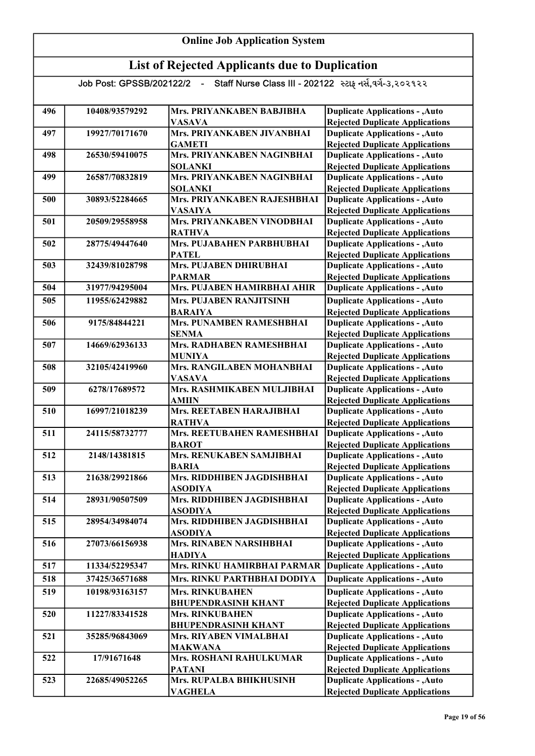# Online Job Application System

## List of Rejected Applicants due to Duplication

Job Post: GPSSB/202122/2 - Staff Nurse Class III - 202122 સ્ટાફ નર્સ,વર્ગ-૩,૨૦૨૧૨૨

| | | | |
|---|---|---|---|
| 496 | 10408/93579292 | Mrs. PRIYANKABEN BABJIBHA VASAVA | Duplicate Applications - ,Auto Rejected Duplicate Applications |
| 497 | 19927/70171670 | Mrs. PRIYANKABEN JIVANBHAI GAMETI | Duplicate Applications - ,Auto Rejected Duplicate Applications |
| 498 | 26530/59410075 | Mrs. PRIYANKABEN NAGINBHAI SOLANKI | Duplicate Applications - ,Auto Rejected Duplicate Applications |
| 499 | 26587/70832819 | Mrs. PRIYANKABEN NAGINBHAI SOLANKI | Duplicate Applications - ,Auto Rejected Duplicate Applications |
| 500 | 30893/52284665 | Mrs. PRIYANKABEN RAJESHBHAI VASAIYA | Duplicate Applications - ,Auto Rejected Duplicate Applications |
| 501 | 20509/29558958 | Mrs. PRIYANKABEN VINODBHAI RATHVA | Duplicate Applications - ,Auto Rejected Duplicate Applications |
| 502 | 28775/49447640 | Mrs. PUJABAHEN PARBHUBHAI PATEL | Duplicate Applications - ,Auto Rejected Duplicate Applications |
| 503 | 32439/81028798 | Mrs. PUJABEN DHIRUBHAI PARMAR | Duplicate Applications - ,Auto Rejected Duplicate Applications |
| 504 | 31977/94295004 | Mrs. PUJABEN HAMIRBHAI AHIR | Duplicate Applications - ,Auto |
| 505 | 11955/62429882 | Mrs. PUJABEN RANJITSINH BARAIYA | Duplicate Applications - ,Auto Rejected Duplicate Applications |
| 506 | 9175/84844221 | Mrs. PUNAMBEN RAMESHBHAI SENMA | Duplicate Applications - ,Auto Rejected Duplicate Applications |
| 507 | 14669/62936133 | Mrs. RADHABEN RAMESHBHAI MUNIYA | Duplicate Applications - ,Auto Rejected Duplicate Applications |
| 508 | 32105/42419960 | Mrs. RANGILABEN MOHANBHAI VASAVA | Duplicate Applications - ,Auto Rejected Duplicate Applications |
| 509 | 6278/17689572 | Mrs. RASHMIKABEN MULJIBHAI AMIIN | Duplicate Applications - ,Auto Rejected Duplicate Applications |
| 510 | 16997/21018239 | Mrs. REETABEN HARAJIBHAI RATHVA | Duplicate Applications - ,Auto Rejected Duplicate Applications |
| 511 | 24115/58732777 | Mrs. REETUBAHEN RAMESHBHAI BAROT | Duplicate Applications - ,Auto Rejected Duplicate Applications |
| 512 | 2148/14381815 | Mrs. RENUKABEN SAMJIBHAI BARIA | Duplicate Applications - ,Auto Rejected Duplicate Applications |
| 513 | 21638/29921866 | Mrs. RIDDHIBEN JAGDISHBHAI ASODIYA | Duplicate Applications - ,Auto Rejected Duplicate Applications |
| 514 | 28931/90507509 | Mrs. RIDDHIBEN JAGDISHBHAI ASODIYA | Duplicate Applications - ,Auto Rejected Duplicate Applications |
| 515 | 28954/34984074 | Mrs. RIDDHIBEN JAGDISHBHAI ASODIYA | Duplicate Applications - ,Auto Rejected Duplicate Applications |
| 516 | 27073/66156938 | Mrs. RINABEN NARSIHBHAI HADIYA | Duplicate Applications - ,Auto Rejected Duplicate Applications |
| 517 | 11334/52295347 | Mrs. RINKU HAMIRBHAI PARMAR | Duplicate Applications - ,Auto |
| 518 | 37425/36571688 | Mrs. RINKU PARTHBHAI DODIYA | Duplicate Applications - ,Auto |
| 519 | 10198/93163157 | Mrs. RINKUBAHEN BHUPENDRASINH KHANT | Duplicate Applications - ,Auto Rejected Duplicate Applications |
| 520 | 11227/83341528 | Mrs. RINKUBAHEN BHUPENDRASINH KHANT | Duplicate Applications - ,Auto Rejected Duplicate Applications |
| 521 | 35285/96843069 | Mrs. RIYABEN VIMALBHAI MAKWANA | Duplicate Applications - ,Auto Rejected Duplicate Applications |
| 522 | 17/91671648 | Mrs. ROSHANI RAHULKUMAR PATANI | Duplicate Applications - ,Auto Rejected Duplicate Applications |
| 523 | 22685/49052265 | Mrs. RUPALBA BHIKHUSINH VAGHELA | Duplicate Applications - ,Auto Rejected Duplicate Applications |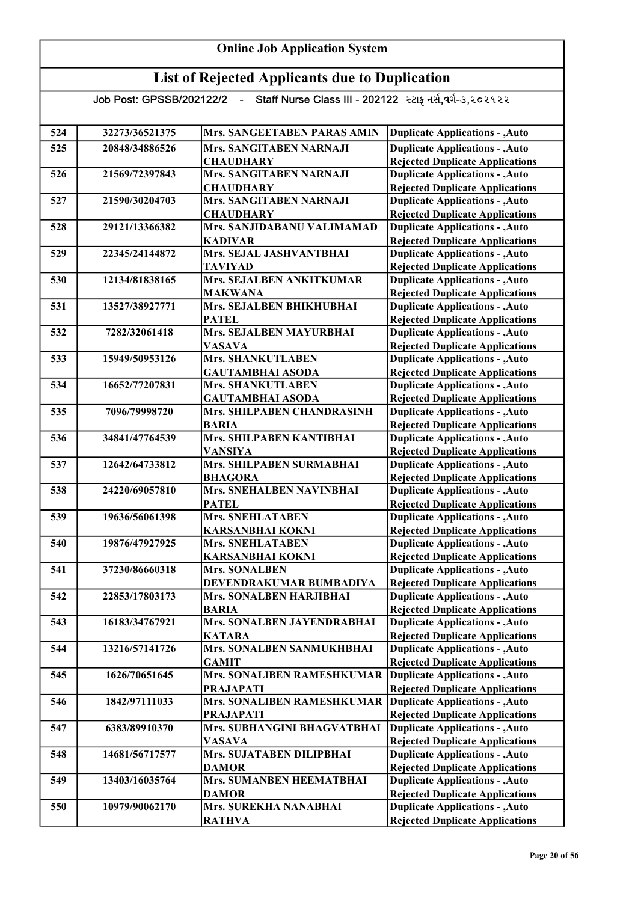# Online Job Application System

## List of Rejected Applicants due to Duplication

Job Post: GPSSB/202122/2 - Staff Nurse Class III - 202122 સ્ટાફ નર્સ,વર્ગ-૩,૨૦૨૧૨૨

| | | | |
|---|---|---|---|
| 524 | 32273/36521375 | Mrs. SANGEETABEN PARAS AMIN | Duplicate Applications - ,Auto |
| 525 | 20848/34886526 | Mrs. SANGITABEN NARNAJI CHAUDHARY | Duplicate Applications - ,Auto Rejected Duplicate Applications |
| 526 | 21569/72397843 | Mrs. SANGITABEN NARNAJI CHAUDHARY | Duplicate Applications - ,Auto Rejected Duplicate Applications |
| 527 | 21590/30204703 | Mrs. SANGITABEN NARNAJI CHAUDHARY | Duplicate Applications - ,Auto Rejected Duplicate Applications |
| 528 | 29121/13366382 | Mrs. SANJIDABANU VALIMAMAD KADIVAR | Duplicate Applications - ,Auto Rejected Duplicate Applications |
| 529 | 22345/24144872 | Mrs. SEJAL JASHVANTBHAI TAVIYAD | Duplicate Applications - ,Auto Rejected Duplicate Applications |
| 530 | 12134/81838165 | Mrs. SEJALBEN ANKITKUMAR MAKWANA | Duplicate Applications - ,Auto Rejected Duplicate Applications |
| 531 | 13527/38927771 | Mrs. SEJALBEN BHIKHUBHAI PATEL | Duplicate Applications - ,Auto Rejected Duplicate Applications |
| 532 | 7282/32061418 | Mrs. SEJALBEN MAYURBHAI VASAVA | Duplicate Applications - ,Auto Rejected Duplicate Applications |
| 533 | 15949/50953126 | Mrs. SHANKUTLABEN GAUTAMBHAI ASODA | Duplicate Applications - ,Auto Rejected Duplicate Applications |
| 534 | 16652/77207831 | Mrs. SHANKUTLABEN GAUTAMBHAI ASODA | Duplicate Applications - ,Auto Rejected Duplicate Applications |
| 535 | 7096/79998720 | Mrs. SHILPABEN CHANDRASINH BARIA | Duplicate Applications - ,Auto Rejected Duplicate Applications |
| 536 | 34841/47764539 | Mrs. SHILPABEN KANTIBHAI VANSIYA | Duplicate Applications - ,Auto Rejected Duplicate Applications |
| 537 | 12642/64733812 | Mrs. SHILPABEN SURMABHAI BHAGORA | Duplicate Applications - ,Auto Rejected Duplicate Applications |
| 538 | 24220/69057810 | Mrs. SNEHALBEN NAVINBHAI PATEL | Duplicate Applications - ,Auto Rejected Duplicate Applications |
| 539 | 19636/56061398 | Mrs. SNEHLATABEN KARSANBHAI KOKNI | Duplicate Applications - ,Auto Rejected Duplicate Applications |
| 540 | 19876/47927925 | Mrs. SNEHLATABEN KARSANBHAI KOKNI | Duplicate Applications - ,Auto Rejected Duplicate Applications |
| 541 | 37230/86660318 | Mrs. SONALBEN DEVENDRAKUMAR BUMBADIYA | Duplicate Applications - ,Auto Rejected Duplicate Applications |
| 542 | 22853/17803173 | Mrs. SONALBEN HARJIBHAI BARIA | Duplicate Applications - ,Auto Rejected Duplicate Applications |
| 543 | 16183/34767921 | Mrs. SONALBEN JAYENDRABHAI KATARA | Duplicate Applications - ,Auto Rejected Duplicate Applications |
| 544 | 13216/57141726 | Mrs. SONALBEN SANMUKHBHAI GAMIT | Duplicate Applications - ,Auto Rejected Duplicate Applications |
| 545 | 1626/70651645 | Mrs. SONALIBEN RAMESHKUMAR PRAJAPATI | Duplicate Applications - ,Auto Rejected Duplicate Applications |
| 546 | 1842/97111033 | Mrs. SONALIBEN RAMESHKUMAR PRAJAPATI | Duplicate Applications - ,Auto Rejected Duplicate Applications |
| 547 | 6383/89910370 | Mrs. SUBHANGINI BHAGVATBHAI VASAVA | Duplicate Applications - ,Auto Rejected Duplicate Applications |
| 548 | 14681/56717577 | Mrs. SUJATABEN DILIPBHAI DAMOR | Duplicate Applications - ,Auto Rejected Duplicate Applications |
| 549 | 13403/16035764 | Mrs. SUMANBEN HEEMATBHAI DAMOR | Duplicate Applications - ,Auto Rejected Duplicate Applications |
| 550 | 10979/90062170 | Mrs. SUREKHA NANABHAI RATHVA | Duplicate Applications - ,Auto Rejected Duplicate Applications |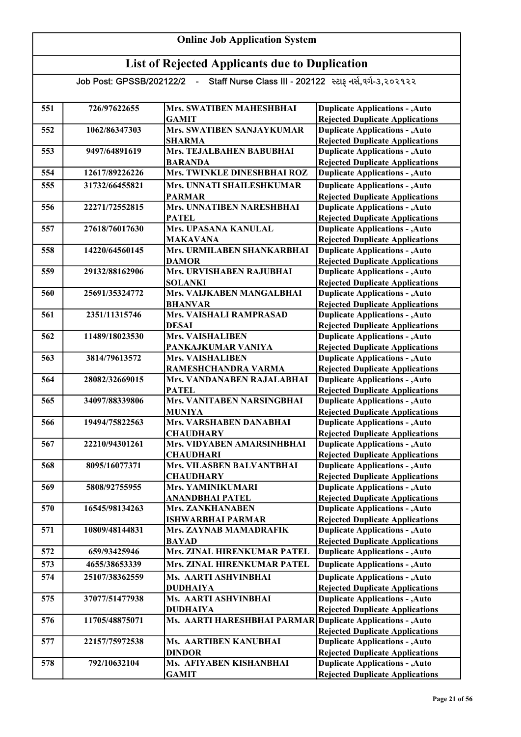## Online Job Application System

## List of Rejected Applicants due to Duplication

Job Post: GPSSB/202122/2 - Staff Nurse Class III - 202122 સ્ટાફ નર્સ,વર્ગ-૩,૨૦૨૧૨૨

| | | | |
|---|---|---|---|
| 551 | 726/97622655 | Mrs. SWATIBEN MAHESHBHAI GAMIT | Duplicate Applications - ,Auto Rejected Duplicate Applications |
| 552 | 1062/86347303 | Mrs. SWATIBEN SANJAYKUMAR SHARMA | Duplicate Applications - ,Auto Rejected Duplicate Applications |
| 553 | 9497/64891619 | Mrs. TEJALBAHEN BABUBHAI BARANDA | Duplicate Applications - ,Auto Rejected Duplicate Applications |
| 554 | 12617/89226226 | Mrs. TWINKLE DINESHBHAI ROZ | Duplicate Applications - ,Auto |
| 555 | 31732/66455821 | Mrs. UNNATI SHAILESHKUMAR PARMAR | Duplicate Applications - ,Auto Rejected Duplicate Applications |
| 556 | 22271/72552815 | Mrs. UNNATIBEN NARESHBHAI PATEL | Duplicate Applications - ,Auto Rejected Duplicate Applications |
| 557 | 27618/76017630 | Mrs. UPASANA KANULAL MAKAVANA | Duplicate Applications - ,Auto Rejected Duplicate Applications |
| 558 | 14220/64560145 | Mrs. URMILABEN SHANKARBHAI DAMOR | Duplicate Applications - ,Auto Rejected Duplicate Applications |
| 559 | 29132/88162906 | Mrs. URVISHABEN RAJUBHAI SOLANKI | Duplicate Applications - ,Auto Rejected Duplicate Applications |
| 560 | 25691/35324772 | Mrs. VAIJKABEN MANGALBHAI BHANVAR | Duplicate Applications - ,Auto Rejected Duplicate Applications |
| 561 | 2351/11315746 | Mrs. VAISHALI RAMPRASAD DESAI | Duplicate Applications - ,Auto Rejected Duplicate Applications |
| 562 | 11489/18023530 | Mrs. VAISHALIBEN PANKAJKUMAR VANIYA | Duplicate Applications - ,Auto Rejected Duplicate Applications |
| 563 | 3814/79613572 | Mrs. VAISHALIBEN RAMESHCHANDRA VARMA | Duplicate Applications - ,Auto Rejected Duplicate Applications |
| 564 | 28082/32669015 | Mrs. VANDANABEN RAJALABHAI PATEL | Duplicate Applications - ,Auto Rejected Duplicate Applications |
| 565 | 34097/88339806 | Mrs. VANITABEN NARSINGBHAI MUNIYA | Duplicate Applications - ,Auto Rejected Duplicate Applications |
| 566 | 19494/75822563 | Mrs. VARSHABEN DANABHAI CHAUDHARY | Duplicate Applications - ,Auto Rejected Duplicate Applications |
| 567 | 22210/94301261 | Mrs. VIDYABEN AMARSINHBHAI CHAUDHARI | Duplicate Applications - ,Auto Rejected Duplicate Applications |
| 568 | 8095/16077371 | Mrs. VILASBEN BALVANTBHAI CHAUDHARY | Duplicate Applications - ,Auto Rejected Duplicate Applications |
| 569 | 5808/92755955 | Mrs. YAMINIKUMARI ANANDBHAI PATEL | Duplicate Applications - ,Auto Rejected Duplicate Applications |
| 570 | 16545/98134263 | Mrs. ZANKHANABEN ISHWARBHAI PARMAR | Duplicate Applications - ,Auto Rejected Duplicate Applications |
| 571 | 10809/48144831 | Mrs. ZAYNAB MAMADRAFIK BAYAD | Duplicate Applications - ,Auto Rejected Duplicate Applications |
| 572 | 659/93425946 | Mrs. ZINAL HIRENKUMAR PATEL | Duplicate Applications - ,Auto |
| 573 | 4655/38653339 | Mrs. ZINAL HIRENKUMAR PATEL | Duplicate Applications - ,Auto |
| 574 | 25107/38362559 | Ms. AARTI ASHVINBHAI DUDHAIYA | Duplicate Applications - ,Auto Rejected Duplicate Applications |
| 575 | 37077/51477938 | Ms. AARTI ASHVINBHAI DUDHAIYA | Duplicate Applications - ,Auto Rejected Duplicate Applications |
| 576 | 11705/48875071 | Ms. AARTI HARESHBHAI PARMAR | Duplicate Applications - ,Auto Rejected Duplicate Applications |
| 577 | 22157/75972538 | Ms. AARTIBEN KANUBHAI DINDOR | Duplicate Applications - ,Auto Rejected Duplicate Applications |
| 578 | 792/10632104 | Ms. AFIYABEN KISHANBHAI GAMIT | Duplicate Applications - ,Auto Rejected Duplicate Applications |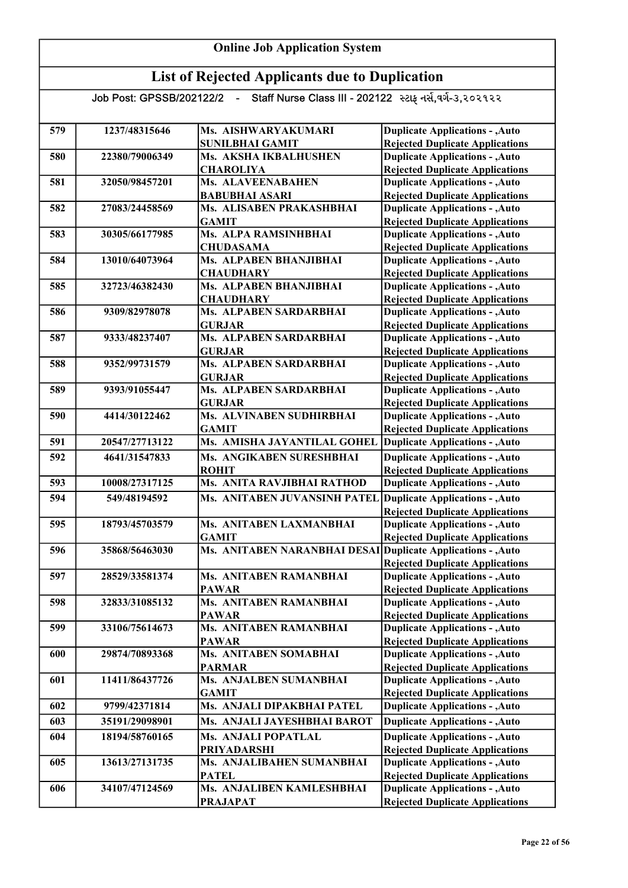# Online Job Application System

## List of Rejected Applicants due to Duplication

Job Post: GPSSB/202122/2 - Staff Nurse Class III - 202122 સ્ટાફ નર્સ,વર્ગ-૩,૨૦૨૧૨૨

| | | | |
|---|---|---|---|
| 579 | 1237/48315646 | Ms. AISHWARYAKUMARI SUNILBHAI GAMIT | Duplicate Applications - ,Auto Rejected Duplicate Applications |
| 580 | 22380/79006349 | Ms. AKSHA IKBALHUSHEN CHAROLIYA | Duplicate Applications - ,Auto Rejected Duplicate Applications |
| 581 | 32050/98457201 | Ms. ALAVEENABAHEN BABUBHAI ASARI | Duplicate Applications - ,Auto Rejected Duplicate Applications |
| 582 | 27083/24458569 | Ms. ALISABEN PRAKASHBHAI GAMIT | Duplicate Applications - ,Auto Rejected Duplicate Applications |
| 583 | 30305/66177985 | Ms. ALPA RAMSINHBHAI CHUDASAMA | Duplicate Applications - ,Auto Rejected Duplicate Applications |
| 584 | 13010/64073964 | Ms. ALPABEN BHANJIBHAI CHAUDHARY | Duplicate Applications - ,Auto Rejected Duplicate Applications |
| 585 | 32723/46382430 | Ms. ALPABEN BHANJIBHAI CHAUDHARY | Duplicate Applications - ,Auto Rejected Duplicate Applications |
| 586 | 9309/82978078 | Ms. ALPABEN SARDARBHAI GURJAR | Duplicate Applications - ,Auto Rejected Duplicate Applications |
| 587 | 9333/48237407 | Ms. ALPABEN SARDARBHAI GURJAR | Duplicate Applications - ,Auto Rejected Duplicate Applications |
| 588 | 9352/99731579 | Ms. ALPABEN SARDARBHAI GURJAR | Duplicate Applications - ,Auto Rejected Duplicate Applications |
| 589 | 9393/91055447 | Ms. ALPABEN SARDARBHAI GURJAR | Duplicate Applications - ,Auto Rejected Duplicate Applications |
| 590 | 4414/30122462 | Ms. ALVINABEN SUDHIRBHAI GAMIT | Duplicate Applications - ,Auto Rejected Duplicate Applications |
| 591 | 20547/27713122 | Ms. AMISHA JAYANTILAL GOHEL | Duplicate Applications - ,Auto |
| 592 | 4641/31547833 | Ms. ANGIKABEN SURESHBHAI ROHIT | Duplicate Applications - ,Auto Rejected Duplicate Applications |
| 593 | 10008/27317125 | Ms. ANITA RAVJIBHAI RATHOD | Duplicate Applications - ,Auto |
| 594 | 549/48194592 | Ms. ANITABEN JUVANSINH PATEL | Duplicate Applications - ,Auto Rejected Duplicate Applications |
| 595 | 18793/45703579 | Ms. ANITABEN LAXMANBHAI GAMIT | Duplicate Applications - ,Auto Rejected Duplicate Applications |
| 596 | 35868/56463030 | Ms. ANITABEN NARANBHAI DESAI | Duplicate Applications - ,Auto Rejected Duplicate Applications |
| 597 | 28529/33581374 | Ms. ANITABEN RAMANBHAI PAWAR | Duplicate Applications - ,Auto Rejected Duplicate Applications |
| 598 | 32833/31085132 | Ms. ANITABEN RAMANBHAI PAWAR | Duplicate Applications - ,Auto Rejected Duplicate Applications |
| 599 | 33106/75614673 | Ms. ANITABEN RAMANBHAI PAWAR | Duplicate Applications - ,Auto Rejected Duplicate Applications |
| 600 | 29874/70893368 | Ms. ANITABEN SOMABHAI PARMAR | Duplicate Applications - ,Auto Rejected Duplicate Applications |
| 601 | 11411/86437726 | Ms. ANJALBEN SUMANBHAI GAMIT | Duplicate Applications - ,Auto Rejected Duplicate Applications |
| 602 | 9799/42371814 | Ms. ANJALI DIPAKBHAI PATEL | Duplicate Applications - ,Auto |
| 603 | 35191/29098901 | Ms. ANJALI JAYESHBHAI BAROT | Duplicate Applications - ,Auto |
| 604 | 18194/58760165 | Ms. ANJALI POPATLAL PRIYADARSHI | Duplicate Applications - ,Auto Rejected Duplicate Applications |
| 605 | 13613/27131735 | Ms. ANJALIBAHEN SUMANBHAI PATEL | Duplicate Applications - ,Auto Rejected Duplicate Applications |
| 606 | 34107/47124569 | Ms. ANJALIBEN KAMLESHBHAI PRAJAPAT | Duplicate Applications - ,Auto Rejected Duplicate Applications |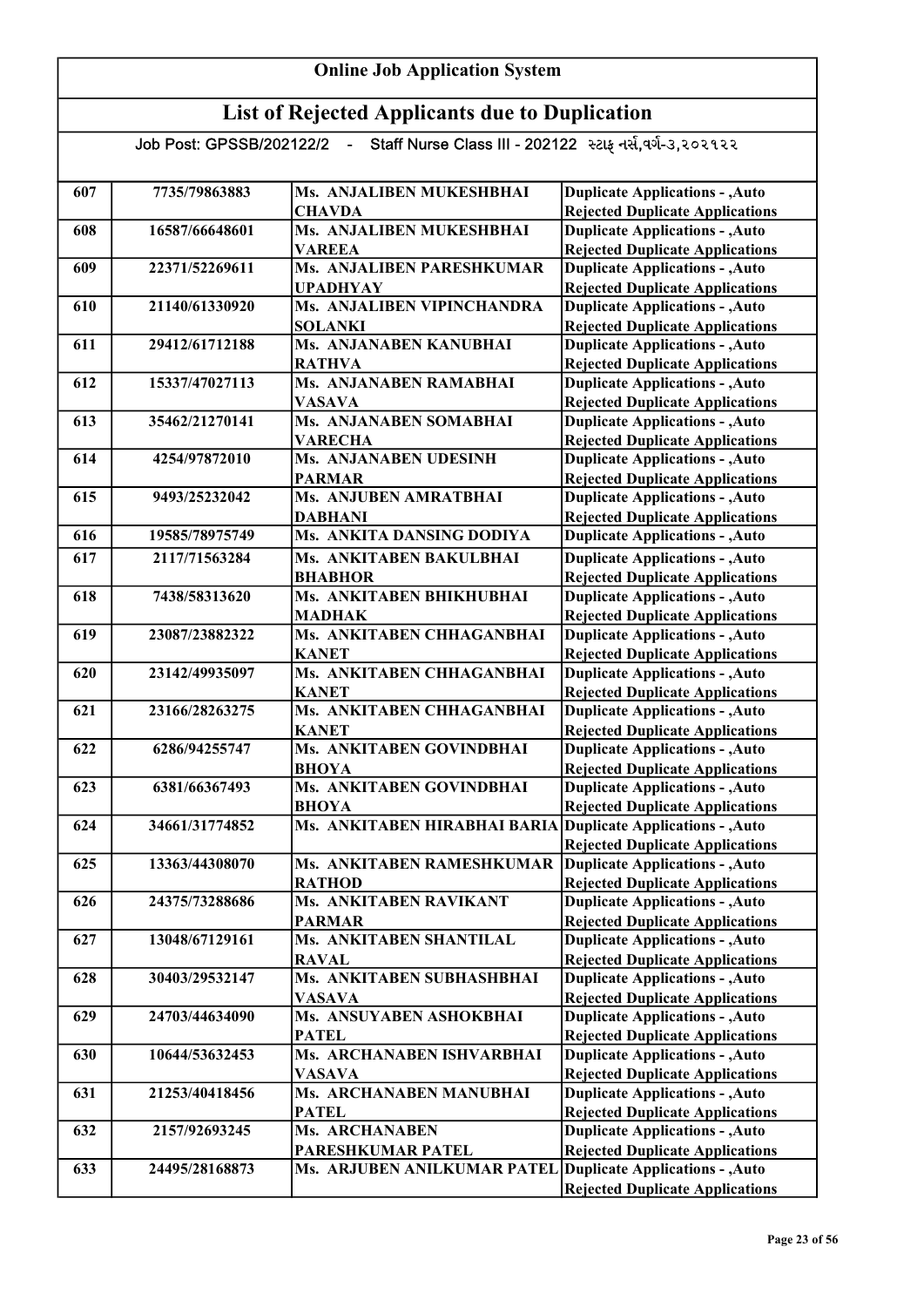# Online Job Application System

## List of Rejected Applicants due to Duplication

Job Post: GPSSB/202122/2 - Staff Nurse Class III - 202122 સ્ટાફ નર્સ,વર્ગ-૩,૨૦૨૧૨૨

| | | | |
|---|---|---|---|
| 607 | 7735/79863883 | Ms. ANJALIBEN MUKESHBHAI CHAVDA | Duplicate Applications - ,Auto Rejected Duplicate Applications |
| 608 | 16587/66648601 | Ms. ANJALIBEN MUKESHBHAI VAREEA | Duplicate Applications - ,Auto Rejected Duplicate Applications |
| 609 | 22371/52269611 | Ms. ANJALIBEN PARESHKUMAR UPADHYAY | Duplicate Applications - ,Auto Rejected Duplicate Applications |
| 610 | 21140/61330920 | Ms. ANJALIBEN VIPINCHANDRA SOLANKI | Duplicate Applications - ,Auto Rejected Duplicate Applications |
| 611 | 29412/61712188 | Ms. ANJANABEN KANUBHAI RATHVA | Duplicate Applications - ,Auto Rejected Duplicate Applications |
| 612 | 15337/47027113 | Ms. ANJANABEN RAMABHAI VASAVA | Duplicate Applications - ,Auto Rejected Duplicate Applications |
| 613 | 35462/21270141 | Ms. ANJANABEN SOMABHAI VARECHA | Duplicate Applications - ,Auto Rejected Duplicate Applications |
| 614 | 4254/97872010 | Ms. ANJANABEN UDESINH PARMAR | Duplicate Applications - ,Auto Rejected Duplicate Applications |
| 615 | 9493/25232042 | Ms. ANJUBEN AMRATBHAI DABHANI | Duplicate Applications - ,Auto Rejected Duplicate Applications |
| 616 | 19585/78975749 | Ms. ANKITA DANSING DODIYA | Duplicate Applications - ,Auto |
| 617 | 2117/71563284 | Ms. ANKITABEN BAKULBHAI BHABHOR | Duplicate Applications - ,Auto Rejected Duplicate Applications |
| 618 | 7438/58313620 | Ms. ANKITABEN BHIKHUBHAI MADHAK | Duplicate Applications - ,Auto Rejected Duplicate Applications |
| 619 | 23087/23882322 | Ms. ANKITABEN CHHAGANBHAI KANET | Duplicate Applications - ,Auto Rejected Duplicate Applications |
| 620 | 23142/49935097 | Ms. ANKITABEN CHHAGANBHAI KANET | Duplicate Applications - ,Auto Rejected Duplicate Applications |
| 621 | 23166/28263275 | Ms. ANKITABEN CHHAGANBHAI KANET | Duplicate Applications - ,Auto Rejected Duplicate Applications |
| 622 | 6286/94255747 | Ms. ANKITABEN GOVINDBHAI BHOYA | Duplicate Applications - ,Auto Rejected Duplicate Applications |
| 623 | 6381/66367493 | Ms. ANKITABEN GOVINDBHAI BHOYA | Duplicate Applications - ,Auto Rejected Duplicate Applications |
| 624 | 34661/31774852 | Ms. ANKITABEN HIRABHAI BARIA | Duplicate Applications - ,Auto Rejected Duplicate Applications |
| 625 | 13363/44308070 | Ms. ANKITABEN RAMESHKUMAR RATHOD | Duplicate Applications - ,Auto Rejected Duplicate Applications |
| 626 | 24375/73288686 | Ms. ANKITABEN RAVIKANT PARMAR | Duplicate Applications - ,Auto Rejected Duplicate Applications |
| 627 | 13048/67129161 | Ms. ANKITABEN SHANTILAL RAVAL | Duplicate Applications - ,Auto Rejected Duplicate Applications |
| 628 | 30403/29532147 | Ms. ANKITABEN SUBHASHBHAI VASAVA | Duplicate Applications - ,Auto Rejected Duplicate Applications |
| 629 | 24703/44634090 | Ms. ANSUYABEN ASHOKBHAI PATEL | Duplicate Applications - ,Auto Rejected Duplicate Applications |
| 630 | 10644/53632453 | Ms. ARCHANABEN ISHVARBHAI VASAVA | Duplicate Applications - ,Auto Rejected Duplicate Applications |
| 631 | 21253/40418456 | Ms. ARCHANABEN MANUBHAI PATEL | Duplicate Applications - ,Auto Rejected Duplicate Applications |
| 632 | 2157/92693245 | Ms. ARCHANABEN PARESHKUMAR PATEL | Duplicate Applications - ,Auto Rejected Duplicate Applications |
| 633 | 24495/28168873 | Ms. ARJUBEN ANILKUMAR PATEL | Duplicate Applications - ,Auto Rejected Duplicate Applications |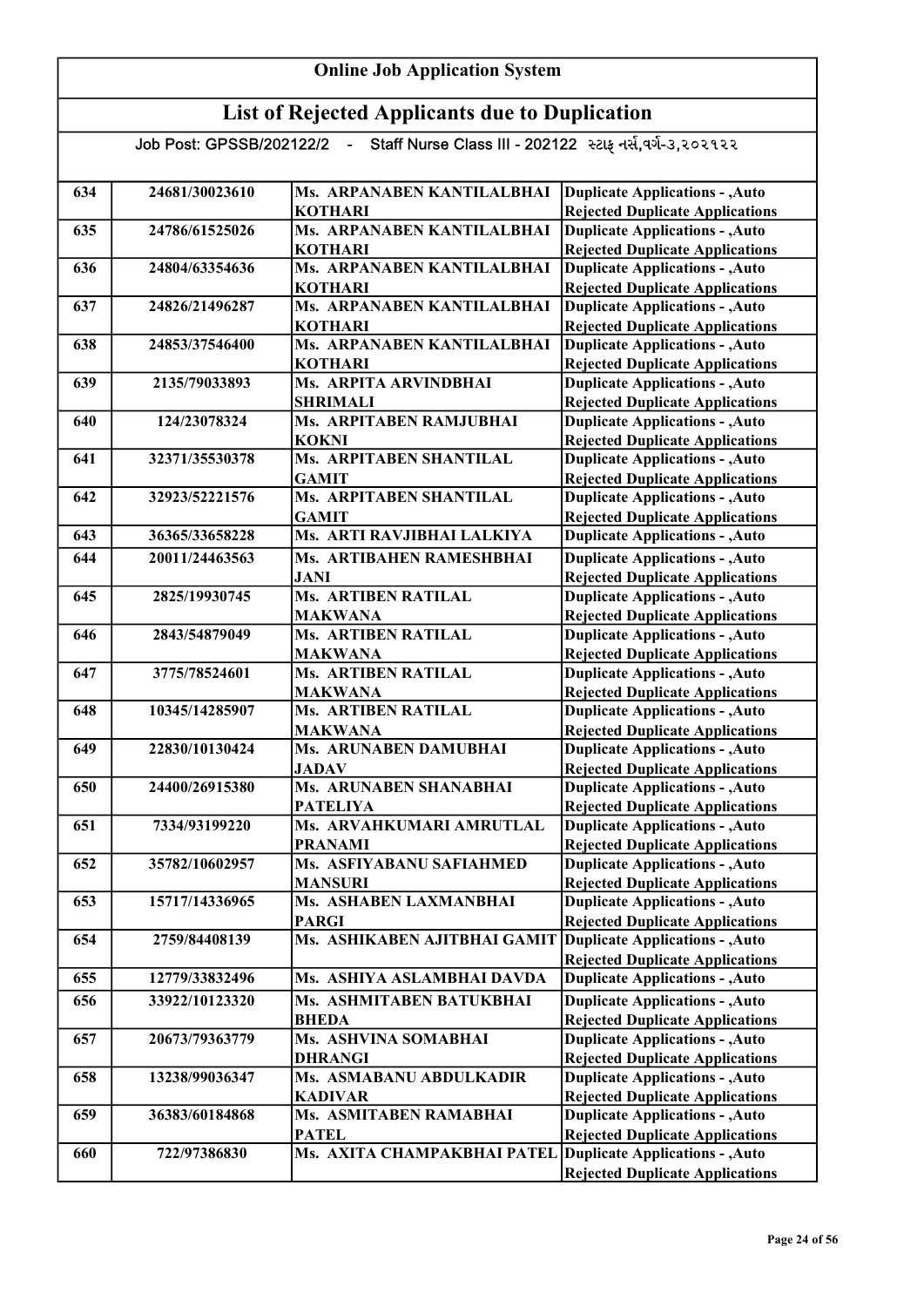# Online Job Application System

## List of Rejected Applicants due to Duplication

Job Post: GPSSB/202122/2 - Staff Nurse Class III - 202122 સ્ટાફ નર્સ,વર્ગ-૩,૨૦૨૧૨૨

| | | | |
|---|---|---|---|
| 634 | 24681/30023610 | Ms. ARPANABEN KANTILALBHAI KOTHARI | Duplicate Applications - ,Auto Rejected Duplicate Applications |
| 635 | 24786/61525026 | Ms. ARPANABEN KANTILALBHAI KOTHARI | Duplicate Applications - ,Auto Rejected Duplicate Applications |
| 636 | 24804/63354636 | Ms. ARPANABEN KANTILALBHAI KOTHARI | Duplicate Applications - ,Auto Rejected Duplicate Applications |
| 637 | 24826/21496287 | Ms. ARPANABEN KANTILALBHAI KOTHARI | Duplicate Applications - ,Auto Rejected Duplicate Applications |
| 638 | 24853/37546400 | Ms. ARPANABEN KANTILALBHAI KOTHARI | Duplicate Applications - ,Auto Rejected Duplicate Applications |
| 639 | 2135/79033893 | Ms. ARPITA ARVINDBHAI SHRIMALI | Duplicate Applications - ,Auto Rejected Duplicate Applications |
| 640 | 124/23078324 | Ms. ARPITABEN RAMJUBHAI KOKNI | Duplicate Applications - ,Auto Rejected Duplicate Applications |
| 641 | 32371/35530378 | Ms. ARPITABEN SHANTILAL GAMIT | Duplicate Applications - ,Auto Rejected Duplicate Applications |
| 642 | 32923/52221576 | Ms. ARPITABEN SHANTILAL GAMIT | Duplicate Applications - ,Auto Rejected Duplicate Applications |
| 643 | 36365/33658228 | Ms. ARTI RAVJIBHAI LALKIYA | Duplicate Applications - ,Auto |
| 644 | 20011/24463563 | Ms. ARTIBAHEN RAMESHBHAI JANI | Duplicate Applications - ,Auto Rejected Duplicate Applications |
| 645 | 2825/19930745 | Ms. ARTIBEN RATILAL MAKWANA | Duplicate Applications - ,Auto Rejected Duplicate Applications |
| 646 | 2843/54879049 | Ms. ARTIBEN RATILAL MAKWANA | Duplicate Applications - ,Auto Rejected Duplicate Applications |
| 647 | 3775/78524601 | Ms. ARTIBEN RATILAL MAKWANA | Duplicate Applications - ,Auto Rejected Duplicate Applications |
| 648 | 10345/14285907 | Ms. ARTIBEN RATILAL MAKWANA | Duplicate Applications - ,Auto Rejected Duplicate Applications |
| 649 | 22830/10130424 | Ms. ARUNABEN DAMUBHAI JADAV | Duplicate Applications - ,Auto Rejected Duplicate Applications |
| 650 | 24400/26915380 | Ms. ARUNABEN SHANABHAI PATELIYA | Duplicate Applications - ,Auto Rejected Duplicate Applications |
| 651 | 7334/93199220 | Ms. ARVAHKUMARI AMRUTLAL PRANAMI | Duplicate Applications - ,Auto Rejected Duplicate Applications |
| 652 | 35782/10602957 | Ms. ASFIYABANU SAFIAHMED MANSURI | Duplicate Applications - ,Auto Rejected Duplicate Applications |
| 653 | 15717/14336965 | Ms. ASHABEN LAXMANBHAI PARGI | Duplicate Applications - ,Auto Rejected Duplicate Applications |
| 654 | 2759/84408139 | Ms. ASHIKABEN AJITBHAI GAMIT | Duplicate Applications - ,Auto Rejected Duplicate Applications |
| 655 | 12779/33832496 | Ms. ASHIYA ASLAMBHAI DAVDA | Duplicate Applications - ,Auto |
| 656 | 33922/10123320 | Ms. ASHMITABEN BATUKBHAI BHEDA | Duplicate Applications - ,Auto Rejected Duplicate Applications |
| 657 | 20673/79363779 | Ms. ASHVINA SOMABHAI DHRANGI | Duplicate Applications - ,Auto Rejected Duplicate Applications |
| 658 | 13238/99036347 | Ms. ASMABANU ABDULKADIR KADIVAR | Duplicate Applications - ,Auto Rejected Duplicate Applications |
| 659 | 36383/60184868 | Ms. ASMITABEN RAMABHAI PATEL | Duplicate Applications - ,Auto Rejected Duplicate Applications |
| 660 | 722/97386830 | Ms. AXITA CHAMPAKBHAI PATEL | Duplicate Applications - ,Auto Rejected Duplicate Applications |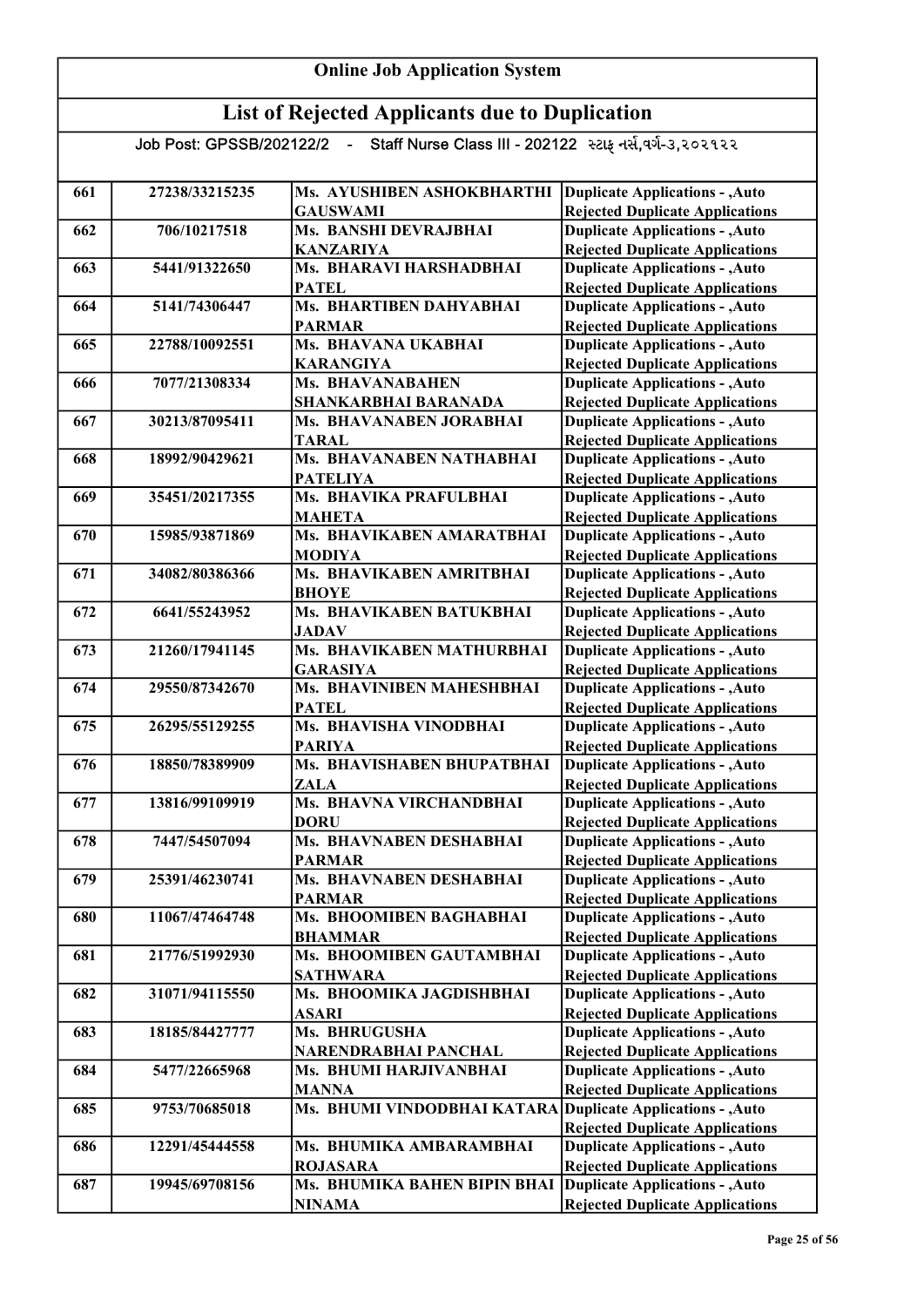# Online Job Application System

## List of Rejected Applicants due to Duplication

Job Post: GPSSB/202122/2 - Staff Nurse Class III - 202122 સ્ટાફ નર્સ,વર્ગ-૩,૨૦૨૧૨૨

| | | | |
|---|---|---|---|
| 661 | 27238/33215235 | Ms. AYUSHIBEN ASHOKBHARTHI GAUSWAMI | Duplicate Applications - ,Auto Rejected Duplicate Applications |
| 662 | 706/10217518 | Ms. BANSHI DEVRAJBHAI KANZARIYA | Duplicate Applications - ,Auto Rejected Duplicate Applications |
| 663 | 5441/91322650 | Ms. BHARAVI HARSHADBHAI PATEL | Duplicate Applications - ,Auto Rejected Duplicate Applications |
| 664 | 5141/74306447 | Ms. BHARTIBEN DAHYABHAI PARMAR | Duplicate Applications - ,Auto Rejected Duplicate Applications |
| 665 | 22788/10092551 | Ms. BHAVANA UKABHAI KARANGIYA | Duplicate Applications - ,Auto Rejected Duplicate Applications |
| 666 | 7077/21308334 | Ms. BHAVANABAHEN SHANKARBHAI BARANADA | Duplicate Applications - ,Auto Rejected Duplicate Applications |
| 667 | 30213/87095411 | Ms. BHAVANABEN JORABHAI TARAL | Duplicate Applications - ,Auto Rejected Duplicate Applications |
| 668 | 18992/90429621 | Ms. BHAVANABEN NATHABHAI PATELIYA | Duplicate Applications - ,Auto Rejected Duplicate Applications |
| 669 | 35451/20217355 | Ms. BHAVIKA PRAFULBHAI MAHETA | Duplicate Applications - ,Auto Rejected Duplicate Applications |
| 670 | 15985/93871869 | Ms. BHAVIKABEN AMARATBHAI MODIYA | Duplicate Applications - ,Auto Rejected Duplicate Applications |
| 671 | 34082/80386366 | Ms. BHAVIKABEN AMRITBHAI BHOYE | Duplicate Applications - ,Auto Rejected Duplicate Applications |
| 672 | 6641/55243952 | Ms. BHAVIKABEN BATUKBHAI JADAV | Duplicate Applications - ,Auto Rejected Duplicate Applications |
| 673 | 21260/17941145 | Ms. BHAVIKABEN MATHURBHAI GARASIYA | Duplicate Applications - ,Auto Rejected Duplicate Applications |
| 674 | 29550/87342670 | Ms. BHAVINIBEN MAHESHBHAI PATEL | Duplicate Applications - ,Auto Rejected Duplicate Applications |
| 675 | 26295/55129255 | Ms. BHAVISHA VINODBHAI PARIYA | Duplicate Applications - ,Auto Rejected Duplicate Applications |
| 676 | 18850/78389909 | Ms. BHAVISHABEN BHUPATBHAI ZALA | Duplicate Applications - ,Auto Rejected Duplicate Applications |
| 677 | 13816/99109919 | Ms. BHAVNA VIRCHANDBHAI DORU | Duplicate Applications - ,Auto Rejected Duplicate Applications |
| 678 | 7447/54507094 | Ms. BHAVNABEN DESHABHAI PARMAR | Duplicate Applications - ,Auto Rejected Duplicate Applications |
| 679 | 25391/46230741 | Ms. BHAVNABEN DESHABHAI PARMAR | Duplicate Applications - ,Auto Rejected Duplicate Applications |
| 680 | 11067/47464748 | Ms. BHOOMIBEN BAGHABHAI BHAMMAR | Duplicate Applications - ,Auto Rejected Duplicate Applications |
| 681 | 21776/51992930 | Ms. BHOOMIBEN GAUTAMBHAI SATHWARA | Duplicate Applications - ,Auto Rejected Duplicate Applications |
| 682 | 31071/94115550 | Ms. BHOOMIKA JAGDISHBHAI ASARI | Duplicate Applications - ,Auto Rejected Duplicate Applications |
| 683 | 18185/84427777 | Ms. BHRUGUSHA NARENDRABHAI PANCHAL | Duplicate Applications - ,Auto Rejected Duplicate Applications |
| 684 | 5477/22665968 | Ms. BHUMI HARJIVANBHAI MANNA | Duplicate Applications - ,Auto Rejected Duplicate Applications |
| 685 | 9753/70685018 | Ms. BHUMI VINDODBHAI KATARA | Duplicate Applications - ,Auto Rejected Duplicate Applications |
| 686 | 12291/45444558 | Ms. BHUMIKA AMBARAMBHAI ROJASARA | Duplicate Applications - ,Auto Rejected Duplicate Applications |
| 687 | 19945/69708156 | Ms. BHUMIKA BAHEN BIPIN BHAI NINAMA | Duplicate Applications - ,Auto Rejected Duplicate Applications |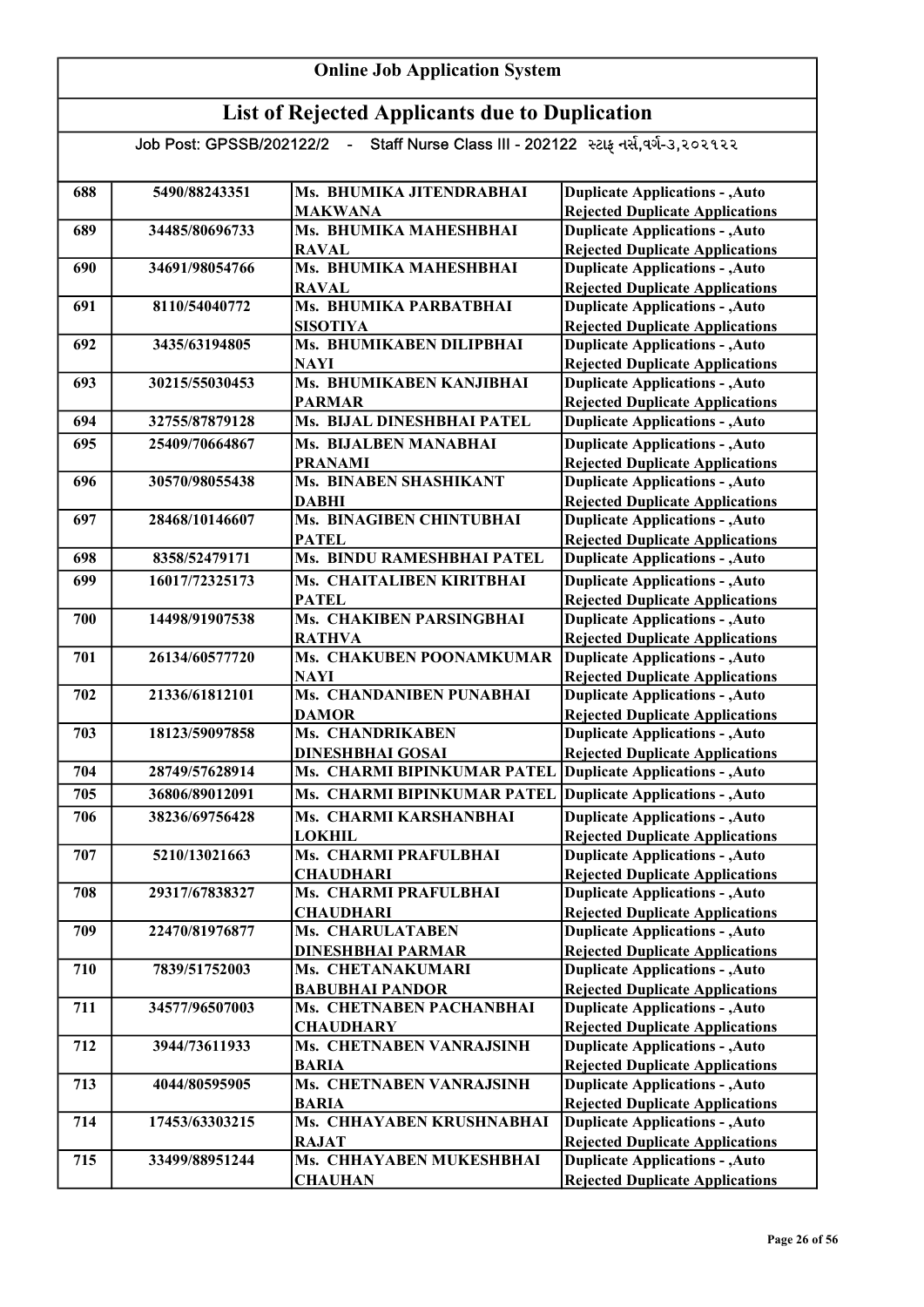# Online Job Application System

## List of Rejected Applicants due to Duplication

Job Post: GPSSB/202122/2 - Staff Nurse Class III - 202122 સ્ટાફ નર્સ,વર્ગ-૩,૨૦૨૧૨૨

| | | | |
|---|---|---|---|
| 688 | 5490/88243351 | Ms. BHUMIKA JITENDRABHAI MAKWANA | Duplicate Applications - ,Auto Rejected Duplicate Applications |
| 689 | 34485/80696733 | Ms. BHUMIKA MAHESHBHAI RAVAL | Duplicate Applications - ,Auto Rejected Duplicate Applications |
| 690 | 34691/98054766 | Ms. BHUMIKA MAHESHBHAI RAVAL | Duplicate Applications - ,Auto Rejected Duplicate Applications |
| 691 | 8110/54040772 | Ms. BHUMIKA PARBATBHAI SISOTIYA | Duplicate Applications - ,Auto Rejected Duplicate Applications |
| 692 | 3435/63194805 | Ms. BHUMIKABEN DILIPBHAI NAYI | Duplicate Applications - ,Auto Rejected Duplicate Applications |
| 693 | 30215/55030453 | Ms. BHUMIKABEN KANJIBHAI PARMAR | Duplicate Applications - ,Auto Rejected Duplicate Applications |
| 694 | 32755/87879128 | Ms. BIJAL DINESHBHAI PATEL | Duplicate Applications - ,Auto |
| 695 | 25409/70664867 | Ms. BIJALBEN MANABHAI PRANAMI | Duplicate Applications - ,Auto Rejected Duplicate Applications |
| 696 | 30570/98055438 | Ms. BINABEN SHASHIKANT DABHI | Duplicate Applications - ,Auto Rejected Duplicate Applications |
| 697 | 28468/10146607 | Ms. BINAGIBEN CHINTUBHAI PATEL | Duplicate Applications - ,Auto Rejected Duplicate Applications |
| 698 | 8358/52479171 | Ms. BINDU RAMESHBHAI PATEL | Duplicate Applications - ,Auto |
| 699 | 16017/72325173 | Ms. CHAITALIBEN KIRITBHAI PATEL | Duplicate Applications - ,Auto Rejected Duplicate Applications |
| 700 | 14498/91907538 | Ms. CHAKIBEN PARSINGBHAI RATHVA | Duplicate Applications - ,Auto Rejected Duplicate Applications |
| 701 | 26134/60577720 | Ms. CHAKUBEN POONAMKUMAR NAYI | Duplicate Applications - ,Auto Rejected Duplicate Applications |
| 702 | 21336/61812101 | Ms. CHANDANIBEN PUNABHAI DAMOR | Duplicate Applications - ,Auto Rejected Duplicate Applications |
| 703 | 18123/59097858 | Ms. CHANDRIKABEN DINESHBHAI GOSAI | Duplicate Applications - ,Auto Rejected Duplicate Applications |
| 704 | 28749/57628914 | Ms. CHARMI BIPINKUMAR PATEL | Duplicate Applications - ,Auto |
| 705 | 36806/89012091 | Ms. CHARMI BIPINKUMAR PATEL | Duplicate Applications - ,Auto |
| 706 | 38236/69756428 | Ms. CHARMI KARSHANBHAI LOKHIL | Duplicate Applications - ,Auto Rejected Duplicate Applications |
| 707 | 5210/13021663 | Ms. CHARMI PRAFULBHAI CHAUDHARI | Duplicate Applications - ,Auto Rejected Duplicate Applications |
| 708 | 29317/67838327 | Ms. CHARMI PRAFULBHAI CHAUDHARI | Duplicate Applications - ,Auto Rejected Duplicate Applications |
| 709 | 22470/81976877 | Ms. CHARULATABEN DINESHBHAI PARMAR | Duplicate Applications - ,Auto Rejected Duplicate Applications |
| 710 | 7839/51752003 | Ms. CHETANAKUMARI BABUBHAI PANDOR | Duplicate Applications - ,Auto Rejected Duplicate Applications |
| 711 | 34577/96507003 | Ms. CHETNABEN PACHANBHAI CHAUDHARY | Duplicate Applications - ,Auto Rejected Duplicate Applications |
| 712 | 3944/73611933 | Ms. CHETNABEN VANRAJSINH BARIA | Duplicate Applications - ,Auto Rejected Duplicate Applications |
| 713 | 4044/80595905 | Ms. CHETNABEN VANRAJSINH BARIA | Duplicate Applications - ,Auto Rejected Duplicate Applications |
| 714 | 17453/63303215 | Ms. CHHAYABEN KRUSHNABHAI RAJAT | Duplicate Applications - ,Auto Rejected Duplicate Applications |
| 715 | 33499/88951244 | Ms. CHHAYABEN MUKESHBHAI CHAUHAN | Duplicate Applications - ,Auto Rejected Duplicate Applications |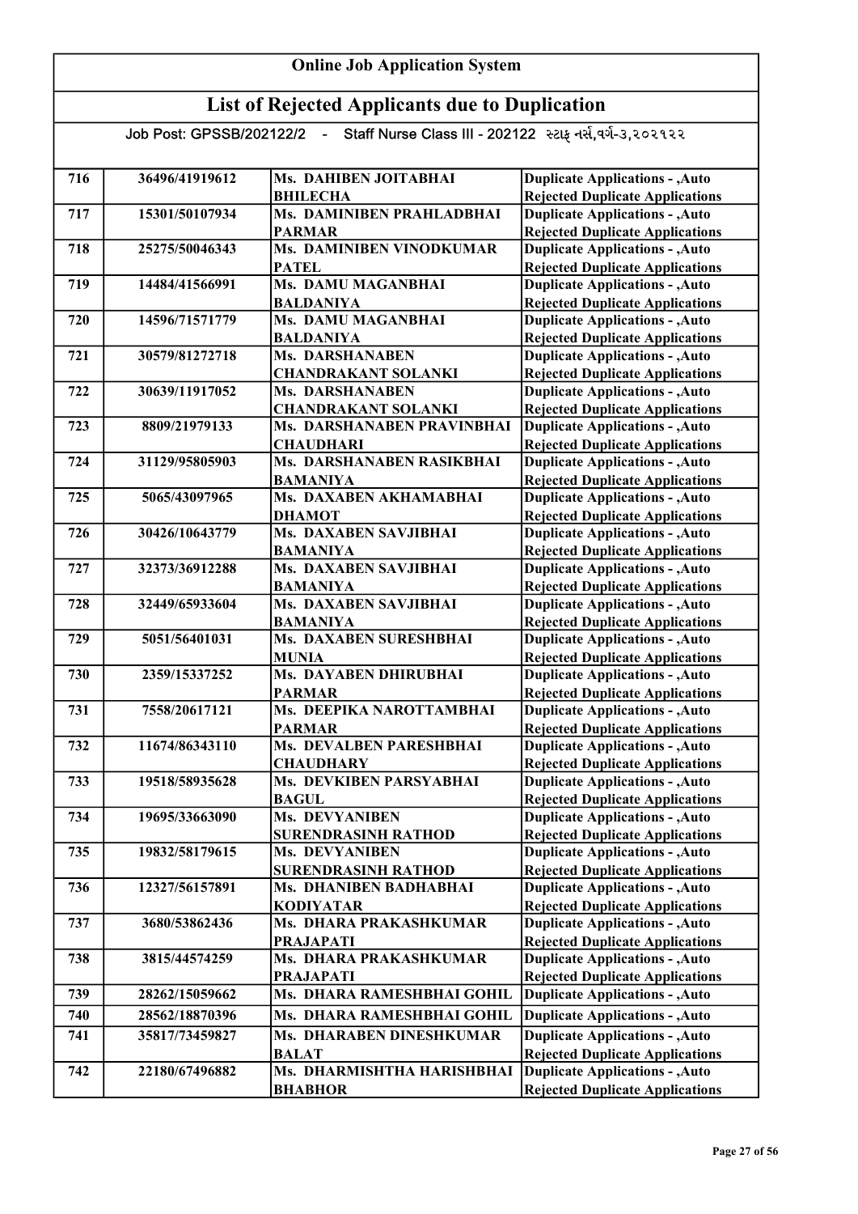# Online Job Application System

## List of Rejected Applicants due to Duplication

Job Post: GPSSB/202122/2 - Staff Nurse Class III - 202122 સ્ટાફ નર્સ,વર્ગ-૩,૨૦૨૧૨૨

| | | | |
|---|---|---|---|
| 716 | 36496/41919612 | Ms. DAHIBEN JOITABHAI BHILECHA | Duplicate Applications - ,Auto Rejected Duplicate Applications |
| 717 | 15301/50107934 | Ms. DAMINIBEN PRAHLADBHAI PARMAR | Duplicate Applications - ,Auto Rejected Duplicate Applications |
| 718 | 25275/50046343 | Ms. DAMINIBEN VINODKUMAR PATEL | Duplicate Applications - ,Auto Rejected Duplicate Applications |
| 719 | 14484/41566991 | Ms. DAMU MAGANBHAI BALDANIYA | Duplicate Applications - ,Auto Rejected Duplicate Applications |
| 720 | 14596/71571779 | Ms. DAMU MAGANBHAI BALDANIYA | Duplicate Applications - ,Auto Rejected Duplicate Applications |
| 721 | 30579/81272718 | Ms. DARSHANABEN CHANDRAKANT SOLANKI | Duplicate Applications - ,Auto Rejected Duplicate Applications |
| 722 | 30639/11917052 | Ms. DARSHANABEN CHANDRAKANT SOLANKI | Duplicate Applications - ,Auto Rejected Duplicate Applications |
| 723 | 8809/21979133 | Ms. DARSHANABEN PRAVINBHAI CHAUDHARI | Duplicate Applications - ,Auto Rejected Duplicate Applications |
| 724 | 31129/95805903 | Ms. DARSHANABEN RASIKBHAI BAMANIYA | Duplicate Applications - ,Auto Rejected Duplicate Applications |
| 725 | 5065/43097965 | Ms. DAXABEN AKHAMABHAI DHAMOT | Duplicate Applications - ,Auto Rejected Duplicate Applications |
| 726 | 30426/10643779 | Ms. DAXABEN SAVJIBHAI BAMANIYA | Duplicate Applications - ,Auto Rejected Duplicate Applications |
| 727 | 32373/36912288 | Ms. DAXABEN SAVJIBHAI BAMANIYA | Duplicate Applications - ,Auto Rejected Duplicate Applications |
| 728 | 32449/65933604 | Ms. DAXABEN SAVJIBHAI BAMANIYA | Duplicate Applications - ,Auto Rejected Duplicate Applications |
| 729 | 5051/56401031 | Ms. DAXABEN SURESHBHAI MUNIA | Duplicate Applications - ,Auto Rejected Duplicate Applications |
| 730 | 2359/15337252 | Ms. DAYABEN DHIRUBHAI PARMAR | Duplicate Applications - ,Auto Rejected Duplicate Applications |
| 731 | 7558/20617121 | Ms. DEEPIKA NAROTTAMBHAI PARMAR | Duplicate Applications - ,Auto Rejected Duplicate Applications |
| 732 | 11674/86343110 | Ms. DEVALBEN PARESHBHAI CHAUDHARY | Duplicate Applications - ,Auto Rejected Duplicate Applications |
| 733 | 19518/58935628 | Ms. DEVKIBEN PARSYABHAI BAGUL | Duplicate Applications - ,Auto Rejected Duplicate Applications |
| 734 | 19695/33663090 | Ms. DEVYANIBEN SURENDRASINH RATHOD | Duplicate Applications - ,Auto Rejected Duplicate Applications |
| 735 | 19832/58179615 | Ms. DEVYANIBEN SURENDRASINH RATHOD | Duplicate Applications - ,Auto Rejected Duplicate Applications |
| 736 | 12327/56157891 | Ms. DHANIBEN BADHABHAI KODIYATAR | Duplicate Applications - ,Auto Rejected Duplicate Applications |
| 737 | 3680/53862436 | Ms. DHARA PRAKASHKUMAR PRAJAPATI | Duplicate Applications - ,Auto Rejected Duplicate Applications |
| 738 | 3815/44574259 | Ms. DHARA PRAKASHKUMAR PRAJAPATI | Duplicate Applications - ,Auto Rejected Duplicate Applications |
| 739 | 28262/15059662 | Ms. DHARA RAMESHBHAI GOHIL | Duplicate Applications - ,Auto |
| 740 | 28562/18870396 | Ms. DHARA RAMESHBHAI GOHIL | Duplicate Applications - ,Auto |
| 741 | 35817/73459827 | Ms. DHARABEN DINESHKUMAR BALAT | Duplicate Applications - ,Auto Rejected Duplicate Applications |
| 742 | 22180/67496882 | Ms. DHARMISHTHA HARISHBHAI BHABHOR | Duplicate Applications - ,Auto Rejected Duplicate Applications |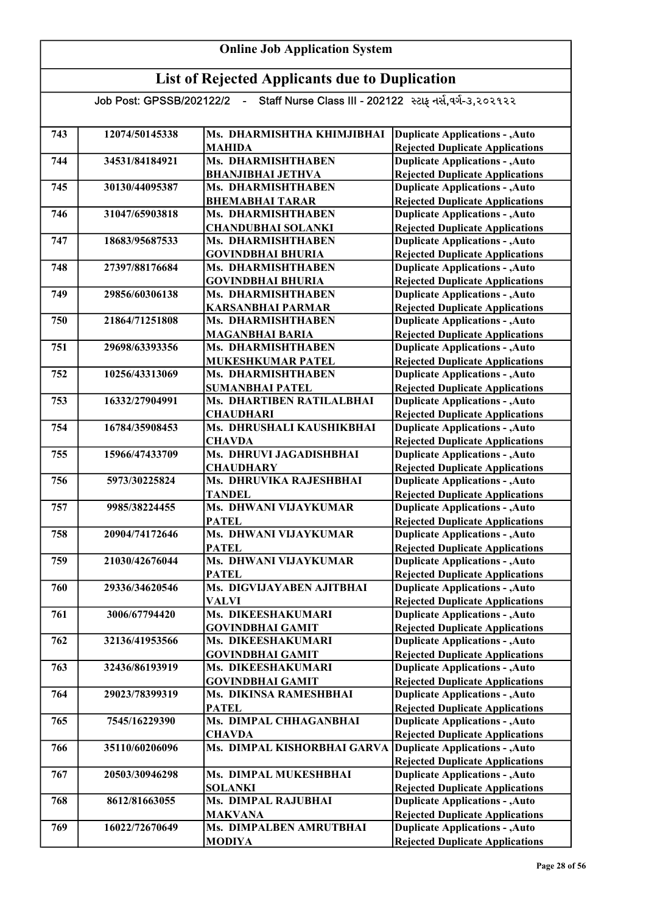# Online Job Application System

## List of Rejected Applicants due to Duplication

Job Post: GPSSB/202122/2 - Staff Nurse Class III - 202122 સ્ટાફ નર્સ,વર્ગ-૩,૨૦૨૧૨૨

| | | | |
|---|---|---|---|
| 743 | 12074/50145338 | Ms. DHARMISHTHA KHIMJIBHAI MAHIDA | Duplicate Applications - ,Auto Rejected Duplicate Applications |
| 744 | 34531/84184921 | Ms. DHARMISHTHABEN BHANJIBHAI JETHVA | Duplicate Applications - ,Auto Rejected Duplicate Applications |
| 745 | 30130/44095387 | Ms. DHARMISHTHABEN BHEMABHAI TARAR | Duplicate Applications - ,Auto Rejected Duplicate Applications |
| 746 | 31047/65903818 | Ms. DHARMISHTHABEN CHANDUBHAI SOLANKI | Duplicate Applications - ,Auto Rejected Duplicate Applications |
| 747 | 18683/95687533 | Ms. DHARMISHTHABEN GOVINDBHAI BHURIA | Duplicate Applications - ,Auto Rejected Duplicate Applications |
| 748 | 27397/88176684 | Ms. DHARMISHTHABEN GOVINDBHAI BHURIA | Duplicate Applications - ,Auto Rejected Duplicate Applications |
| 749 | 29856/60306138 | Ms. DHARMISHTHABEN KARSANBHAI PARMAR | Duplicate Applications - ,Auto Rejected Duplicate Applications |
| 750 | 21864/71251808 | Ms. DHARMISHTHABEN MAGANBHAI BARIA | Duplicate Applications - ,Auto Rejected Duplicate Applications |
| 751 | 29698/63393356 | Ms. DHARMISHTHABEN MUKESHKUMAR PATEL | Duplicate Applications - ,Auto Rejected Duplicate Applications |
| 752 | 10256/43313069 | Ms. DHARMISHTHABEN SUMANBHAI PATEL | Duplicate Applications - ,Auto Rejected Duplicate Applications |
| 753 | 16332/27904991 | Ms. DHARTIBEN RATILALBHAI CHAUDHARI | Duplicate Applications - ,Auto Rejected Duplicate Applications |
| 754 | 16784/35908453 | Ms. DHRUSHALI KAUSHIKBHAI CHAVDA | Duplicate Applications - ,Auto Rejected Duplicate Applications |
| 755 | 15966/47433709 | Ms. DHRUVI JAGADISHBHAI CHAUDHARY | Duplicate Applications - ,Auto Rejected Duplicate Applications |
| 756 | 5973/30225824 | Ms. DHRUVIKA RAJESHBHAI TANDEL | Duplicate Applications - ,Auto Rejected Duplicate Applications |
| 757 | 9985/38224455 | Ms. DHWANI VIJAYKUMAR PATEL | Duplicate Applications - ,Auto Rejected Duplicate Applications |
| 758 | 20904/74172646 | Ms. DHWANI VIJAYKUMAR PATEL | Duplicate Applications - ,Auto Rejected Duplicate Applications |
| 759 | 21030/42676044 | Ms. DHWANI VIJAYKUMAR PATEL | Duplicate Applications - ,Auto Rejected Duplicate Applications |
| 760 | 29336/34620546 | Ms. DIGVIJAYABEN AJITBHAI VALVI | Duplicate Applications - ,Auto Rejected Duplicate Applications |
| 761 | 3006/67794420 | Ms. DIKEESHAKUMARI GOVINDBHAI GAMIT | Duplicate Applications - ,Auto Rejected Duplicate Applications |
| 762 | 32136/41953566 | Ms. DIKEESHAKUMARI GOVINDBHAI GAMIT | Duplicate Applications - ,Auto Rejected Duplicate Applications |
| 763 | 32436/86193919 | Ms. DIKEESHAKUMARI GOVINDBHAI GAMIT | Duplicate Applications - ,Auto Rejected Duplicate Applications |
| 764 | 29023/78399319 | Ms. DIKINSA RAMESHBHAI PATEL | Duplicate Applications - ,Auto Rejected Duplicate Applications |
| 765 | 7545/16229390 | Ms. DIMPAL CHHAGANBHAI CHAVDA | Duplicate Applications - ,Auto Rejected Duplicate Applications |
| 766 | 35110/60206096 | Ms. DIMPAL KISHORBHAI GARVA | Duplicate Applications - ,Auto Rejected Duplicate Applications |
| 767 | 20503/30946298 | Ms. DIMPAL MUKESHBHAI SOLANKI | Duplicate Applications - ,Auto Rejected Duplicate Applications |
| 768 | 8612/81663055 | Ms. DIMPAL RAJUBHAI MAKVANA | Duplicate Applications - ,Auto Rejected Duplicate Applications |
| 769 | 16022/72670649 | Ms. DIMPALBEN AMRUTBHAI MODIYA | Duplicate Applications - ,Auto Rejected Duplicate Applications |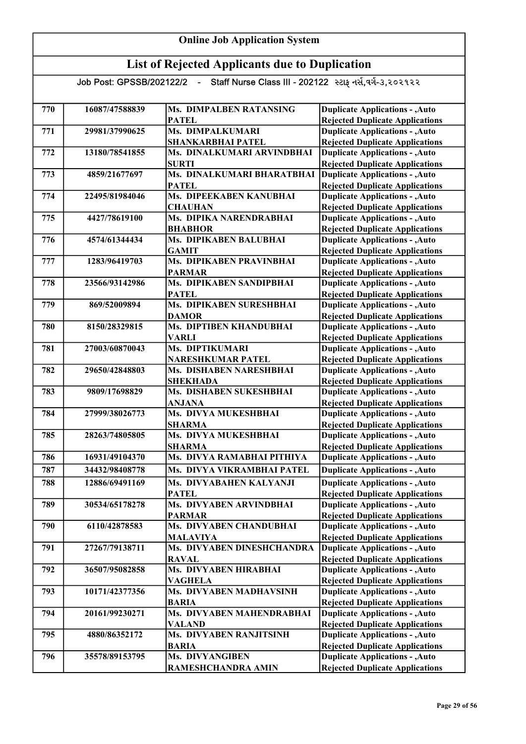# Online Job Application System

## List of Rejected Applicants due to Duplication

Job Post: GPSSB/202122/2 - Staff Nurse Class III - 202122 સ્ટાફ નર્સ,વર્ગ-૩,૨૦૨૧૨૨

| | | | |
|---|---|---|---|
| 770 | 16087/47588839 | Ms. DIMPALBEN RATANSING PATEL | Duplicate Applications - ,Auto Rejected Duplicate Applications |
| 771 | 29981/37990625 | Ms. DIMPALKUMARI SHANKARBHAI PATEL | Duplicate Applications - ,Auto Rejected Duplicate Applications |
| 772 | 13180/78541855 | Ms. DINALKUMARI ARVINDBHAI SURTI | Duplicate Applications - ,Auto Rejected Duplicate Applications |
| 773 | 4859/21677697 | Ms. DINALKUMARI BHARATBHAI PATEL | Duplicate Applications - ,Auto Rejected Duplicate Applications |
| 774 | 22495/81984046 | Ms. DIPEEKABEN KANUBHAI CHAUHAN | Duplicate Applications - ,Auto Rejected Duplicate Applications |
| 775 | 4427/78619100 | Ms. DIPIKA NARENDRABHAI BHABHOR | Duplicate Applications - ,Auto Rejected Duplicate Applications |
| 776 | 4574/61344434 | Ms. DIPIKABEN BALUBHAI GAMIT | Duplicate Applications - ,Auto Rejected Duplicate Applications |
| 777 | 1283/96419703 | Ms. DIPIKABEN PRAVINBHAI PARMAR | Duplicate Applications - ,Auto Rejected Duplicate Applications |
| 778 | 23566/93142986 | Ms. DIPIKABEN SANDIPBHAI PATEL | Duplicate Applications - ,Auto Rejected Duplicate Applications |
| 779 | 869/52009894 | Ms. DIPIKABEN SURESHBHAI DAMOR | Duplicate Applications - ,Auto Rejected Duplicate Applications |
| 780 | 8150/28329815 | Ms. DIPTIBEN KHANDUBHAI VARLI | Duplicate Applications - ,Auto Rejected Duplicate Applications |
| 781 | 27003/60870043 | Ms. DIPTIKUMARI NARESHKUMAR PATEL | Duplicate Applications - ,Auto Rejected Duplicate Applications |
| 782 | 29650/42848803 | Ms. DISHABEN NARESHBHAI SHEKHADA | Duplicate Applications - ,Auto Rejected Duplicate Applications |
| 783 | 9809/17698829 | Ms. DISHABEN SUKESHBHAI ANJANA | Duplicate Applications - ,Auto Rejected Duplicate Applications |
| 784 | 27999/38026773 | Ms. DIVYA MUKESHBHAI SHARMA | Duplicate Applications - ,Auto Rejected Duplicate Applications |
| 785 | 28263/74805805 | Ms. DIVYA MUKESHBHAI SHARMA | Duplicate Applications - ,Auto Rejected Duplicate Applications |
| 786 | 16931/49104370 | Ms. DIVYA RAMABHAI PITHIYA | Duplicate Applications - ,Auto |
| 787 | 34432/98408778 | Ms. DIVYA VIKRAMBHAI PATEL | Duplicate Applications - ,Auto |
| 788 | 12886/69491169 | Ms. DIVYABAHEN KALYANJI PATEL | Duplicate Applications - ,Auto Rejected Duplicate Applications |
| 789 | 30534/65178278 | Ms. DIVYABEN ARVINDBHAI PARMAR | Duplicate Applications - ,Auto Rejected Duplicate Applications |
| 790 | 6110/42878583 | Ms. DIVYABEN CHANDUBHAI MALAVIYA | Duplicate Applications - ,Auto Rejected Duplicate Applications |
| 791 | 27267/79138711 | Ms. DIVYABEN DINESHCHANDRA RAVAL | Duplicate Applications - ,Auto Rejected Duplicate Applications |
| 792 | 36507/95082858 | Ms. DIVYABEN HIRABHAI VAGHELA | Duplicate Applications - ,Auto Rejected Duplicate Applications |
| 793 | 10171/42377356 | Ms. DIVYABEN MADHAVSINH BARIA | Duplicate Applications - ,Auto Rejected Duplicate Applications |
| 794 | 20161/99230271 | Ms. DIVYABEN MAHENDRABHAI VALAND | Duplicate Applications - ,Auto Rejected Duplicate Applications |
| 795 | 4880/86352172 | Ms. DIVYABEN RANJITSINH BARIA | Duplicate Applications - ,Auto Rejected Duplicate Applications |
| 796 | 35578/89153795 | Ms. DIVYANGIBEN RAMESHCHANDRA AMIN | Duplicate Applications - ,Auto Rejected Duplicate Applications |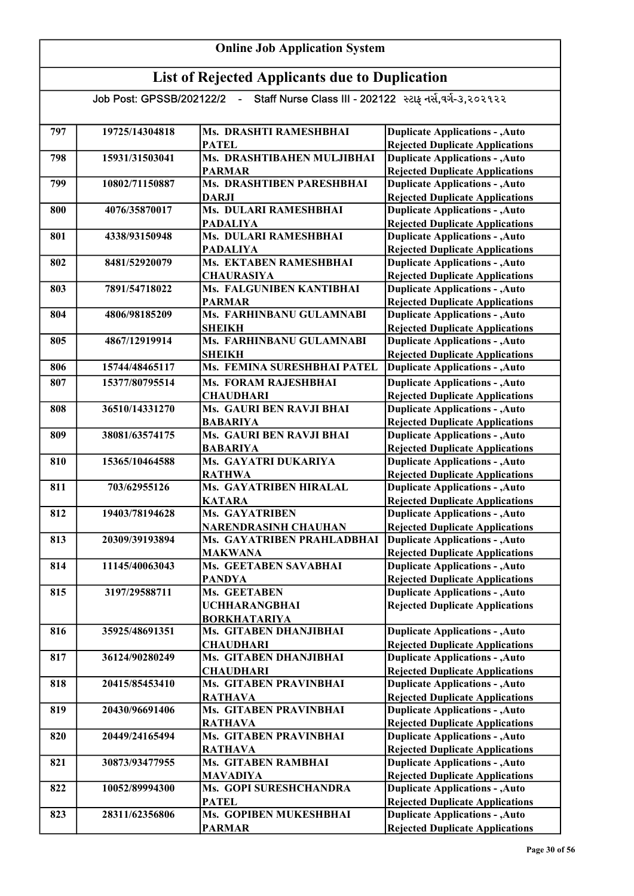# Online Job Application System

## List of Rejected Applicants due to Duplication

Job Post: GPSSB/202122/2 - Staff Nurse Class III - 202122 સ્ટાફ નર્સ,વર્ગ-૩,૨૦૨૧૨૨

| | | | |
|---|---|---|---|
| 797 | 19725/14304818 | Ms. DRASHTI RAMESHBHAI PATEL | Duplicate Applications - ,Auto Rejected Duplicate Applications |
| 798 | 15931/31503041 | Ms. DRASHTIBAHEN MULJIBHAI PARMAR | Duplicate Applications - ,Auto Rejected Duplicate Applications |
| 799 | 10802/71150887 | Ms. DRASHTIBEN PARESHBHAI DARJI | Duplicate Applications - ,Auto Rejected Duplicate Applications |
| 800 | 4076/35870017 | Ms. DULARI RAMESHBHAI PADALIYA | Duplicate Applications - ,Auto Rejected Duplicate Applications |
| 801 | 4338/93150948 | Ms. DULARI RAMESHBHAI PADALIYA | Duplicate Applications - ,Auto Rejected Duplicate Applications |
| 802 | 8481/52920079 | Ms. EKTABEN RAMESHBHAI CHAURASIYA | Duplicate Applications - ,Auto Rejected Duplicate Applications |
| 803 | 7891/54718022 | Ms. FALGUNIBEN KANTIBHAI PARMAR | Duplicate Applications - ,Auto Rejected Duplicate Applications |
| 804 | 4806/98185209 | Ms. FARHINBANU GULAMNABI SHEIKH | Duplicate Applications - ,Auto Rejected Duplicate Applications |
| 805 | 4867/12919914 | Ms. FARHINBANU GULAMNABI SHEIKH | Duplicate Applications - ,Auto Rejected Duplicate Applications |
| 806 | 15744/48465117 | Ms. FEMINA SURESHBHAI PATEL | Duplicate Applications - ,Auto |
| 807 | 15377/80795514 | Ms. FORAM RAJESHBHAI CHAUDHARI | Duplicate Applications - ,Auto Rejected Duplicate Applications |
| 808 | 36510/14331270 | Ms. GAURI BEN RAVJI BHAI BABARIYA | Duplicate Applications - ,Auto Rejected Duplicate Applications |
| 809 | 38081/63574175 | Ms. GAURI BEN RAVJI BHAI BABARIYA | Duplicate Applications - ,Auto Rejected Duplicate Applications |
| 810 | 15365/10464588 | Ms. GAYATRI DUKARIYA RATHWA | Duplicate Applications - ,Auto Rejected Duplicate Applications |
| 811 | 703/62955126 | Ms. GAYATRIBEN HIRALAL KATARA | Duplicate Applications - ,Auto Rejected Duplicate Applications |
| 812 | 19403/78194628 | Ms. GAYATRIBEN NARENDRASINH CHAUHAN | Duplicate Applications - ,Auto Rejected Duplicate Applications |
| 813 | 20309/39193894 | Ms. GAYATRIBEN PRAHLADBHAI MAKWANA | Duplicate Applications - ,Auto Rejected Duplicate Applications |
| 814 | 11145/40063043 | Ms. GEETABEN SAVABHAI PANDYA | Duplicate Applications - ,Auto Rejected Duplicate Applications |
| 815 | 3197/29588711 | Ms. GEETABEN UCHHARANGBHAI BORKHATARIYA | Duplicate Applications - ,Auto Rejected Duplicate Applications |
| 816 | 35925/48691351 | Ms. GITABEN DHANJIBHAI CHAUDHARI | Duplicate Applications - ,Auto Rejected Duplicate Applications |
| 817 | 36124/90280249 | Ms. GITABEN DHANJIBHAI CHAUDHARI | Duplicate Applications - ,Auto Rejected Duplicate Applications |
| 818 | 20415/85453410 | Ms. GITABEN PRAVINBHAI RATHAVA | Duplicate Applications - ,Auto Rejected Duplicate Applications |
| 819 | 20430/96691406 | Ms. GITABEN PRAVINBHAI RATHAVA | Duplicate Applications - ,Auto Rejected Duplicate Applications |
| 820 | 20449/24165494 | Ms. GITABEN PRAVINBHAI RATHAVA | Duplicate Applications - ,Auto Rejected Duplicate Applications |
| 821 | 30873/93477955 | Ms. GITABEN RAMBHAI MAVADIYA | Duplicate Applications - ,Auto Rejected Duplicate Applications |
| 822 | 10052/89994300 | Ms. GOPI SURESHCHANDRA PATEL | Duplicate Applications - ,Auto Rejected Duplicate Applications |
| 823 | 28311/62356806 | Ms. GOPIBEN MUKESHBHAI PARMAR | Duplicate Applications - ,Auto Rejected Duplicate Applications |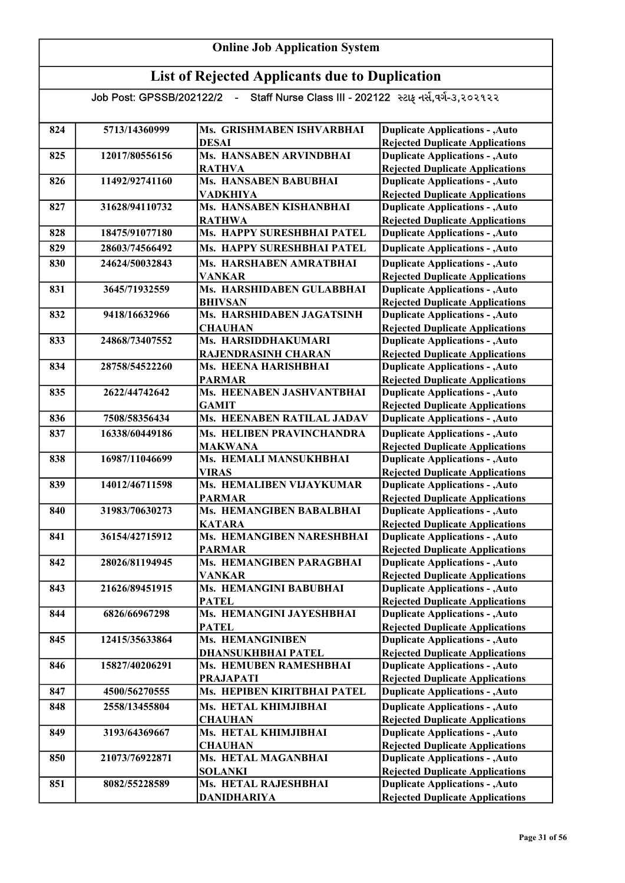# Online Job Application System

## List of Rejected Applicants due to Duplication

Job Post: GPSSB/202122/2 - Staff Nurse Class III - 202122 સ્ટાફ નર્સ,વર્ગ-૩,૨૦૨૧૨૨

| | | | |
|---|---|---|---|
| 824 | 5713/14360999 | Ms. GRISHMABEN ISHVARBHAI DESAI | Duplicate Applications - ,Auto Rejected Duplicate Applications |
| 825 | 12017/80556156 | Ms. HANSABEN ARVINDBHAI RATHVA | Duplicate Applications - ,Auto Rejected Duplicate Applications |
| 826 | 11492/92741160 | Ms. HANSABEN BABUBHAI VADKHIYA | Duplicate Applications - ,Auto Rejected Duplicate Applications |
| 827 | 31628/94110732 | Ms. HANSABEN KISHANBHAI RATHWA | Duplicate Applications - ,Auto Rejected Duplicate Applications |
| 828 | 18475/91077180 | Ms. HAPPY SURESHBHAI PATEL | Duplicate Applications - ,Auto |
| 829 | 28603/74566492 | Ms. HAPPY SURESHBHAI PATEL | Duplicate Applications - ,Auto |
| 830 | 24624/50032843 | Ms. HARSHABEN AMRATBHAI VANKAR | Duplicate Applications - ,Auto Rejected Duplicate Applications |
| 831 | 3645/71932559 | Ms. HARSHIDABEN GULABBHAI BHIVSAN | Duplicate Applications - ,Auto Rejected Duplicate Applications |
| 832 | 9418/16632966 | Ms. HARSHIDABEN JAGATSINH CHAUHAN | Duplicate Applications - ,Auto Rejected Duplicate Applications |
| 833 | 24868/73407552 | Ms. HARSIDDHAKUMARI RAJENDRASINH CHARAN | Duplicate Applications - ,Auto Rejected Duplicate Applications |
| 834 | 28758/54522260 | Ms. HEENA HARISHBHAI PARMAR | Duplicate Applications - ,Auto Rejected Duplicate Applications |
| 835 | 2622/44742642 | Ms. HEENABEN JASHVANTBHAI GAMIT | Duplicate Applications - ,Auto Rejected Duplicate Applications |
| 836 | 7508/58356434 | Ms. HEENABEN RATILAL JADAV | Duplicate Applications - ,Auto |
| 837 | 16338/60449186 | Ms. HELIBEN PRAVINCHANDRA MAKWANA | Duplicate Applications - ,Auto Rejected Duplicate Applications |
| 838 | 16987/11046699 | Ms. HEMALI MANSUKHBHAI VIRAS | Duplicate Applications - ,Auto Rejected Duplicate Applications |
| 839 | 14012/46711598 | Ms. HEMALIBEN VIJAYKUMAR PARMAR | Duplicate Applications - ,Auto Rejected Duplicate Applications |
| 840 | 31983/70630273 | Ms. HEMANGIBEN BABALBHAI KATARA | Duplicate Applications - ,Auto Rejected Duplicate Applications |
| 841 | 36154/42715912 | Ms. HEMANGIBEN NARESHBHAI PARMAR | Duplicate Applications - ,Auto Rejected Duplicate Applications |
| 842 | 28026/81194945 | Ms. HEMANGIBEN PARAGBHAI VANKAR | Duplicate Applications - ,Auto Rejected Duplicate Applications |
| 843 | 21626/89451915 | Ms. HEMANGINI BABUBHAI PATEL | Duplicate Applications - ,Auto Rejected Duplicate Applications |
| 844 | 6826/66967298 | Ms. HEMANGINI JAYESHBHAI PATEL | Duplicate Applications - ,Auto Rejected Duplicate Applications |
| 845 | 12415/35633864 | Ms. HEMANGINIBEN DHANSUKHBHAI PATEL | Duplicate Applications - ,Auto Rejected Duplicate Applications |
| 846 | 15827/40206291 | Ms. HEMUBEN RAMESHBHAI PRAJAPATI | Duplicate Applications - ,Auto Rejected Duplicate Applications |
| 847 | 4500/56270555 | Ms. HEPIBEN KIRITBHAI PATEL | Duplicate Applications - ,Auto |
| 848 | 2558/13455804 | Ms. HETAL KHIMJIBHAI CHAUHAN | Duplicate Applications - ,Auto Rejected Duplicate Applications |
| 849 | 3193/64369667 | Ms. HETAL KHIMJIBHAI CHAUHAN | Duplicate Applications - ,Auto Rejected Duplicate Applications |
| 850 | 21073/76922871 | Ms. HETAL MAGANBHAI SOLANKI | Duplicate Applications - ,Auto Rejected Duplicate Applications |
| 851 | 8082/55228589 | Ms. HETAL RAJESHBHAI DANIDHARIYA | Duplicate Applications - ,Auto Rejected Duplicate Applications |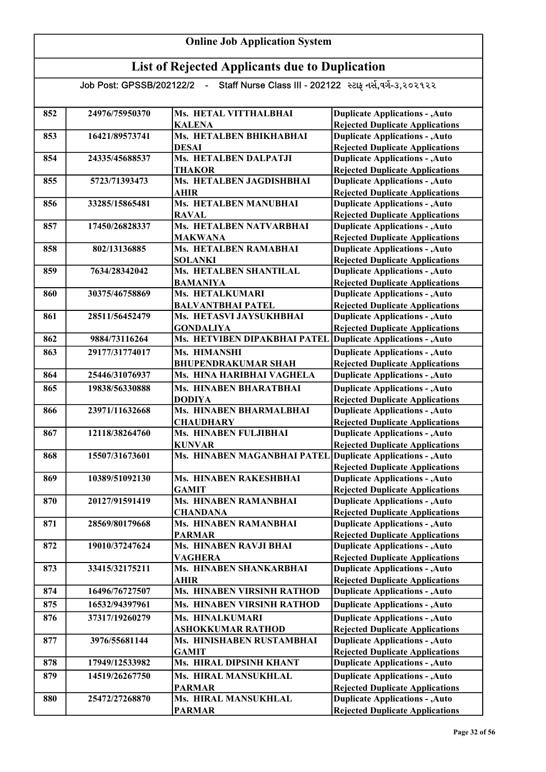# Online Job Application System

## List of Rejected Applicants due to Duplication

Job Post: GPSSB/202122/2 - Staff Nurse Class III - 202122 સ્ટાફ નર્સ,વર્ગ-૩,૨૦૨૧૨૨

| | | | |
|---|---|---|---|
| 852 | 24976/75950370 | Ms. HETAL VITTHALBHAI KALENA | Duplicate Applications - ,Auto Rejected Duplicate Applications |
| 853 | 16421/89573741 | Ms. HETALBEN BHIKHABHAI DESAI | Duplicate Applications - ,Auto Rejected Duplicate Applications |
| 854 | 24335/45688537 | Ms. HETALBEN DALPATJI THAKOR | Duplicate Applications - ,Auto Rejected Duplicate Applications |
| 855 | 5723/71393473 | Ms. HETALBEN JAGDISHBHAI AHIR | Duplicate Applications - ,Auto Rejected Duplicate Applications |
| 856 | 33285/15865481 | Ms. HETALBEN MANUBHAI RAVAL | Duplicate Applications - ,Auto Rejected Duplicate Applications |
| 857 | 17450/26828337 | Ms. HETALBEN NATVARBHAI MAKWANA | Duplicate Applications - ,Auto Rejected Duplicate Applications |
| 858 | 802/13136885 | Ms. HETALBEN RAMABHAI SOLANKI | Duplicate Applications - ,Auto Rejected Duplicate Applications |
| 859 | 7634/28342042 | Ms. HETALBEN SHANTILAL BAMANIYA | Duplicate Applications - ,Auto Rejected Duplicate Applications |
| 860 | 30375/46758869 | Ms. HETALKUMARI BALVANTBHAI PATEL | Duplicate Applications - ,Auto Rejected Duplicate Applications |
| 861 | 28511/56452479 | Ms. HETASVI JAYSUKHBHAI GONDALIYA | Duplicate Applications - ,Auto Rejected Duplicate Applications |
| 862 | 9884/73116264 | Ms. HETVIBEN DIPAKBHAI PATEL | Duplicate Applications - ,Auto |
| 863 | 29177/31774017 | Ms. HIMANSHI BHUPENDRAKUMAR SHAH | Duplicate Applications - ,Auto Rejected Duplicate Applications |
| 864 | 25446/31076937 | Ms. HINA HARIBHAI VAGHELA | Duplicate Applications - ,Auto |
| 865 | 19838/56330888 | Ms. HINABEN BHARATBHAI DODIYA | Duplicate Applications - ,Auto Rejected Duplicate Applications |
| 866 | 23971/11632668 | Ms. HINABEN BHARMALBHAI CHAUDHARY | Duplicate Applications - ,Auto Rejected Duplicate Applications |
| 867 | 12118/38264760 | Ms. HINABEN FULJIBHAI KUNVAR | Duplicate Applications - ,Auto Rejected Duplicate Applications |
| 868 | 15507/31673601 | Ms. HINABEN MAGANBHAI PATEL | Duplicate Applications - ,Auto Rejected Duplicate Applications |
| 869 | 10389/51092130 | Ms. HINABEN RAKESHBHAI GAMIT | Duplicate Applications - ,Auto Rejected Duplicate Applications |
| 870 | 20127/91591419 | Ms. HINABEN RAMANBHAI CHANDANA | Duplicate Applications - ,Auto Rejected Duplicate Applications |
| 871 | 28569/80179668 | Ms. HINABEN RAMANBHAI PARMAR | Duplicate Applications - ,Auto Rejected Duplicate Applications |
| 872 | 19010/37247624 | Ms. HINABEN RAVJI BHAI VAGHERA | Duplicate Applications - ,Auto Rejected Duplicate Applications |
| 873 | 33415/32175211 | Ms. HINABEN SHANKARBHAI AHIR | Duplicate Applications - ,Auto Rejected Duplicate Applications |
| 874 | 16496/76727507 | Ms. HINABEN VIRSINH RATHOD | Duplicate Applications - ,Auto |
| 875 | 16532/94397961 | Ms. HINABEN VIRSINH RATHOD | Duplicate Applications - ,Auto |
| 876 | 37317/19260279 | Ms. HINALKUMARI ASHOKKUMAR RATHOD | Duplicate Applications - ,Auto Rejected Duplicate Applications |
| 877 | 3976/55681144 | Ms. HINISHABEN RUSTAMBHAI GAMIT | Duplicate Applications - ,Auto Rejected Duplicate Applications |
| 878 | 17949/12533982 | Ms. HIRAL DIPSINH KHANT | Duplicate Applications - ,Auto |
| 879 | 14519/26267750 | Ms. HIRAL MANSUKHLAL PARMAR | Duplicate Applications - ,Auto Rejected Duplicate Applications |
| 880 | 25472/27268870 | Ms. HIRAL MANSUKHLAL PARMAR | Duplicate Applications - ,Auto Rejected Duplicate Applications |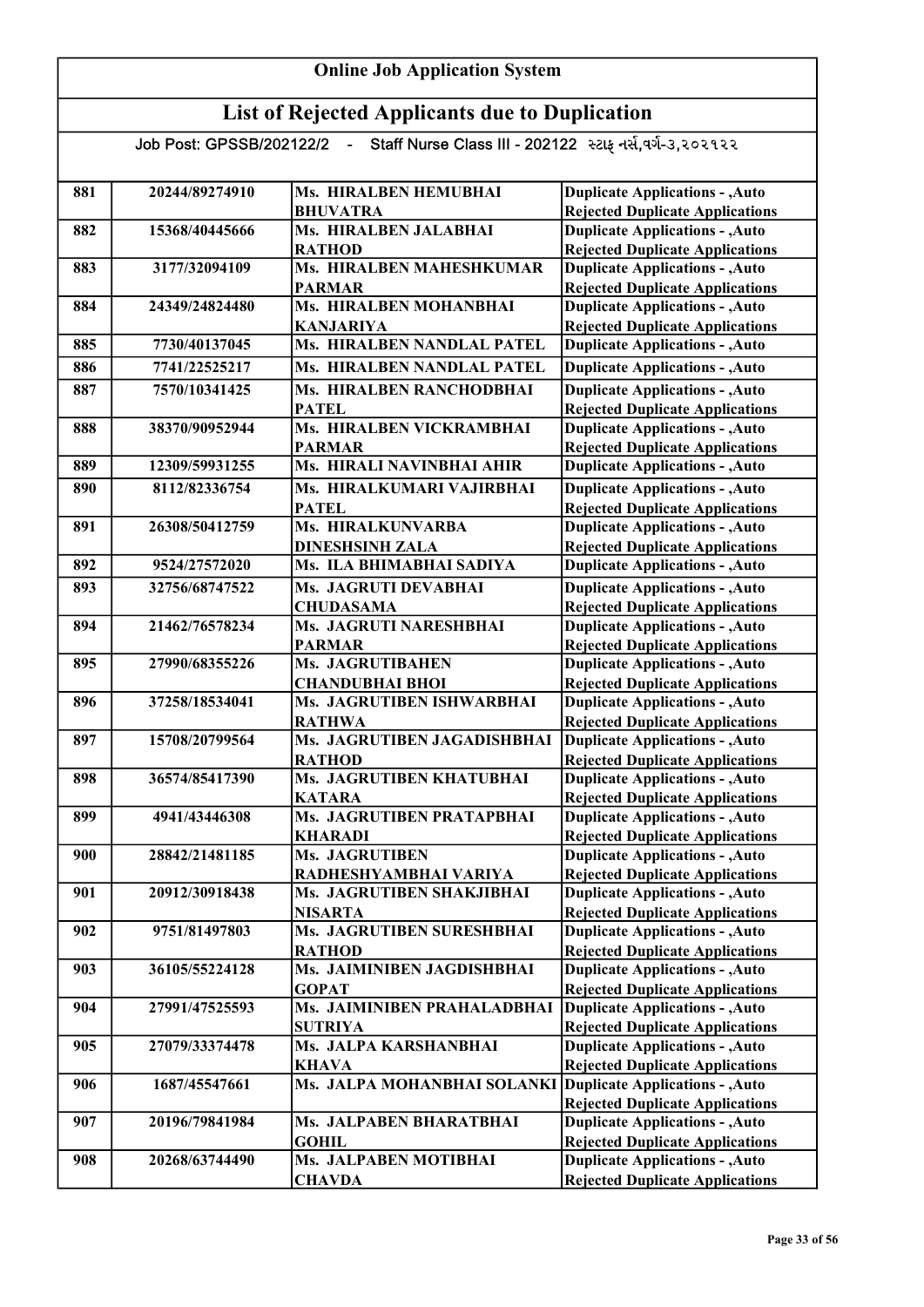# Online Job Application System

## List of Rejected Applicants due to Duplication

Job Post: GPSSB/202122/2 - Staff Nurse Class III - 202122 સ્ટાફ નર્સ,વર્ગ-૩,૨૦૨૧૨૨

| | | | |
|---|---|---|---|
| 881 | 20244/89274910 | Ms. HIRALBEN HEMUBHAI BHUVATRA | Duplicate Applications - ,Auto Rejected Duplicate Applications |
| 882 | 15368/40445666 | Ms. HIRALBEN JALABHAI RATHOD | Duplicate Applications - ,Auto Rejected Duplicate Applications |
| 883 | 3177/32094109 | Ms. HIRALBEN MAHESHKUMAR PARMAR | Duplicate Applications - ,Auto Rejected Duplicate Applications |
| 884 | 24349/24824480 | Ms. HIRALBEN MOHANBHAI KANJARIYA | Duplicate Applications - ,Auto Rejected Duplicate Applications |
| 885 | 7730/40137045 | Ms. HIRALBEN NANDLAL PATEL | Duplicate Applications - ,Auto |
| 886 | 7741/22525217 | Ms. HIRALBEN NANDLAL PATEL | Duplicate Applications - ,Auto |
| 887 | 7570/10341425 | Ms. HIRALBEN RANCHODBHAI PATEL | Duplicate Applications - ,Auto Rejected Duplicate Applications |
| 888 | 38370/90952944 | Ms. HIRALBEN VICKRAMBHAI PARMAR | Duplicate Applications - ,Auto Rejected Duplicate Applications |
| 889 | 12309/59931255 | Ms. HIRALI NAVINBHAI AHIR | Duplicate Applications - ,Auto |
| 890 | 8112/82336754 | Ms. HIRALKUMARI VAJIRBHAI PATEL | Duplicate Applications - ,Auto Rejected Duplicate Applications |
| 891 | 26308/50412759 | Ms. HIRALKUNVARBA DINESHSINH ZALA | Duplicate Applications - ,Auto Rejected Duplicate Applications |
| 892 | 9524/27572020 | Ms. ILA BHIMABHAI SADIYA | Duplicate Applications - ,Auto |
| 893 | 32756/68747522 | Ms. JAGRUTI DEVABHAI CHUDASAMA | Duplicate Applications - ,Auto Rejected Duplicate Applications |
| 894 | 21462/76578234 | Ms. JAGRUTI NARESHBHAI PARMAR | Duplicate Applications - ,Auto Rejected Duplicate Applications |
| 895 | 27990/68355226 | Ms. JAGRUTIBAHEN CHANDUBHAI BHOI | Duplicate Applications - ,Auto Rejected Duplicate Applications |
| 896 | 37258/18534041 | Ms. JAGRUTIBEN ISHWARBHAI RATHWA | Duplicate Applications - ,Auto Rejected Duplicate Applications |
| 897 | 15708/20799564 | Ms. JAGRUTIBEN JAGADISHBHAI RATHOD | Duplicate Applications - ,Auto Rejected Duplicate Applications |
| 898 | 36574/85417390 | Ms. JAGRUTIBEN KHATUBHAI KATARA | Duplicate Applications - ,Auto Rejected Duplicate Applications |
| 899 | 4941/43446308 | Ms. JAGRUTIBEN PRATAPBHAI KHARADI | Duplicate Applications - ,Auto Rejected Duplicate Applications |
| 900 | 28842/21481185 | Ms. JAGRUTIBEN RADHESHYAMBHAI VARIYA | Duplicate Applications - ,Auto Rejected Duplicate Applications |
| 901 | 20912/30918438 | Ms. JAGRUTIBEN SHAKJIBHAI NISARTA | Duplicate Applications - ,Auto Rejected Duplicate Applications |
| 902 | 9751/81497803 | Ms. JAGRUTIBEN SURESHBHAI RATHOD | Duplicate Applications - ,Auto Rejected Duplicate Applications |
| 903 | 36105/55224128 | Ms. JAIMINIBEN JAGDISHBHAI GOPAT | Duplicate Applications - ,Auto Rejected Duplicate Applications |
| 904 | 27991/47525593 | Ms. JAIMINIBEN PRAHALADBHAI SUTRIYA | Duplicate Applications - ,Auto Rejected Duplicate Applications |
| 905 | 27079/33374478 | Ms. JALPA KARSHANBHAI KHAVA | Duplicate Applications - ,Auto Rejected Duplicate Applications |
| 906 | 1687/45547661 | Ms. JALPA MOHANBHAI SOLANKI | Duplicate Applications - ,Auto Rejected Duplicate Applications |
| 907 | 20196/79841984 | Ms. JALPABEN BHARATBHAI GOHIL | Duplicate Applications - ,Auto Rejected Duplicate Applications |
| 908 | 20268/63744490 | Ms. JALPABEN MOTIBHAI CHAVDA | Duplicate Applications - ,Auto Rejected Duplicate Applications |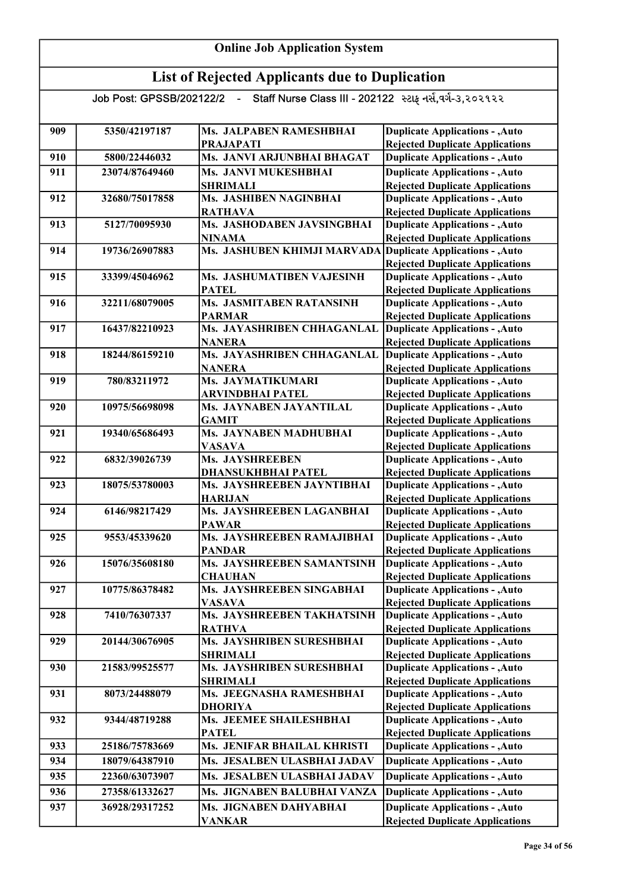# Online Job Application System

## List of Rejected Applicants due to Duplication

Job Post: GPSSB/202122/2 - Staff Nurse Class III - 202122 સ્ટાફ નર્સ,વર્ગ-૩,૨૦૨૧૨૨

| | | | |
|---|---|---|---|
| 909 | 5350/42197187 | Ms. JALPABEN RAMESHBHAI PRAJAPATI | Duplicate Applications - ,Auto Rejected Duplicate Applications |
| 910 | 5800/22446032 | Ms. JANVI ARJUNBHAI BHAGAT | Duplicate Applications - ,Auto |
| 911 | 23074/87649460 | Ms. JANVI MUKESHBHAI SHRIMALI | Duplicate Applications - ,Auto Rejected Duplicate Applications |
| 912 | 32680/75017858 | Ms. JASHIBEN NAGINBHAI RATHAVA | Duplicate Applications - ,Auto Rejected Duplicate Applications |
| 913 | 5127/70095930 | Ms. JASHODABEN JAVSINGBHAI NINAMA | Duplicate Applications - ,Auto Rejected Duplicate Applications |
| 914 | 19736/26907883 | Ms. JASHUBEN KHIMJI MARVADA | Duplicate Applications - ,Auto Rejected Duplicate Applications |
| 915 | 33399/45046962 | Ms. JASHUMATIBEN VAJESINH PATEL | Duplicate Applications - ,Auto Rejected Duplicate Applications |
| 916 | 32211/68079005 | Ms. JASMITABEN RATANSINH PARMAR | Duplicate Applications - ,Auto Rejected Duplicate Applications |
| 917 | 16437/82210923 | Ms. JAYASHRIBEN CHHAGANLAL NANERA | Duplicate Applications - ,Auto Rejected Duplicate Applications |
| 918 | 18244/86159210 | Ms. JAYASHRIBEN CHHAGANLAL NANERA | Duplicate Applications - ,Auto Rejected Duplicate Applications |
| 919 | 780/83211972 | Ms. JAYMATIKUMARI ARVINDBHAI PATEL | Duplicate Applications - ,Auto Rejected Duplicate Applications |
| 920 | 10975/56698098 | Ms. JAYNABEN JAYANTILAL GAMIT | Duplicate Applications - ,Auto Rejected Duplicate Applications |
| 921 | 19340/65686493 | Ms. JAYNABEN MADHUBHAI VASAVA | Duplicate Applications - ,Auto Rejected Duplicate Applications |
| 922 | 6832/39026739 | Ms. JAYSHREEBEN DHANSUKHBHAI PATEL | Duplicate Applications - ,Auto Rejected Duplicate Applications |
| 923 | 18075/53780003 | Ms. JAYSHREEBEN JAYNTIBHAI HARIJAN | Duplicate Applications - ,Auto Rejected Duplicate Applications |
| 924 | 6146/98217429 | Ms. JAYSHREEBEN LAGANBHAI PAWAR | Duplicate Applications - ,Auto Rejected Duplicate Applications |
| 925 | 9553/45339620 | Ms. JAYSHREEBEN RAMAJIBHAI PANDAR | Duplicate Applications - ,Auto Rejected Duplicate Applications |
| 926 | 15076/35608180 | Ms. JAYSHREEBEN SAMANTSINH CHAUHAN | Duplicate Applications - ,Auto Rejected Duplicate Applications |
| 927 | 10775/86378482 | Ms. JAYSHREEBEN SINGABHAI VASAVA | Duplicate Applications - ,Auto Rejected Duplicate Applications |
| 928 | 7410/76307337 | Ms. JAYSHREEBEN TAKHATSINH RATHVA | Duplicate Applications - ,Auto Rejected Duplicate Applications |
| 929 | 20144/30676905 | Ms. JAYSHRIBEN SURESHBHAI SHRIMALI | Duplicate Applications - ,Auto Rejected Duplicate Applications |
| 930 | 21583/99525577 | Ms. JAYSHRIBEN SURESHBHAI SHRIMALI | Duplicate Applications - ,Auto Rejected Duplicate Applications |
| 931 | 8073/24488079 | Ms. JEEGNASHA RAMESHBHAI DHORIYA | Duplicate Applications - ,Auto Rejected Duplicate Applications |
| 932 | 9344/48719288 | Ms. JEEMEE SHAILESHBHAI PATEL | Duplicate Applications - ,Auto Rejected Duplicate Applications |
| 933 | 25186/75783669 | Ms. JENIFAR BHAILAL KHRISTI | Duplicate Applications - ,Auto |
| 934 | 18079/64387910 | Ms. JESALBEN ULASBHAI JADAV | Duplicate Applications - ,Auto |
| 935 | 22360/63073907 | Ms. JESALBEN ULASBHAI JADAV | Duplicate Applications - ,Auto |
| 936 | 27358/61332627 | Ms. JIGNABEN BALUBHAI VANZA | Duplicate Applications - ,Auto |
| 937 | 36928/29317252 | Ms. JIGNABEN DAHYABHAI VANKAR | Duplicate Applications - ,Auto Rejected Duplicate Applications |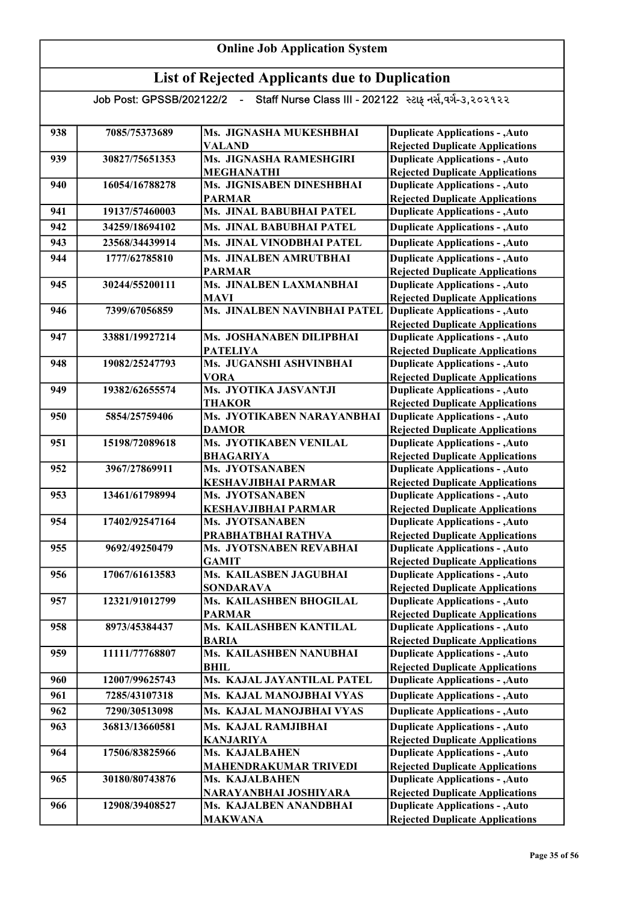# Online Job Application System

## List of Rejected Applicants due to Duplication

Job Post: GPSSB/202122/2 - Staff Nurse Class III - 202122 સ્ટાફ નર્સ,વર્ગ-૩,૨૦૨૧૨૨

| | | | |
|---|---|---|---|
| 938 | 7085/75373689 | Ms. JIGNASHA MUKESHBHAI VALAND | Duplicate Applications - ,Auto Rejected Duplicate Applications |
| 939 | 30827/75651353 | Ms. JIGNASHA RAMESHGIRI MEGHANATHI | Duplicate Applications - ,Auto Rejected Duplicate Applications |
| 940 | 16054/16788278 | Ms. JIGNISABEN DINESHBHAI PARMAR | Duplicate Applications - ,Auto Rejected Duplicate Applications |
| 941 | 19137/57460003 | Ms. JINAL BABUBHAI PATEL | Duplicate Applications - ,Auto |
| 942 | 34259/18694102 | Ms. JINAL BABUBHAI PATEL | Duplicate Applications - ,Auto |
| 943 | 23568/34439914 | Ms. JINAL VINODBHAI PATEL | Duplicate Applications - ,Auto |
| 944 | 1777/62785810 | Ms. JINALBEN AMRUTBHAI PARMAR | Duplicate Applications - ,Auto Rejected Duplicate Applications |
| 945 | 30244/55200111 | Ms. JINALBEN LAXMANBHAI MAVI | Duplicate Applications - ,Auto Rejected Duplicate Applications |
| 946 | 7399/67056859 | Ms. JINALBEN NAVINBHAI PATEL | Duplicate Applications - ,Auto Rejected Duplicate Applications |
| 947 | 33881/19927214 | Ms. JOSHANABEN DILIPBHAI PATELIYA | Duplicate Applications - ,Auto Rejected Duplicate Applications |
| 948 | 19082/25247793 | Ms. JUGANSHI ASHVINBHAI VORA | Duplicate Applications - ,Auto Rejected Duplicate Applications |
| 949 | 19382/62655574 | Ms. JYOTIKA JASVANTJI THAKOR | Duplicate Applications - ,Auto Rejected Duplicate Applications |
| 950 | 5854/25759406 | Ms. JYOTIKABEN NARAYANBHAI DAMOR | Duplicate Applications - ,Auto Rejected Duplicate Applications |
| 951 | 15198/72089618 | Ms. JYOTIKABEN VENILAL BHAGARIYA | Duplicate Applications - ,Auto Rejected Duplicate Applications |
| 952 | 3967/27869911 | Ms. JYOTSANABEN KESHAVJIBHAI PARMAR | Duplicate Applications - ,Auto Rejected Duplicate Applications |
| 953 | 13461/61798994 | Ms. JYOTSANABEN KESHAVJIBHAI PARMAR | Duplicate Applications - ,Auto Rejected Duplicate Applications |
| 954 | 17402/92547164 | Ms. JYOTSANABEN PRABHATBHAI RATHVA | Duplicate Applications - ,Auto Rejected Duplicate Applications |
| 955 | 9692/49250479 | Ms. JYOTSNABEN REVABHAI GAMIT | Duplicate Applications - ,Auto Rejected Duplicate Applications |
| 956 | 17067/61613583 | Ms. KAILASBEN JAGUBHAI SONDARAVA | Duplicate Applications - ,Auto Rejected Duplicate Applications |
| 957 | 12321/91012799 | Ms. KAILASHBEN BHOGILAL PARMAR | Duplicate Applications - ,Auto Rejected Duplicate Applications |
| 958 | 8973/45384437 | Ms. KAILASHBEN KANTILAL BARIA | Duplicate Applications - ,Auto Rejected Duplicate Applications |
| 959 | 11111/77768807 | Ms. KAILASHBEN NANUBHAI BHIL | Duplicate Applications - ,Auto Rejected Duplicate Applications |
| 960 | 12007/99625743 | Ms. KAJAL JAYANTILAL PATEL | Duplicate Applications - ,Auto |
| 961 | 7285/43107318 | Ms. KAJAL MANOJBHAI VYAS | Duplicate Applications - ,Auto |
| 962 | 7290/30513098 | Ms. KAJAL MANOJBHAI VYAS | Duplicate Applications - ,Auto |
| 963 | 36813/13660581 | Ms. KAJAL RAMJIBHAI KANJARIYA | Duplicate Applications - ,Auto Rejected Duplicate Applications |
| 964 | 17506/83825966 | Ms. KAJALBAHEN MAHENDRAKUMAR TRIVEDI | Duplicate Applications - ,Auto Rejected Duplicate Applications |
| 965 | 30180/80743876 | Ms. KAJALBAHEN NARAYANBHAI JOSHIYARA | Duplicate Applications - ,Auto Rejected Duplicate Applications |
| 966 | 12908/39408527 | Ms. KAJALBEN ANANDBHAI MAKWANA | Duplicate Applications - ,Auto Rejected Duplicate Applications |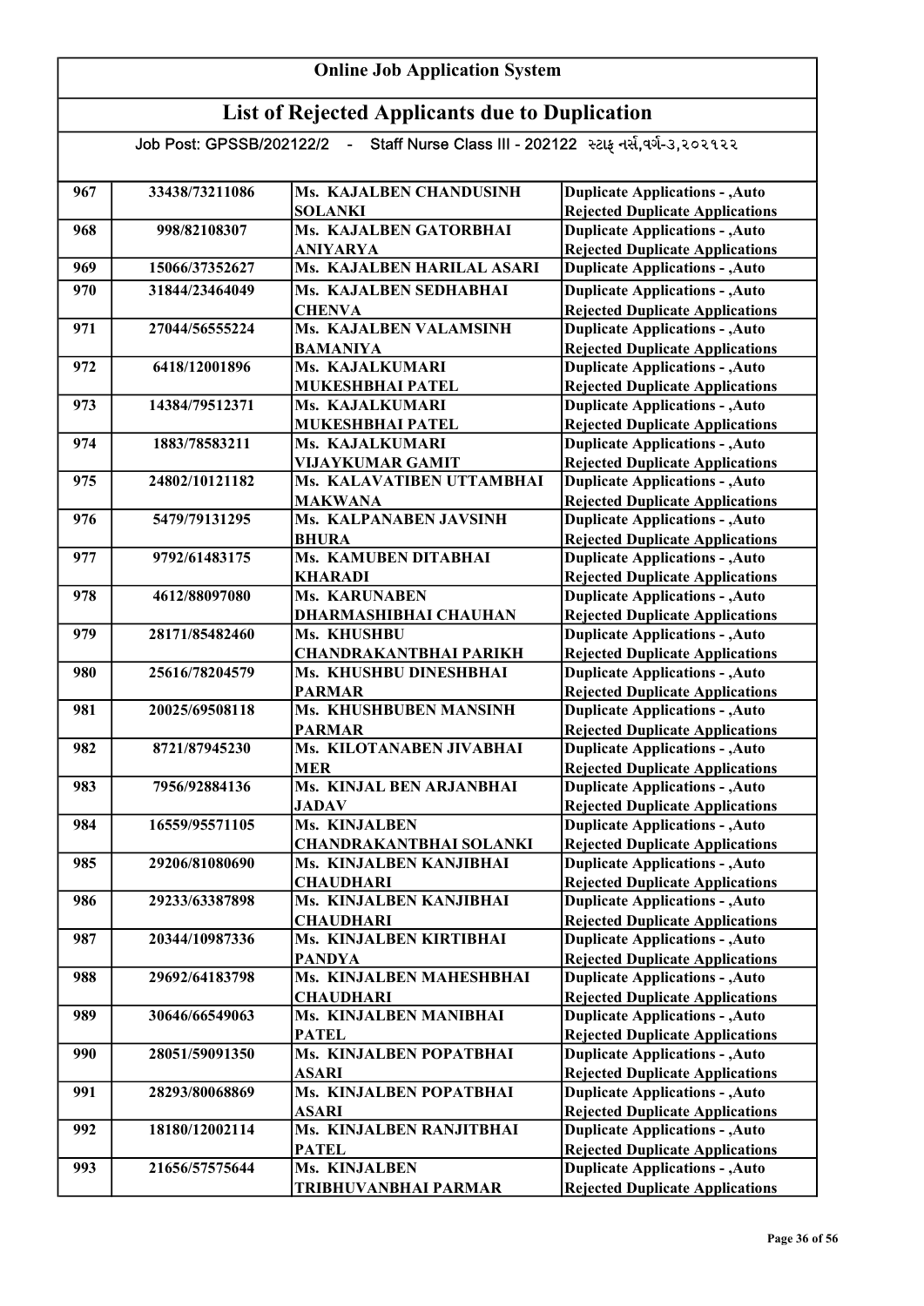# Online Job Application System

## List of Rejected Applicants due to Duplication

Job Post: GPSSB/202122/2 - Staff Nurse Class III - 202122 સ્ટાફ નર્સ,વર્ગ-૩,૨૦૨૧૨૨

| | | | |
|---|---|---|---|
| 967 | 33438/73211086 | Ms. KAJALBEN CHANDUSINH SOLANKI | Duplicate Applications - ,Auto Rejected Duplicate Applications |
| 968 | 998/82108307 | Ms. KAJALBEN GATORBHAI ANIYARYA | Duplicate Applications - ,Auto Rejected Duplicate Applications |
| 969 | 15066/37352627 | Ms. KAJALBEN HARILAL ASARI | Duplicate Applications - ,Auto |
| 970 | 31844/23464049 | Ms. KAJALBEN SEDHABHAI CHENVA | Duplicate Applications - ,Auto Rejected Duplicate Applications |
| 971 | 27044/56555224 | Ms. KAJALBEN VALAMSINH BAMANIYA | Duplicate Applications - ,Auto Rejected Duplicate Applications |
| 972 | 6418/12001896 | Ms. KAJALKUMARI MUKESHBHAI PATEL | Duplicate Applications - ,Auto Rejected Duplicate Applications |
| 973 | 14384/79512371 | Ms. KAJALKUMARI MUKESHBHAI PATEL | Duplicate Applications - ,Auto Rejected Duplicate Applications |
| 974 | 1883/78583211 | Ms. KAJALKUMARI VIJAYKUMAR GAMIT | Duplicate Applications - ,Auto Rejected Duplicate Applications |
| 975 | 24802/10121182 | Ms. KALAVATIBEN UTTAMBHAI MAKWANA | Duplicate Applications - ,Auto Rejected Duplicate Applications |
| 976 | 5479/79131295 | Ms. KALPANABEN JAVSINH BHURA | Duplicate Applications - ,Auto Rejected Duplicate Applications |
| 977 | 9792/61483175 | Ms. KAMUBEN DITABHAI KHARADI | Duplicate Applications - ,Auto Rejected Duplicate Applications |
| 978 | 4612/88097080 | Ms. KARUNABEN DHARMASHIBHAI CHAUHAN | Duplicate Applications - ,Auto Rejected Duplicate Applications |
| 979 | 28171/85482460 | Ms. KHUSHBU CHANDRAKANTBHAI PARIKH | Duplicate Applications - ,Auto Rejected Duplicate Applications |
| 980 | 25616/78204579 | Ms. KHUSHBU DINESHBHAI PARMAR | Duplicate Applications - ,Auto Rejected Duplicate Applications |
| 981 | 20025/69508118 | Ms. KHUSHBUBEN MANSINH PARMAR | Duplicate Applications - ,Auto Rejected Duplicate Applications |
| 982 | 8721/87945230 | Ms. KILOTANABEN JIVABHAI MER | Duplicate Applications - ,Auto Rejected Duplicate Applications |
| 983 | 7956/92884136 | Ms. KINJAL BEN ARJANBHAI JADAV | Duplicate Applications - ,Auto Rejected Duplicate Applications |
| 984 | 16559/95571105 | Ms. KINJALBEN CHANDRAKANTBHAI SOLANKI | Duplicate Applications - ,Auto Rejected Duplicate Applications |
| 985 | 29206/81080690 | Ms. KINJALBEN KANJIBHAI CHAUDHARI | Duplicate Applications - ,Auto Rejected Duplicate Applications |
| 986 | 29233/63387898 | Ms. KINJALBEN KANJIBHAI CHAUDHARI | Duplicate Applications - ,Auto Rejected Duplicate Applications |
| 987 | 20344/10987336 | Ms. KINJALBEN KIRTIBHAI PANDYA | Duplicate Applications - ,Auto Rejected Duplicate Applications |
| 988 | 29692/64183798 | Ms. KINJALBEN MAHESHBHAI CHAUDHARI | Duplicate Applications - ,Auto Rejected Duplicate Applications |
| 989 | 30646/66549063 | Ms. KINJALBEN MANIBHAI PATEL | Duplicate Applications - ,Auto Rejected Duplicate Applications |
| 990 | 28051/59091350 | Ms. KINJALBEN POPATBHAI ASARI | Duplicate Applications - ,Auto Rejected Duplicate Applications |
| 991 | 28293/80068869 | Ms. KINJALBEN POPATBHAI ASARI | Duplicate Applications - ,Auto Rejected Duplicate Applications |
| 992 | 18180/12002114 | Ms. KINJALBEN RANJITBHAI PATEL | Duplicate Applications - ,Auto Rejected Duplicate Applications |
| 993 | 21656/57575644 | Ms. KINJALBEN TRIBHUVANBHAI PARMAR | Duplicate Applications - ,Auto Rejected Duplicate Applications |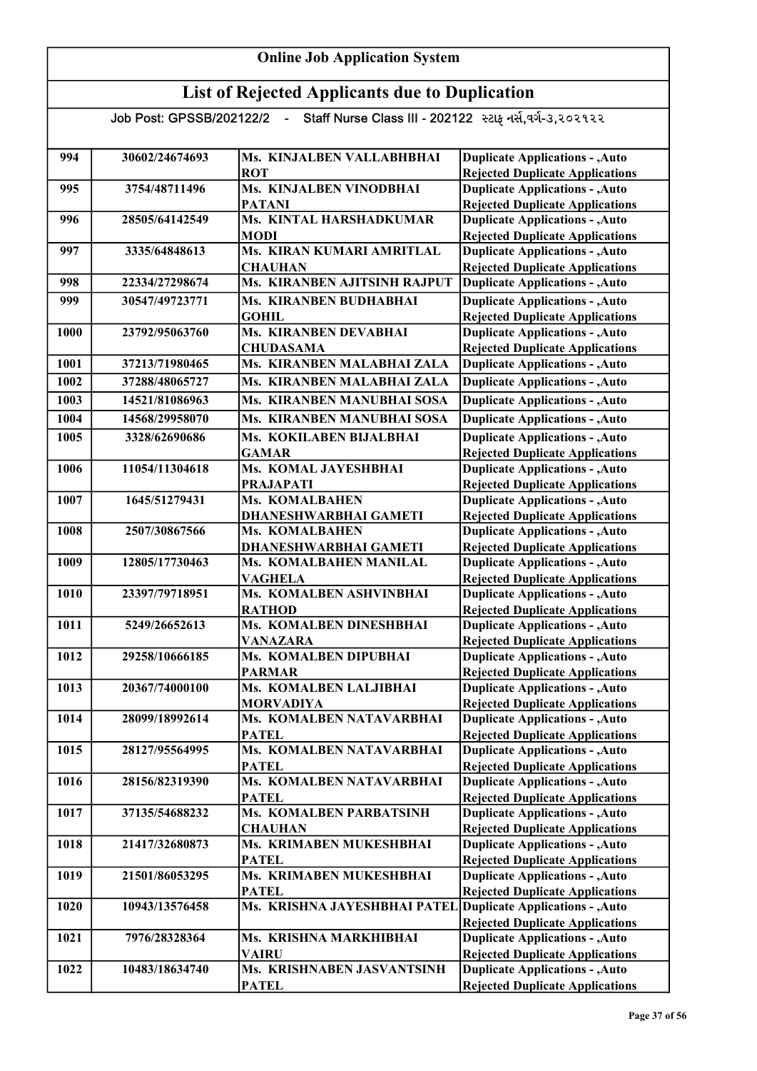## Online Job Application System

## List of Rejected Applicants due to Duplication

Job Post: GPSSB/202122/2 - Staff Nurse Class III - 202122 સ્ટાફ નર્સ,વર્ગ-૩,૨૦૨૧૨૨

| | | | |
|---|---|---|---|
| 994 | 30602/24674693 | Ms. KINJALBEN VALLABHBHAI ROT | Duplicate Applications - ,Auto Rejected Duplicate Applications |
| 995 | 3754/48711496 | Ms. KINJALBEN VINODBHAI PATANI | Duplicate Applications - ,Auto Rejected Duplicate Applications |
| 996 | 28505/64142549 | Ms. KINTAL HARSHADKUMAR MODI | Duplicate Applications - ,Auto Rejected Duplicate Applications |
| 997 | 3335/64848613 | Ms. KIRAN KUMARI AMRITLAL CHAUHAN | Duplicate Applications - ,Auto Rejected Duplicate Applications |
| 998 | 22334/27298674 | Ms. KIRANBEN AJITSINH RAJPUT | Duplicate Applications - ,Auto |
| 999 | 30547/49723771 | Ms. KIRANBEN BUDHABHAI GOHIL | Duplicate Applications - ,Auto Rejected Duplicate Applications |
| 1000 | 23792/95063760 | Ms. KIRANBEN DEVABHAI CHUDASAMA | Duplicate Applications - ,Auto Rejected Duplicate Applications |
| 1001 | 37213/71980465 | Ms. KIRANBEN MALABHAI ZALA | Duplicate Applications - ,Auto |
| 1002 | 37288/48065727 | Ms. KIRANBEN MALABHAI ZALA | Duplicate Applications - ,Auto |
| 1003 | 14521/81086963 | Ms. KIRANBEN MANUBHAI SOSA | Duplicate Applications - ,Auto |
| 1004 | 14568/29958070 | Ms. KIRANBEN MANUBHAI SOSA | Duplicate Applications - ,Auto |
| 1005 | 3328/62690686 | Ms. KOKILABEN BIJALBHAI GAMAR | Duplicate Applications - ,Auto Rejected Duplicate Applications |
| 1006 | 11054/11304618 | Ms. KOMAL JAYESHBHAI PRAJAPATI | Duplicate Applications - ,Auto Rejected Duplicate Applications |
| 1007 | 1645/51279431 | Ms. KOMALBAHEN DHANESHWARBHAI GAMETI | Duplicate Applications - ,Auto Rejected Duplicate Applications |
| 1008 | 2507/30867566 | Ms. KOMALBAHEN DHANESHWARBHAI GAMETI | Duplicate Applications - ,Auto Rejected Duplicate Applications |
| 1009 | 12805/17730463 | Ms. KOMALBAHEN MANILAL VAGHELA | Duplicate Applications - ,Auto Rejected Duplicate Applications |
| 1010 | 23397/79718951 | Ms. KOMALBEN ASHVINBHAI RATHOD | Duplicate Applications - ,Auto Rejected Duplicate Applications |
| 1011 | 5249/26652613 | Ms. KOMALBEN DINESHBHAI VANAZARA | Duplicate Applications - ,Auto Rejected Duplicate Applications |
| 1012 | 29258/10666185 | Ms. KOMALBEN DIPUBHAI PARMAR | Duplicate Applications - ,Auto Rejected Duplicate Applications |
| 1013 | 20367/74000100 | Ms. KOMALBEN LALJIBHAI MORVADIYA | Duplicate Applications - ,Auto Rejected Duplicate Applications |
| 1014 | 28099/18992614 | Ms. KOMALBEN NATAVARBHAI PATEL | Duplicate Applications - ,Auto Rejected Duplicate Applications |
| 1015 | 28127/95564995 | Ms. KOMALBEN NATAVARBHAI PATEL | Duplicate Applications - ,Auto Rejected Duplicate Applications |
| 1016 | 28156/82319390 | Ms. KOMALBEN NATAVARBHAI PATEL | Duplicate Applications - ,Auto Rejected Duplicate Applications |
| 1017 | 37135/54688232 | Ms. KOMALBEN PARBATSINH CHAUHAN | Duplicate Applications - ,Auto Rejected Duplicate Applications |
| 1018 | 21417/32680873 | Ms. KRIMABEN MUKESHBHAI PATEL | Duplicate Applications - ,Auto Rejected Duplicate Applications |
| 1019 | 21501/86053295 | Ms. KRIMABEN MUKESHBHAI PATEL | Duplicate Applications - ,Auto Rejected Duplicate Applications |
| 1020 | 10943/13576458 | Ms. KRISHNA JAYESHBHAI PATEL | Duplicate Applications - ,Auto Rejected Duplicate Applications |
| 1021 | 7976/28328364 | Ms. KRISHNA MARKHIBHAI VAIRU | Duplicate Applications - ,Auto Rejected Duplicate Applications |
| 1022 | 10483/18634740 | Ms. KRISHNABEN JASVANTSINH PATEL | Duplicate Applications - ,Auto Rejected Duplicate Applications |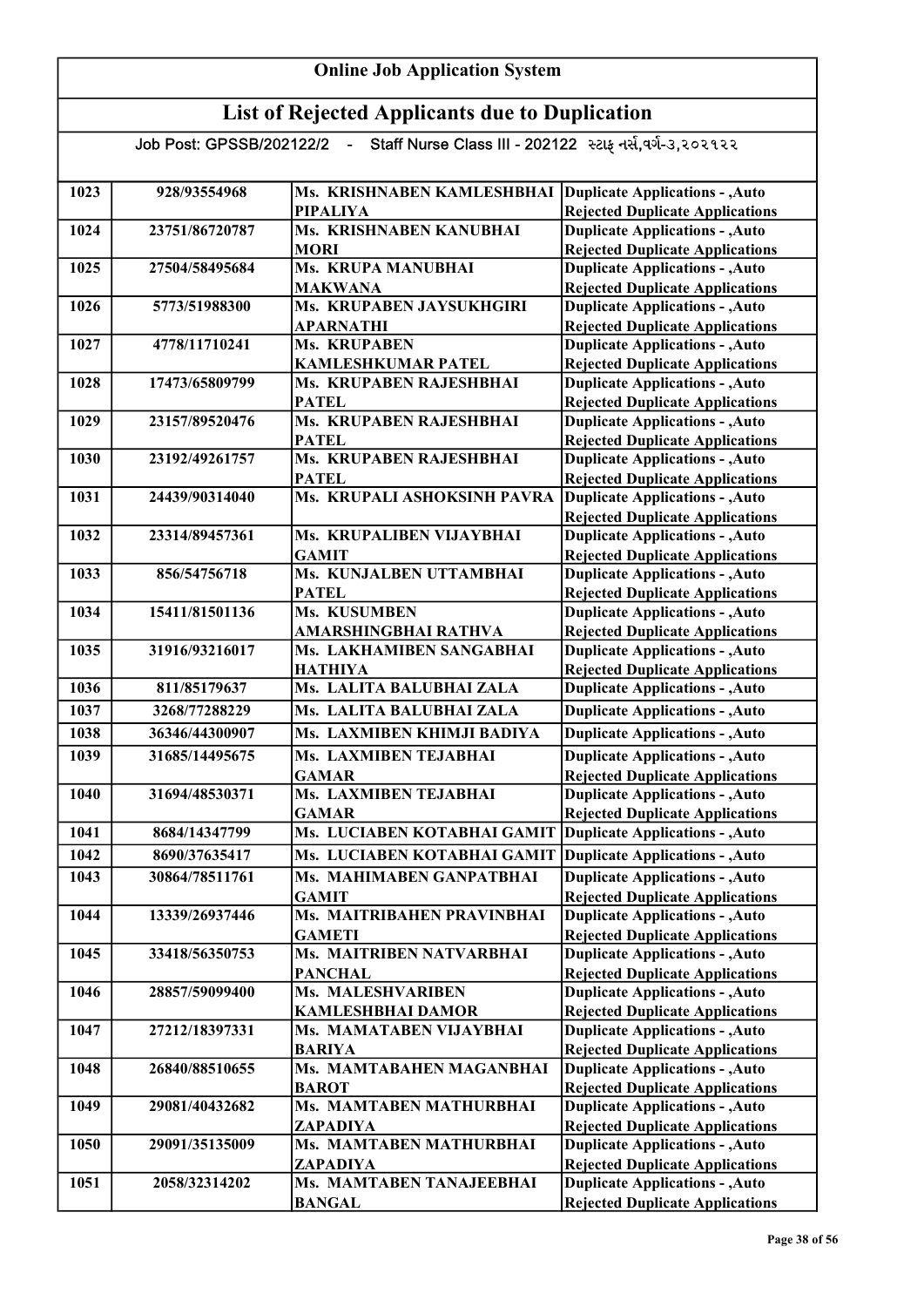# Online Job Application System

## List of Rejected Applicants due to Duplication

Job Post: GPSSB/202122/2 - Staff Nurse Class III - 202122 સ્ટાફ નર્સ,વર્ગ-૩,૨૦૨૧૨૨

| | | | |
|---|---|---|---|
| 1023 | 928/93554968 | Ms. KRISHNABEN KAMLESHBHAI PIPALIYA | Duplicate Applications - ,Auto Rejected Duplicate Applications |
| 1024 | 23751/86720787 | Ms. KRISHNABEN KANUBHAI MORI | Duplicate Applications - ,Auto Rejected Duplicate Applications |
| 1025 | 27504/58495684 | Ms. KRUPA MANUBHAI MAKWANA | Duplicate Applications - ,Auto Rejected Duplicate Applications |
| 1026 | 5773/51988300 | Ms. KRUPABEN JAYSUKHGIRI APARNATHI | Duplicate Applications - ,Auto Rejected Duplicate Applications |
| 1027 | 4778/11710241 | Ms. KRUPABEN KAMLESHKUMAR PATEL | Duplicate Applications - ,Auto Rejected Duplicate Applications |
| 1028 | 17473/65809799 | Ms. KRUPABEN RAJESHBHAI PATEL | Duplicate Applications - ,Auto Rejected Duplicate Applications |
| 1029 | 23157/89520476 | Ms. KRUPABEN RAJESHBHAI PATEL | Duplicate Applications - ,Auto Rejected Duplicate Applications |
| 1030 | 23192/49261757 | Ms. KRUPABEN RAJESHBHAI PATEL | Duplicate Applications - ,Auto Rejected Duplicate Applications |
| 1031 | 24439/90314040 | Ms. KRUPALI ASHOKSINH PAVRA | Duplicate Applications - ,Auto Rejected Duplicate Applications |
| 1032 | 23314/89457361 | Ms. KRUPALIBEN VIJAYBHAI GAMIT | Duplicate Applications - ,Auto Rejected Duplicate Applications |
| 1033 | 856/54756718 | Ms. KUNJALBEN UTTAMBHAI PATEL | Duplicate Applications - ,Auto Rejected Duplicate Applications |
| 1034 | 15411/81501136 | Ms. KUSUMBEN AMARSHINGBHAI RATHVA | Duplicate Applications - ,Auto Rejected Duplicate Applications |
| 1035 | 31916/93216017 | Ms. LAKHAMIBEN SANGABHAI HATHIYA | Duplicate Applications - ,Auto Rejected Duplicate Applications |
| 1036 | 811/85179637 | Ms. LALITA BALUBHAI ZALA | Duplicate Applications - ,Auto |
| 1037 | 3268/77288229 | Ms. LALITA BALUBHAI ZALA | Duplicate Applications - ,Auto |
| 1038 | 36346/44300907 | Ms. LAXMIBEN KHIMJI BADIYA | Duplicate Applications - ,Auto |
| 1039 | 31685/14495675 | Ms. LAXMIBEN TEJABHAI GAMAR | Duplicate Applications - ,Auto Rejected Duplicate Applications |
| 1040 | 31694/48530371 | Ms. LAXMIBEN TEJABHAI GAMAR | Duplicate Applications - ,Auto Rejected Duplicate Applications |
| 1041 | 8684/14347799 | Ms. LUCIABEN KOTABHAI GAMIT | Duplicate Applications - ,Auto |
| 1042 | 8690/37635417 | Ms. LUCIABEN KOTABHAI GAMIT | Duplicate Applications - ,Auto |
| 1043 | 30864/78511761 | Ms. MAHIMABEN GANPATBHAI GAMIT | Duplicate Applications - ,Auto Rejected Duplicate Applications |
| 1044 | 13339/26937446 | Ms. MAITRIBAHEN PRAVINBHAI GAMETI | Duplicate Applications - ,Auto Rejected Duplicate Applications |
| 1045 | 33418/56350753 | Ms. MAITRIBEN NATVARBHAI PANCHAL | Duplicate Applications - ,Auto Rejected Duplicate Applications |
| 1046 | 28857/59099400 | Ms. MALESHVARIBEN KAMLESHBHAI DAMOR | Duplicate Applications - ,Auto Rejected Duplicate Applications |
| 1047 | 27212/18397331 | Ms. MAMATABEN VIJAYBHAI BARIYA | Duplicate Applications - ,Auto Rejected Duplicate Applications |
| 1048 | 26840/88510655 | Ms. MAMTABAHEN MAGANBHAI BAROT | Duplicate Applications - ,Auto Rejected Duplicate Applications |
| 1049 | 29081/40432682 | Ms. MAMTABEN MATHURBHAI ZAPADIYA | Duplicate Applications - ,Auto Rejected Duplicate Applications |
| 1050 | 29091/35135009 | Ms. MAMTABEN MATHURBHAI ZAPADIYA | Duplicate Applications - ,Auto Rejected Duplicate Applications |
| 1051 | 2058/32314202 | Ms. MAMTABEN TANAJEEBHAI BANGAL | Duplicate Applications - ,Auto Rejected Duplicate Applications |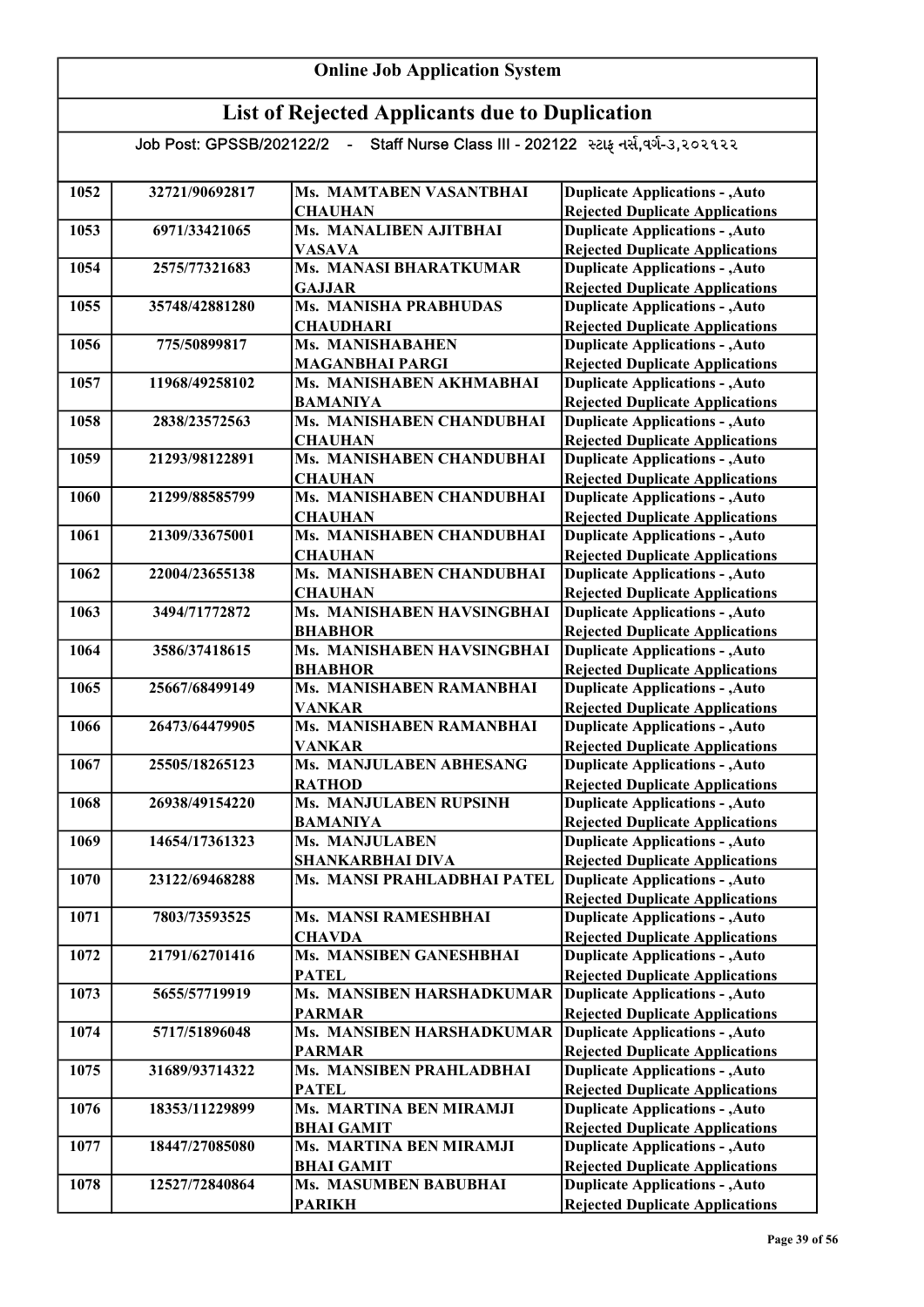# Online Job Application System

## List of Rejected Applicants due to Duplication

Job Post: GPSSB/202122/2 - Staff Nurse Class III - 202122 સ્ટાફ નર્સ,વર્ગ-૩,૨૦૨૧૨૨

| | | | |
|---|---|---|---|
| 1052 | 32721/90692817 | Ms. MAMTABEN VASANTBHAI CHAUHAN | Duplicate Applications - ,Auto Rejected Duplicate Applications |
| 1053 | 6971/33421065 | Ms. MANALIBEN AJITBHAI VASAVA | Duplicate Applications - ,Auto Rejected Duplicate Applications |
| 1054 | 2575/77321683 | Ms. MANASI BHARATKUMAR GAJJAR | Duplicate Applications - ,Auto Rejected Duplicate Applications |
| 1055 | 35748/42881280 | Ms. MANISHA PRABHUDAS CHAUDHARI | Duplicate Applications - ,Auto Rejected Duplicate Applications |
| 1056 | 775/50899817 | Ms. MANISHABAHEN MAGANBHAI PARGI | Duplicate Applications - ,Auto Rejected Duplicate Applications |
| 1057 | 11968/49258102 | Ms. MANISHABEN AKHMABHAI BAMANIYA | Duplicate Applications - ,Auto Rejected Duplicate Applications |
| 1058 | 2838/23572563 | Ms. MANISHABEN CHANDUBHAI CHAUHAN | Duplicate Applications - ,Auto Rejected Duplicate Applications |
| 1059 | 21293/98122891 | Ms. MANISHABEN CHANDUBHAI CHAUHAN | Duplicate Applications - ,Auto Rejected Duplicate Applications |
| 1060 | 21299/88585799 | Ms. MANISHABEN CHANDUBHAI CHAUHAN | Duplicate Applications - ,Auto Rejected Duplicate Applications |
| 1061 | 21309/33675001 | Ms. MANISHABEN CHANDUBHAI CHAUHAN | Duplicate Applications - ,Auto Rejected Duplicate Applications |
| 1062 | 22004/23655138 | Ms. MANISHABEN CHANDUBHAI CHAUHAN | Duplicate Applications - ,Auto Rejected Duplicate Applications |
| 1063 | 3494/71772872 | Ms. MANISHABEN HAVSINGBHAI BHABHOR | Duplicate Applications - ,Auto Rejected Duplicate Applications |
| 1064 | 3586/37418615 | Ms. MANISHABEN HAVSINGBHAI BHABHOR | Duplicate Applications - ,Auto Rejected Duplicate Applications |
| 1065 | 25667/68499149 | Ms. MANISHABEN RAMANBHAI VANKAR | Duplicate Applications - ,Auto Rejected Duplicate Applications |
| 1066 | 26473/64479905 | Ms. MANISHABEN RAMANBHAI VANKAR | Duplicate Applications - ,Auto Rejected Duplicate Applications |
| 1067 | 25505/18265123 | Ms. MANJULABEN ABHESANG RATHOD | Duplicate Applications - ,Auto Rejected Duplicate Applications |
| 1068 | 26938/49154220 | Ms. MANJULABEN RUPSINH BAMANIYA | Duplicate Applications - ,Auto Rejected Duplicate Applications |
| 1069 | 14654/17361323 | Ms. MANJULABEN SHANKARBHAI DIVA | Duplicate Applications - ,Auto Rejected Duplicate Applications |
| 1070 | 23122/69468288 | Ms. MANSI PRAHLADBHAI PATEL | Duplicate Applications - ,Auto Rejected Duplicate Applications |
| 1071 | 7803/73593525 | Ms. MANSI RAMESHBHAI CHAVDA | Duplicate Applications - ,Auto Rejected Duplicate Applications |
| 1072 | 21791/62701416 | Ms. MANSIBEN GANESHBHAI PATEL | Duplicate Applications - ,Auto Rejected Duplicate Applications |
| 1073 | 5655/57719919 | Ms. MANSIBEN HARSHADKUMAR PARMAR | Duplicate Applications - ,Auto Rejected Duplicate Applications |
| 1074 | 5717/51896048 | Ms. MANSIBEN HARSHADKUMAR PARMAR | Duplicate Applications - ,Auto Rejected Duplicate Applications |
| 1075 | 31689/93714322 | Ms. MANSIBEN PRAHLADBHAI PATEL | Duplicate Applications - ,Auto Rejected Duplicate Applications |
| 1076 | 18353/11229899 | Ms. MARTINA BEN MIRAMJI BHAI GAMIT | Duplicate Applications - ,Auto Rejected Duplicate Applications |
| 1077 | 18447/27085080 | Ms. MARTINA BEN MIRAMJI BHAI GAMIT | Duplicate Applications - ,Auto Rejected Duplicate Applications |
| 1078 | 12527/72840864 | Ms. MASUMBEN BABUBHAI PARIKH | Duplicate Applications - ,Auto Rejected Duplicate Applications |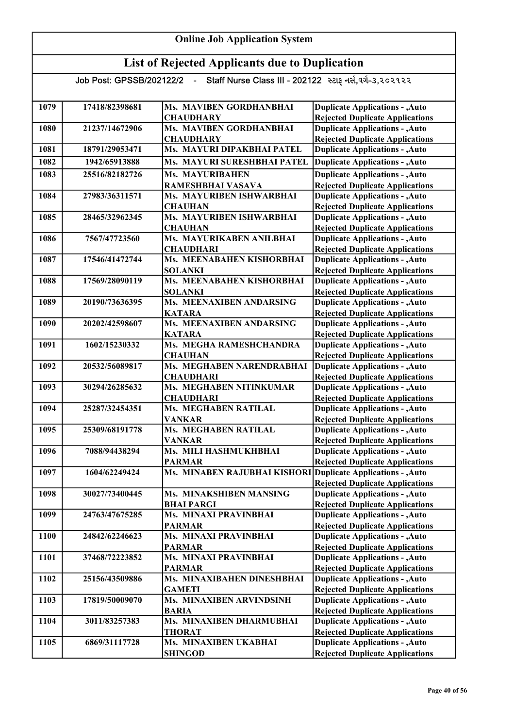# Online Job Application System

## List of Rejected Applicants due to Duplication

Job Post: GPSSB/202122/2 - Staff Nurse Class III - 202122 સ્ટાફ નર્સ,વર્ગ-૩,૨૦૨૧૨૨

| | | | |
|---|---|---|---|
| 1079 | 17418/82398681 | Ms. MAVIBEN GORDHANBHAI CHAUDHARY | Duplicate Applications - ,Auto Rejected Duplicate Applications |
| 1080 | 21237/14672906 | Ms. MAVIBEN GORDHANBHAI CHAUDHARY | Duplicate Applications - ,Auto Rejected Duplicate Applications |
| 1081 | 18791/29053471 | Ms. MAYURI DIPAKBHAI PATEL | Duplicate Applications - ,Auto |
| 1082 | 1942/65913888 | Ms. MAYURI SURESHBHAI PATEL | Duplicate Applications - ,Auto |
| 1083 | 25516/82182726 | Ms. MAYURIBAHEN RAMESHBHAI VASAVA | Duplicate Applications - ,Auto Rejected Duplicate Applications |
| 1084 | 27983/36311571 | Ms. MAYURIBEN ISHWARBHAI CHAUHAN | Duplicate Applications - ,Auto Rejected Duplicate Applications |
| 1085 | 28465/32962345 | Ms. MAYURIBEN ISHWARBHAI CHAUHAN | Duplicate Applications - ,Auto Rejected Duplicate Applications |
| 1086 | 7567/47723560 | Ms. MAYURIKABEN ANILBHAI CHAUDHARI | Duplicate Applications - ,Auto Rejected Duplicate Applications |
| 1087 | 17546/41472744 | Ms. MEENABAHEN KISHORBHAI SOLANKI | Duplicate Applications - ,Auto Rejected Duplicate Applications |
| 1088 | 17569/28090119 | Ms. MEENABAHEN KISHORBHAI SOLANKI | Duplicate Applications - ,Auto Rejected Duplicate Applications |
| 1089 | 20190/73636395 | Ms. MEENAXIBEN ANDARSING KATARA | Duplicate Applications - ,Auto Rejected Duplicate Applications |
| 1090 | 20202/42598607 | Ms. MEENAXIBEN ANDARSING KATARA | Duplicate Applications - ,Auto Rejected Duplicate Applications |
| 1091 | 1602/15230332 | Ms. MEGHA RAMESHCHANDRA CHAUHAN | Duplicate Applications - ,Auto Rejected Duplicate Applications |
| 1092 | 20532/56089817 | Ms. MEGHABEN NARENDRABHAI CHAUDHARI | Duplicate Applications - ,Auto Rejected Duplicate Applications |
| 1093 | 30294/26285632 | Ms. MEGHABEN NITINKUMAR CHAUDHARI | Duplicate Applications - ,Auto Rejected Duplicate Applications |
| 1094 | 25287/32454351 | Ms. MEGHABEN RATILAL VANKAR | Duplicate Applications - ,Auto Rejected Duplicate Applications |
| 1095 | 25309/68191778 | Ms. MEGHABEN RATILAL VANKAR | Duplicate Applications - ,Auto Rejected Duplicate Applications |
| 1096 | 7088/94438294 | Ms. MILI HASHMUKHBHAI PARMAR | Duplicate Applications - ,Auto Rejected Duplicate Applications |
| 1097 | 1604/62249424 | Ms. MINABEN RAJUBHAI KISHORI | Duplicate Applications - ,Auto Rejected Duplicate Applications |
| 1098 | 30027/73400445 | Ms. MINAKSHIBEN MANSING BHAI PARGI | Duplicate Applications - ,Auto Rejected Duplicate Applications |
| 1099 | 24763/47675285 | Ms. MINAXI PRAVINBHAI PARMAR | Duplicate Applications - ,Auto Rejected Duplicate Applications |
| 1100 | 24842/62246623 | Ms. MINAXI PRAVINBHAI PARMAR | Duplicate Applications - ,Auto Rejected Duplicate Applications |
| 1101 | 37468/72223852 | Ms. MINAXI PRAVINBHAI PARMAR | Duplicate Applications - ,Auto Rejected Duplicate Applications |
| 1102 | 25156/43509886 | Ms. MINAXIBAHEN DINESHBHAI GAMETI | Duplicate Applications - ,Auto Rejected Duplicate Applications |
| 1103 | 17819/50009070 | Ms. MINAXIBEN ARVINDSINH BARIA | Duplicate Applications - ,Auto Rejected Duplicate Applications |
| 1104 | 3011/83257383 | Ms. MINAXIBEN DHARMUBHAI THORAT | Duplicate Applications - ,Auto Rejected Duplicate Applications |
| 1105 | 6869/31117728 | Ms. MINAXIBEN UKABHAI SHINGOD | Duplicate Applications - ,Auto Rejected Duplicate Applications |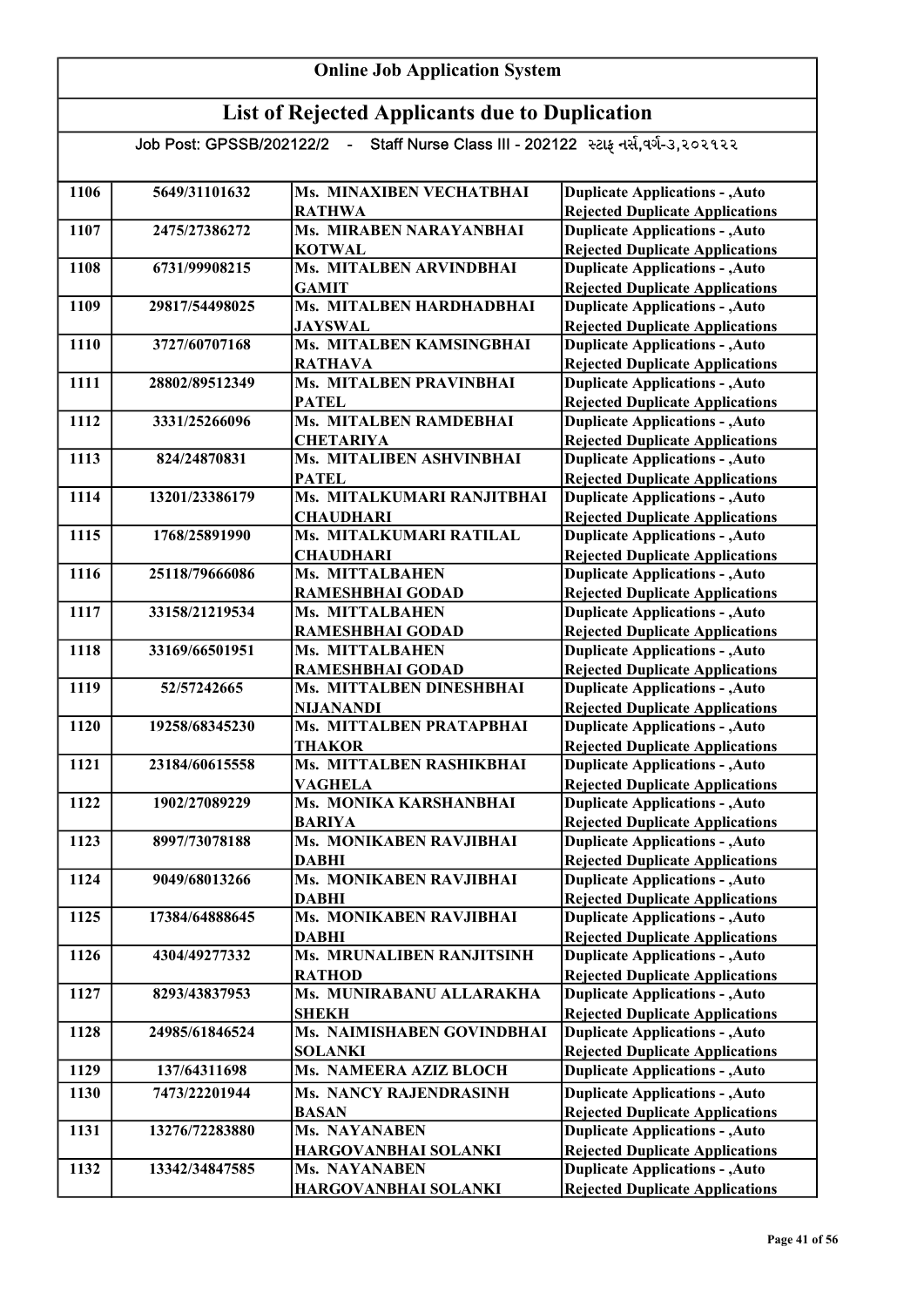# Online Job Application System

## List of Rejected Applicants due to Duplication

Job Post: GPSSB/202122/2 - Staff Nurse Class III - 202122 સ્ટાફ નર્સ,વર્ગ-૩,૨૦૨૧૨૨

| | | | |
|---|---|---|---|
| 1106 | 5649/31101632 | Ms. MINAXIBEN VECHATBHAI RATHWA | Duplicate Applications - ,Auto Rejected Duplicate Applications |
| 1107 | 2475/27386272 | Ms. MIRABEN NARAYANBHAI KOTWAL | Duplicate Applications - ,Auto Rejected Duplicate Applications |
| 1108 | 6731/99908215 | Ms. MITALBEN ARVINDBHAI GAMIT | Duplicate Applications - ,Auto Rejected Duplicate Applications |
| 1109 | 29817/54498025 | Ms. MITALBEN HARDHADBHAI JAYSWAL | Duplicate Applications - ,Auto Rejected Duplicate Applications |
| 1110 | 3727/60707168 | Ms. MITALBEN KAMSINGBHAI RATHAVA | Duplicate Applications - ,Auto Rejected Duplicate Applications |
| 1111 | 28802/89512349 | Ms. MITALBEN PRAVINBHAI PATEL | Duplicate Applications - ,Auto Rejected Duplicate Applications |
| 1112 | 3331/25266096 | Ms. MITALBEN RAMDEBHAI CHETARIYA | Duplicate Applications - ,Auto Rejected Duplicate Applications |
| 1113 | 824/24870831 | Ms. MITALIBEN ASHVINBHAI PATEL | Duplicate Applications - ,Auto Rejected Duplicate Applications |
| 1114 | 13201/23386179 | Ms. MITALKUMARI RANJITBHAI CHAUDHARI | Duplicate Applications - ,Auto Rejected Duplicate Applications |
| 1115 | 1768/25891990 | Ms. MITALKUMARI RATILAL CHAUDHARI | Duplicate Applications - ,Auto Rejected Duplicate Applications |
| 1116 | 25118/79666086 | Ms. MITTALBAHEN RAMESHBHAI GODAD | Duplicate Applications - ,Auto Rejected Duplicate Applications |
| 1117 | 33158/21219534 | Ms. MITTALBAHEN RAMESHBHAI GODAD | Duplicate Applications - ,Auto Rejected Duplicate Applications |
| 1118 | 33169/66501951 | Ms. MITTALBAHEN RAMESHBHAI GODAD | Duplicate Applications - ,Auto Rejected Duplicate Applications |
| 1119 | 52/57242665 | Ms. MITTALBEN DINESHBHAI NIJANANDI | Duplicate Applications - ,Auto Rejected Duplicate Applications |
| 1120 | 19258/68345230 | Ms. MITTALBEN PRATAPBHAI THAKOR | Duplicate Applications - ,Auto Rejected Duplicate Applications |
| 1121 | 23184/60615558 | Ms. MITTALBEN RASHIKBHAI VAGHELA | Duplicate Applications - ,Auto Rejected Duplicate Applications |
| 1122 | 1902/27089229 | Ms. MONIKA KARSHANBHAI BARIYA | Duplicate Applications - ,Auto Rejected Duplicate Applications |
| 1123 | 8997/73078188 | Ms. MONIKABEN RAVJIBHAI DABHI | Duplicate Applications - ,Auto Rejected Duplicate Applications |
| 1124 | 9049/68013266 | Ms. MONIKABEN RAVJIBHAI DABHI | Duplicate Applications - ,Auto Rejected Duplicate Applications |
| 1125 | 17384/64888645 | Ms. MONIKABEN RAVJIBHAI DABHI | Duplicate Applications - ,Auto Rejected Duplicate Applications |
| 1126 | 4304/49277332 | Ms. MRUNALIBEN RANJITSINH RATHOD | Duplicate Applications - ,Auto Rejected Duplicate Applications |
| 1127 | 8293/43837953 | Ms. MUNIRABANU ALLARAKHA SHEKH | Duplicate Applications - ,Auto Rejected Duplicate Applications |
| 1128 | 24985/61846524 | Ms. NAIMISHABEN GOVINDBHAI SOLANKI | Duplicate Applications - ,Auto Rejected Duplicate Applications |
| 1129 | 137/64311698 | Ms. NAMEERA AZIZ BLOCH | Duplicate Applications - ,Auto |
| 1130 | 7473/22201944 | Ms. NANCY RAJENDRASINH BASAN | Duplicate Applications - ,Auto Rejected Duplicate Applications |
| 1131 | 13276/72283880 | Ms. NAYANABEN HARGOVANBHAI SOLANKI | Duplicate Applications - ,Auto Rejected Duplicate Applications |
| 1132 | 13342/34847585 | Ms. NAYANABEN HARGOVANBHAI SOLANKI | Duplicate Applications - ,Auto Rejected Duplicate Applications |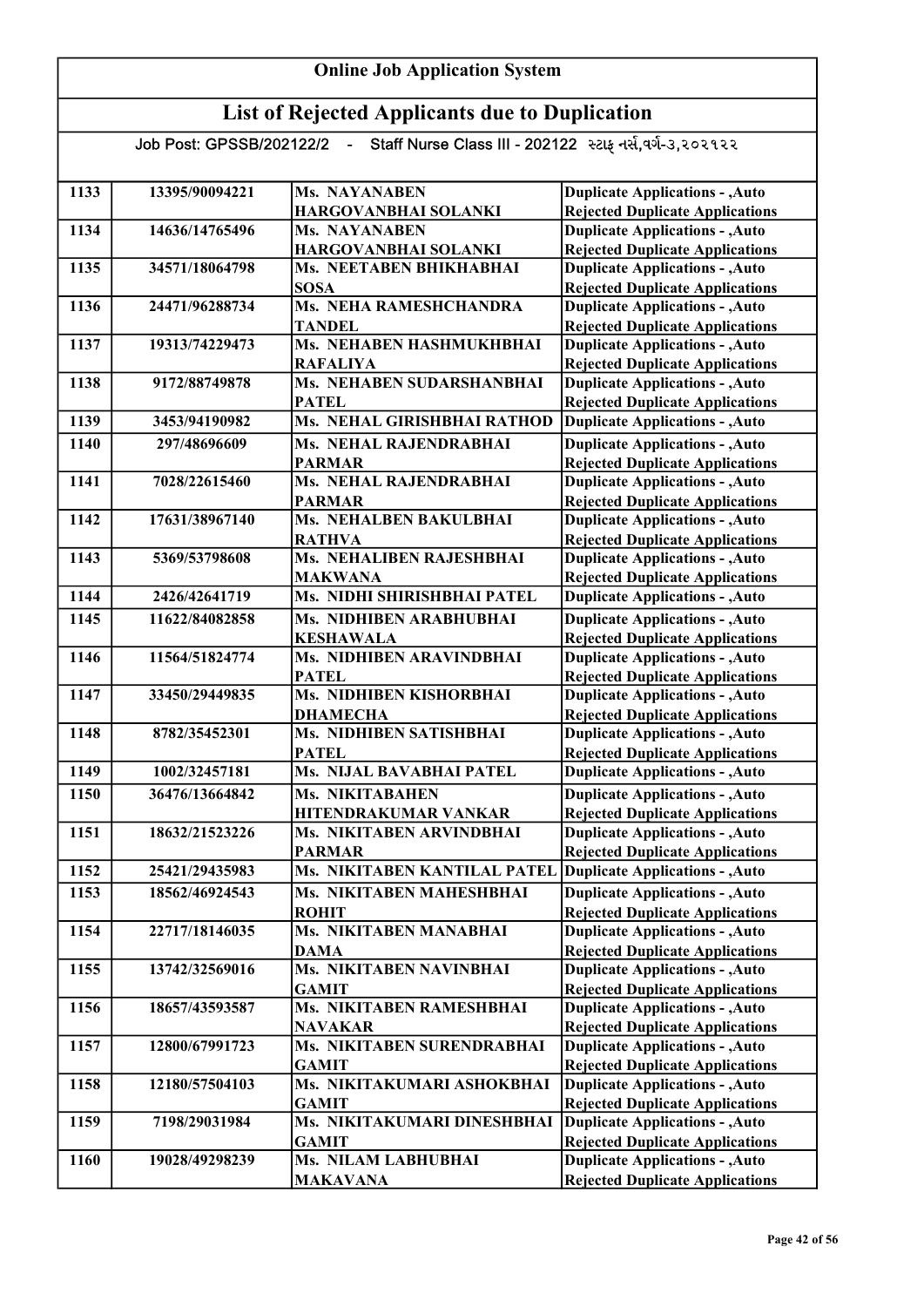# Online Job Application System

## List of Rejected Applicants due to Duplication

Job Post: GPSSB/202122/2 - Staff Nurse Class III - 202122 સ્ટાફ નર્સ,વર્ગ-૩,૨૦૨૧૨૨

| | | | |
|---|---|---|---|
| 1133 | 13395/90094221 | Ms. NAYANABEN HARGOVANBHAI SOLANKI | Duplicate Applications - ,Auto Rejected Duplicate Applications |
| 1134 | 14636/14765496 | Ms. NAYANABEN HARGOVANBHAI SOLANKI | Duplicate Applications - ,Auto Rejected Duplicate Applications |
| 1135 | 34571/18064798 | Ms. NEETABEN BHIKHABHAI SOSA | Duplicate Applications - ,Auto Rejected Duplicate Applications |
| 1136 | 24471/96288734 | Ms. NEHA RAMESHCHANDRA TANDEL | Duplicate Applications - ,Auto Rejected Duplicate Applications |
| 1137 | 19313/74229473 | Ms. NEHABEN HASHMUKHBHAI RAFALIYA | Duplicate Applications - ,Auto Rejected Duplicate Applications |
| 1138 | 9172/88749878 | Ms. NEHABEN SUDARSHANBHAI PATEL | Duplicate Applications - ,Auto Rejected Duplicate Applications |
| 1139 | 3453/94190982 | Ms. NEHAL GIRISHBHAI RATHOD | Duplicate Applications - ,Auto |
| 1140 | 297/48696609 | Ms. NEHAL RAJENDRABHAI PARMAR | Duplicate Applications - ,Auto Rejected Duplicate Applications |
| 1141 | 7028/22615460 | Ms. NEHAL RAJENDRABHAI PARMAR | Duplicate Applications - ,Auto Rejected Duplicate Applications |
| 1142 | 17631/38967140 | Ms. NEHALBEN BAKULBHAI RATHVA | Duplicate Applications - ,Auto Rejected Duplicate Applications |
| 1143 | 5369/53798608 | Ms. NEHALIBEN RAJESHBHAI MAKWANA | Duplicate Applications - ,Auto Rejected Duplicate Applications |
| 1144 | 2426/42641719 | Ms. NIDHI SHIRISHBHAI PATEL | Duplicate Applications - ,Auto |
| 1145 | 11622/84082858 | Ms. NIDHIBEN ARABHUBHAI KESHAWALA | Duplicate Applications - ,Auto Rejected Duplicate Applications |
| 1146 | 11564/51824774 | Ms. NIDHIBEN ARAVINDBHAI PATEL | Duplicate Applications - ,Auto Rejected Duplicate Applications |
| 1147 | 33450/29449835 | Ms. NIDHIBEN KISHORBHAI DHAMECHA | Duplicate Applications - ,Auto Rejected Duplicate Applications |
| 1148 | 8782/35452301 | Ms. NIDHIBEN SATISHBHAI PATEL | Duplicate Applications - ,Auto Rejected Duplicate Applications |
| 1149 | 1002/32457181 | Ms. NIJAL BAVABHAI PATEL | Duplicate Applications - ,Auto |
| 1150 | 36476/13664842 | Ms. NIKITABAHEN HITENDRAKUMAR VANKAR | Duplicate Applications - ,Auto Rejected Duplicate Applications |
| 1151 | 18632/21523226 | Ms. NIKITABEN ARVINDBHAI PARMAR | Duplicate Applications - ,Auto Rejected Duplicate Applications |
| 1152 | 25421/29435983 | Ms. NIKITABEN KANTILAL PATEL | Duplicate Applications - ,Auto |
| 1153 | 18562/46924543 | Ms. NIKITABEN MAHESHBHAI ROHIT | Duplicate Applications - ,Auto Rejected Duplicate Applications |
| 1154 | 22717/18146035 | Ms. NIKITABEN MANABHAI DAMA | Duplicate Applications - ,Auto Rejected Duplicate Applications |
| 1155 | 13742/32569016 | Ms. NIKITABEN NAVINBHAI GAMIT | Duplicate Applications - ,Auto Rejected Duplicate Applications |
| 1156 | 18657/43593587 | Ms. NIKITABEN RAMESHBHAI NAVAKAR | Duplicate Applications - ,Auto Rejected Duplicate Applications |
| 1157 | 12800/67991723 | Ms. NIKITABEN SURENDRABHAI GAMIT | Duplicate Applications - ,Auto Rejected Duplicate Applications |
| 1158 | 12180/57504103 | Ms. NIKITAKUMARI ASHOKBHAI GAMIT | Duplicate Applications - ,Auto Rejected Duplicate Applications |
| 1159 | 7198/29031984 | Ms. NIKITAKUMARI DINESHBHAI GAMIT | Duplicate Applications - ,Auto Rejected Duplicate Applications |
| 1160 | 19028/49298239 | Ms. NILAM LABHUBHAI MAKAVANA | Duplicate Applications - ,Auto Rejected Duplicate Applications |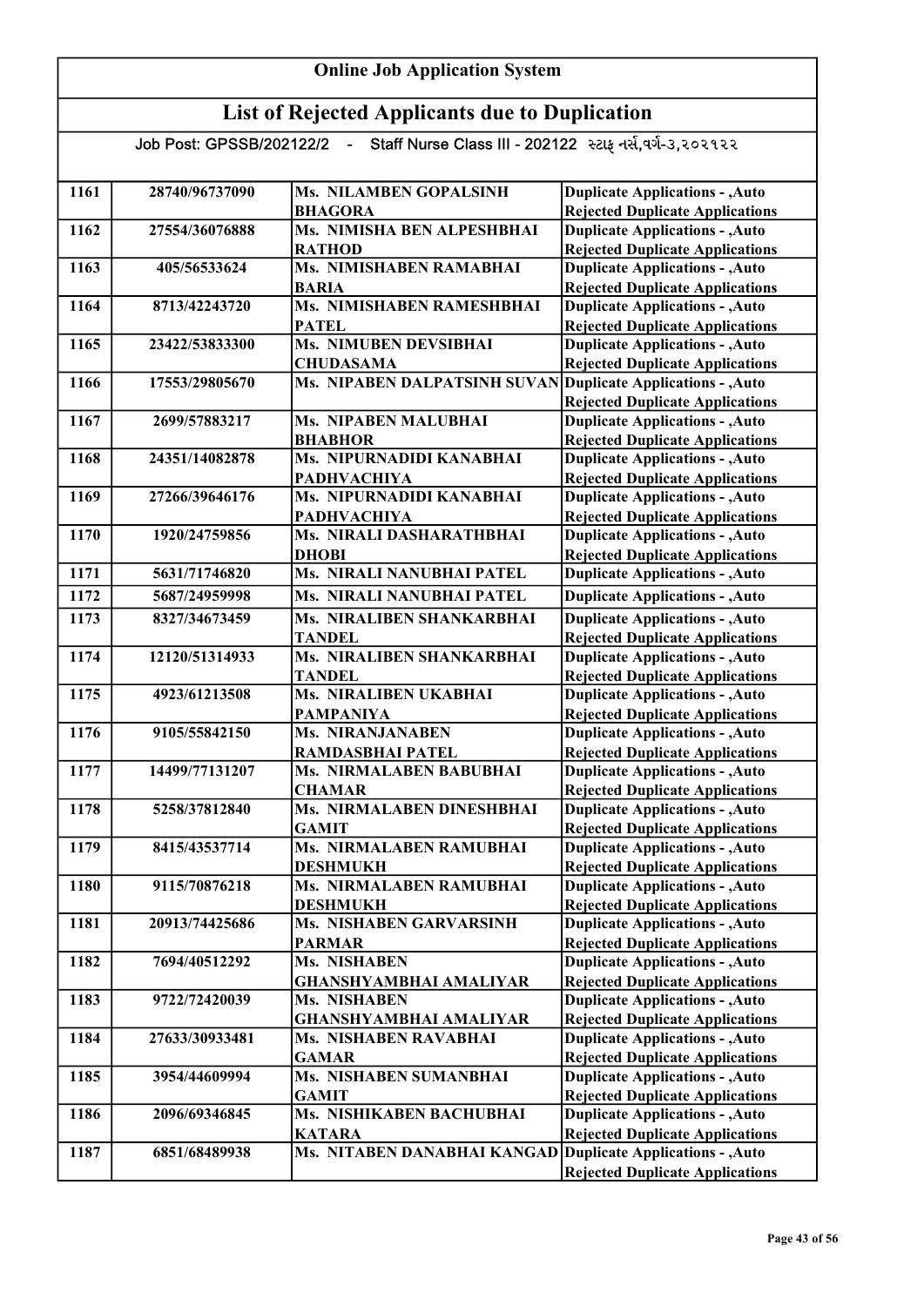# Online Job Application System

## List of Rejected Applicants due to Duplication

Job Post: GPSSB/202122/2 - Staff Nurse Class III - 202122 સ્ટાફ નર્સ,વર્ગ-૩,૨૦૨૧૨૨

| | | | |
|---|---|---|---|
| 1161 | 28740/96737090 | Ms. NILAMBEN GOPALSINH BHAGORA | Duplicate Applications - ,Auto Rejected Duplicate Applications |
| 1162 | 27554/36076888 | Ms. NIMISHA BEN ALPESHBHAI RATHOD | Duplicate Applications - ,Auto Rejected Duplicate Applications |
| 1163 | 405/56533624 | Ms. NIMISHABEN RAMABHAI BARIA | Duplicate Applications - ,Auto Rejected Duplicate Applications |
| 1164 | 8713/42243720 | Ms. NIMISHABEN RAMESHBHAI PATEL | Duplicate Applications - ,Auto Rejected Duplicate Applications |
| 1165 | 23422/53833300 | Ms. NIMUBEN DEVSIBHAI CHUDASAMA | Duplicate Applications - ,Auto Rejected Duplicate Applications |
| 1166 | 17553/29805670 | Ms. NIPABEN DALPATSINH SUVAN | Duplicate Applications - ,Auto Rejected Duplicate Applications |
| 1167 | 2699/57883217 | Ms. NIPABEN MALUBHAI BHABHOR | Duplicate Applications - ,Auto Rejected Duplicate Applications |
| 1168 | 24351/14082878 | Ms. NIPURNADIDI KANABHAI PADHVACHIYA | Duplicate Applications - ,Auto Rejected Duplicate Applications |
| 1169 | 27266/39646176 | Ms. NIPURNADIDI KANABHAI PADHVACHIYA | Duplicate Applications - ,Auto Rejected Duplicate Applications |
| 1170 | 1920/24759856 | Ms. NIRALI DASHARATHBHAI DHOBI | Duplicate Applications - ,Auto Rejected Duplicate Applications |
| 1171 | 5631/71746820 | Ms. NIRALI NANUBHAI PATEL | Duplicate Applications - ,Auto |
| 1172 | 5687/24959998 | Ms. NIRALI NANUBHAI PATEL | Duplicate Applications - ,Auto |
| 1173 | 8327/34673459 | Ms. NIRALIBEN SHANKARBHAI TANDEL | Duplicate Applications - ,Auto Rejected Duplicate Applications |
| 1174 | 12120/51314933 | Ms. NIRALIBEN SHANKARBHAI TANDEL | Duplicate Applications - ,Auto Rejected Duplicate Applications |
| 1175 | 4923/61213508 | Ms. NIRALIBEN UKABHAI PAMPANIYA | Duplicate Applications - ,Auto Rejected Duplicate Applications |
| 1176 | 9105/55842150 | Ms. NIRANJANABEN RAMDASBHAI PATEL | Duplicate Applications - ,Auto Rejected Duplicate Applications |
| 1177 | 14499/77131207 | Ms. NIRMALABEN BABUBHAI CHAMAR | Duplicate Applications - ,Auto Rejected Duplicate Applications |
| 1178 | 5258/37812840 | Ms. NIRMALABEN DINESHBHAI GAMIT | Duplicate Applications - ,Auto Rejected Duplicate Applications |
| 1179 | 8415/43537714 | Ms. NIRMALABEN RAMUBHAI DESHMUKH | Duplicate Applications - ,Auto Rejected Duplicate Applications |
| 1180 | 9115/70876218 | Ms. NIRMALABEN RAMUBHAI DESHMUKH | Duplicate Applications - ,Auto Rejected Duplicate Applications |
| 1181 | 20913/74425686 | Ms. NISHABEN GARVARSINH PARMAR | Duplicate Applications - ,Auto Rejected Duplicate Applications |
| 1182 | 7694/40512292 | Ms. NISHABEN GHANSHYAMBHAI AMALIYAR | Duplicate Applications - ,Auto Rejected Duplicate Applications |
| 1183 | 9722/72420039 | Ms. NISHABEN GHANSHYAMBHAI AMALIYAR | Duplicate Applications - ,Auto Rejected Duplicate Applications |
| 1184 | 27633/30933481 | Ms. NISHABEN RAVABHAI GAMAR | Duplicate Applications - ,Auto Rejected Duplicate Applications |
| 1185 | 3954/44609994 | Ms. NISHABEN SUMANBHAI GAMIT | Duplicate Applications - ,Auto Rejected Duplicate Applications |
| 1186 | 2096/69346845 | Ms. NISHIKABEN BACHUBHAI KATARA | Duplicate Applications - ,Auto Rejected Duplicate Applications |
| 1187 | 6851/68489938 | Ms. NITABEN DANABHAI KANGAD | Duplicate Applications - ,Auto Rejected Duplicate Applications |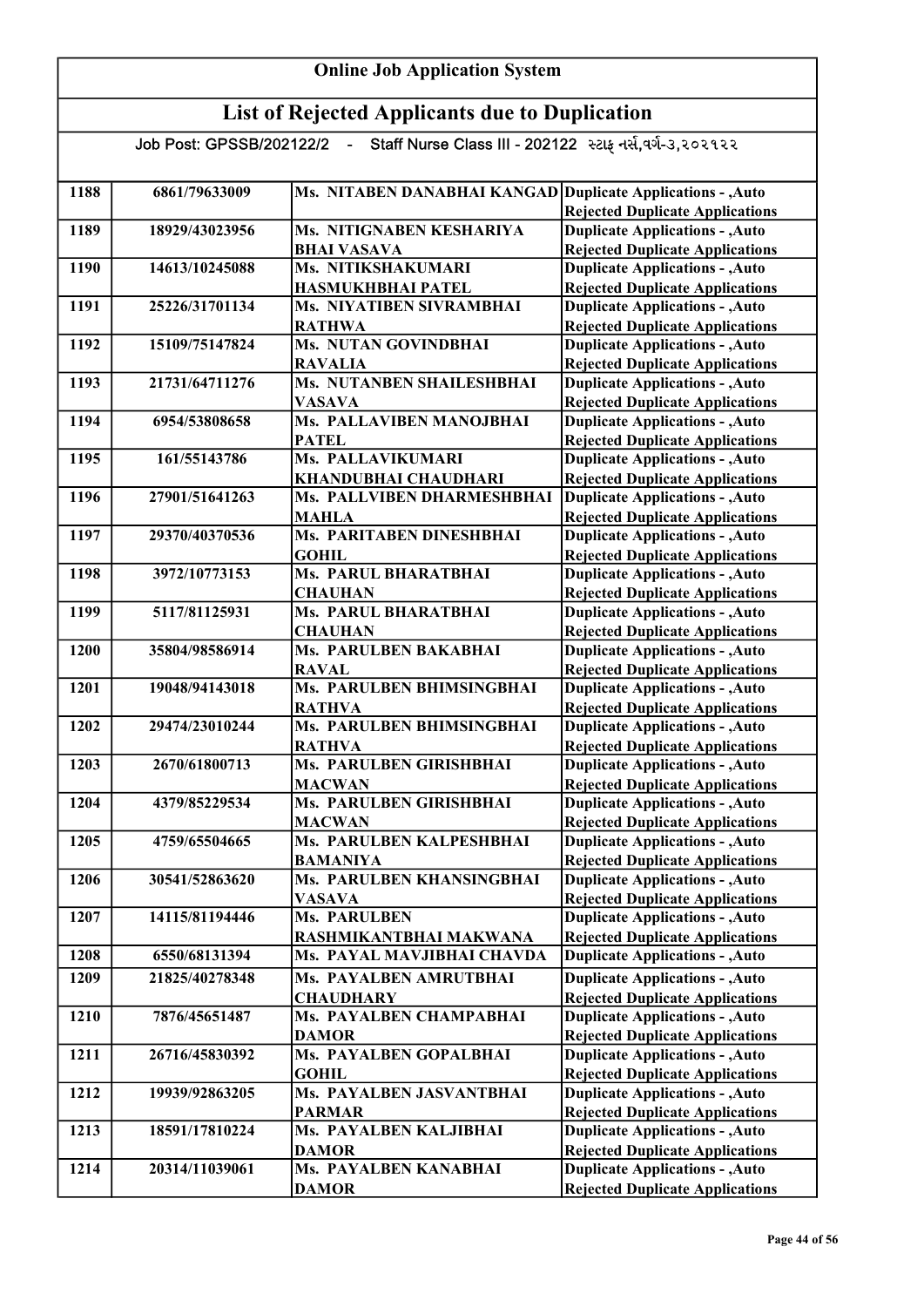# Online Job Application System

## List of Rejected Applicants due to Duplication

Job Post: GPSSB/202122/2 - Staff Nurse Class III - 202122 સ્ટાફ નર્સ,વર્ગ-૩,૨૦૨૧૨૨

| | | | |
|---|---|---|---|
| 1188 | 6861/79633009 | Ms. NITABEN DANABHAI KANGAD | Duplicate Applications - ,Auto Rejected Duplicate Applications |
| 1189 | 18929/43023956 | Ms. NITIGNABEN KESHARIYA BHAI VASAVA | Duplicate Applications - ,Auto Rejected Duplicate Applications |
| 1190 | 14613/10245088 | Ms. NITIKSHAKUMARI HASMUKHBHAI PATEL | Duplicate Applications - ,Auto Rejected Duplicate Applications |
| 1191 | 25226/31701134 | Ms. NIYATIBEN SIVRAMBHAI RATHWA | Duplicate Applications - ,Auto Rejected Duplicate Applications |
| 1192 | 15109/75147824 | Ms. NUTAN GOVINDBHAI RAVALIA | Duplicate Applications - ,Auto Rejected Duplicate Applications |
| 1193 | 21731/64711276 | Ms. NUTANBEN SHAILESHBHAI VASAVA | Duplicate Applications - ,Auto Rejected Duplicate Applications |
| 1194 | 6954/53808658 | Ms. PALLAVIBEN MANOJBHAI PATEL | Duplicate Applications - ,Auto Rejected Duplicate Applications |
| 1195 | 161/55143786 | Ms. PALLAVIKUMARI KHANDUBHAI CHAUDHARI | Duplicate Applications - ,Auto Rejected Duplicate Applications |
| 1196 | 27901/51641263 | Ms. PALLVIBEN DHARMESHBHAI MAHLA | Duplicate Applications - ,Auto Rejected Duplicate Applications |
| 1197 | 29370/40370536 | Ms. PARITABEN DINESHBHAI GOHIL | Duplicate Applications - ,Auto Rejected Duplicate Applications |
| 1198 | 3972/10773153 | Ms. PARUL BHARATBHAI CHAUHAN | Duplicate Applications - ,Auto Rejected Duplicate Applications |
| 1199 | 5117/81125931 | Ms. PARUL BHARATBHAI CHAUHAN | Duplicate Applications - ,Auto Rejected Duplicate Applications |
| 1200 | 35804/98586914 | Ms. PARULBEN BAKABHAI RAVAL | Duplicate Applications - ,Auto Rejected Duplicate Applications |
| 1201 | 19048/94143018 | Ms. PARULBEN BHIMSINGBHAI RATHVA | Duplicate Applications - ,Auto Rejected Duplicate Applications |
| 1202 | 29474/23010244 | Ms. PARULBEN BHIMSINGBHAI RATHVA | Duplicate Applications - ,Auto Rejected Duplicate Applications |
| 1203 | 2670/61800713 | Ms. PARULBEN GIRISHBHAI MACWAN | Duplicate Applications - ,Auto Rejected Duplicate Applications |
| 1204 | 4379/85229534 | Ms. PARULBEN GIRISHBHAI MACWAN | Duplicate Applications - ,Auto Rejected Duplicate Applications |
| 1205 | 4759/65504665 | Ms. PARULBEN KALPESHBHAI BAMANIYA | Duplicate Applications - ,Auto Rejected Duplicate Applications |
| 1206 | 30541/52863620 | Ms. PARULBEN KHANSINGBHAI VASAVA | Duplicate Applications - ,Auto Rejected Duplicate Applications |
| 1207 | 14115/81194446 | Ms. PARULBEN RASHMIKANTBHAI MAKWANA | Duplicate Applications - ,Auto Rejected Duplicate Applications |
| 1208 | 6550/68131394 | Ms. PAYAL MAVJIBHAI CHAVDA | Duplicate Applications - ,Auto |
| 1209 | 21825/40278348 | Ms. PAYALBEN AMRUTBHAI CHAUDHARY | Duplicate Applications - ,Auto Rejected Duplicate Applications |
| 1210 | 7876/45651487 | Ms. PAYALBEN CHAMPABHAI DAMOR | Duplicate Applications - ,Auto Rejected Duplicate Applications |
| 1211 | 26716/45830392 | Ms. PAYALBEN GOPALBHAI GOHIL | Duplicate Applications - ,Auto Rejected Duplicate Applications |
| 1212 | 19939/92863205 | Ms. PAYALBEN JASVANTBHAI PARMAR | Duplicate Applications - ,Auto Rejected Duplicate Applications |
| 1213 | 18591/17810224 | Ms. PAYALBEN KALJIBHAI DAMOR | Duplicate Applications - ,Auto Rejected Duplicate Applications |
| 1214 | 20314/11039061 | Ms. PAYALBEN KANABHAI DAMOR | Duplicate Applications - ,Auto Rejected Duplicate Applications |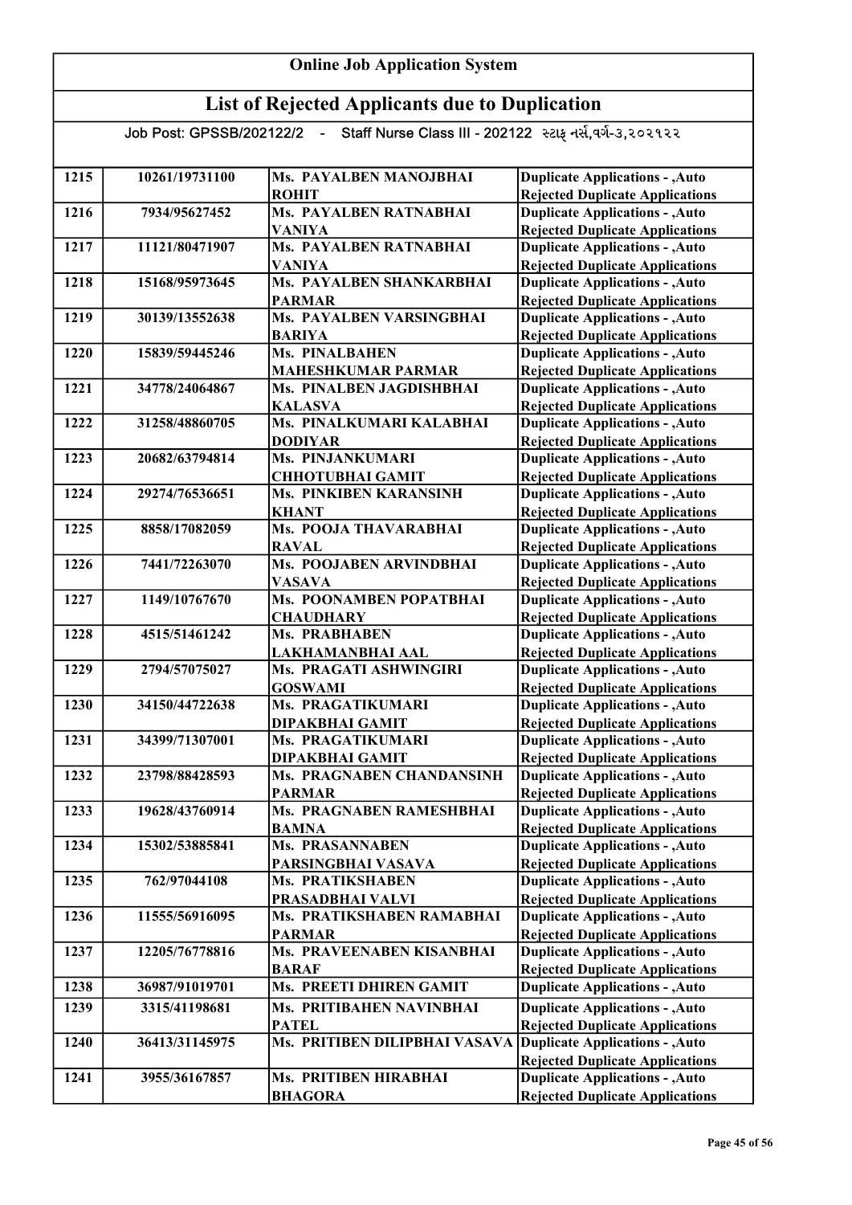# Online Job Application System

## List of Rejected Applicants due to Duplication

Job Post: GPSSB/202122/2 - Staff Nurse Class III - 202122 સ્ટાફ નર્સ,વર્ગ-૩,૨૦૨૧૨૨

| | | | |
|---|---|---|---|
| 1215 | 10261/19731100 | Ms. PAYALBEN MANOJBHAI ROHIT | Duplicate Applications - ,Auto Rejected Duplicate Applications |
| 1216 | 7934/95627452 | Ms. PAYALBEN RATNABHAI VANIYA | Duplicate Applications - ,Auto Rejected Duplicate Applications |
| 1217 | 11121/80471907 | Ms. PAYALBEN RATNABHAI VANIYA | Duplicate Applications - ,Auto Rejected Duplicate Applications |
| 1218 | 15168/95973645 | Ms. PAYALBEN SHANKARBHAI PARMAR | Duplicate Applications - ,Auto Rejected Duplicate Applications |
| 1219 | 30139/13552638 | Ms. PAYALBEN VARSINGBHAI BARIYA | Duplicate Applications - ,Auto Rejected Duplicate Applications |
| 1220 | 15839/59445246 | Ms. PINALBAHEN MAHESHKUMAR PARMAR | Duplicate Applications - ,Auto Rejected Duplicate Applications |
| 1221 | 34778/24064867 | Ms. PINALBEN JAGDISHBHAI KALASVA | Duplicate Applications - ,Auto Rejected Duplicate Applications |
| 1222 | 31258/48860705 | Ms. PINALKUMARI KALABHAI DODIYAR | Duplicate Applications - ,Auto Rejected Duplicate Applications |
| 1223 | 20682/63794814 | Ms. PINJANKUMARI CHHOTUBHAI GAMIT | Duplicate Applications - ,Auto Rejected Duplicate Applications |
| 1224 | 29274/76536651 | Ms. PINKIBEN KARANSINH KHANT | Duplicate Applications - ,Auto Rejected Duplicate Applications |
| 1225 | 8858/17082059 | Ms. POOJA THAVARABHAI RAVAL | Duplicate Applications - ,Auto Rejected Duplicate Applications |
| 1226 | 7441/72263070 | Ms. POOJABEN ARVINDBHAI VASAVA | Duplicate Applications - ,Auto Rejected Duplicate Applications |
| 1227 | 1149/10767670 | Ms. POONAMBEN POPATBHAI CHAUDHARY | Duplicate Applications - ,Auto Rejected Duplicate Applications |
| 1228 | 4515/51461242 | Ms. PRABHABEN LAKHAMANBHAI AAL | Duplicate Applications - ,Auto Rejected Duplicate Applications |
| 1229 | 2794/57075027 | Ms. PRAGATI ASHWINGIRI GOSWAMI | Duplicate Applications - ,Auto Rejected Duplicate Applications |
| 1230 | 34150/44722638 | Ms. PRAGATIKUMARI DIPAKBHAI GAMIT | Duplicate Applications - ,Auto Rejected Duplicate Applications |
| 1231 | 34399/71307001 | Ms. PRAGATIKUMARI DIPAKBHAI GAMIT | Duplicate Applications - ,Auto Rejected Duplicate Applications |
| 1232 | 23798/88428593 | Ms. PRAGNABEN CHANDANSINH PARMAR | Duplicate Applications - ,Auto Rejected Duplicate Applications |
| 1233 | 19628/43760914 | Ms. PRAGNABEN RAMESHBHAI BAMNA | Duplicate Applications - ,Auto Rejected Duplicate Applications |
| 1234 | 15302/53885841 | Ms. PRASANNABEN PARSINGBHAI VASAVA | Duplicate Applications - ,Auto Rejected Duplicate Applications |
| 1235 | 762/97044108 | Ms. PRATIKSHABEN PRASADBHAI VALVI | Duplicate Applications - ,Auto Rejected Duplicate Applications |
| 1236 | 11555/56916095 | Ms. PRATIKSHABEN RAMABHAI PARMAR | Duplicate Applications - ,Auto Rejected Duplicate Applications |
| 1237 | 12205/76778816 | Ms. PRAVEENABEN KISANBHAI BARAF | Duplicate Applications - ,Auto Rejected Duplicate Applications |
| 1238 | 36987/91019701 | Ms. PREETI DHIREN GAMIT | Duplicate Applications - ,Auto |
| 1239 | 3315/41198681 | Ms. PRITIBAHEN NAVINBHAI PATEL | Duplicate Applications - ,Auto Rejected Duplicate Applications |
| 1240 | 36413/31145975 | Ms. PRITIBEN DILIPBHAI VASAVA | Duplicate Applications - ,Auto Rejected Duplicate Applications |
| 1241 | 3955/36167857 | Ms. PRITIBEN HIRABHAI BHAGORA | Duplicate Applications - ,Auto Rejected Duplicate Applications |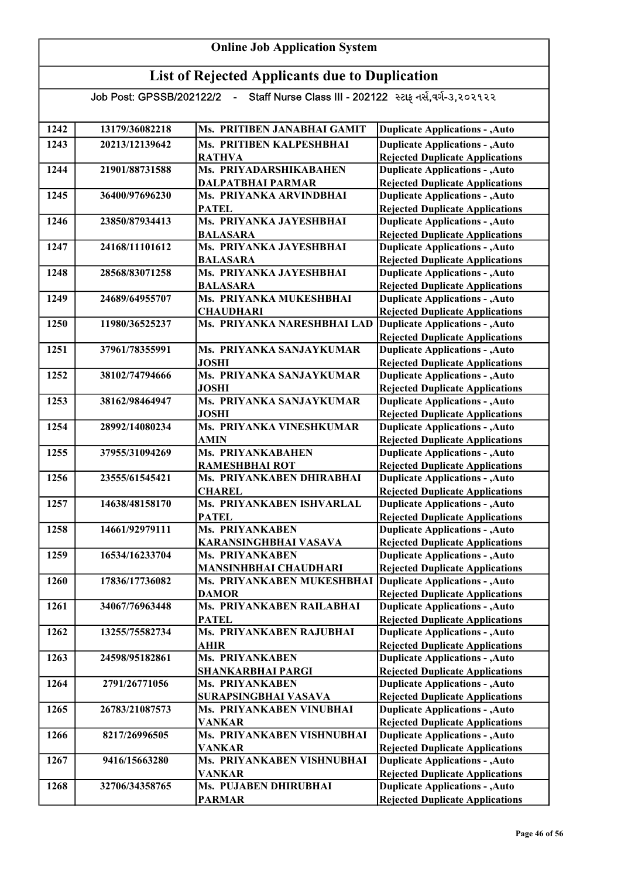# Online Job Application System

## List of Rejected Applicants due to Duplication

Job Post: GPSSB/202122/2 - Staff Nurse Class III - 202122 સ્ટાફ નર્સ,વર્ગ-૩,૨૦૨૧૨૨

| | | | |
|---|---|---|---|
| 1242 | 13179/36082218 | Ms. PRITIBEN JANABHAI GAMIT | Duplicate Applications - ,Auto |
| 1243 | 20213/12139642 | Ms. PRITIBEN KALPESHBHAI RATHVA | Duplicate Applications - ,Auto Rejected Duplicate Applications |
| 1244 | 21901/88731588 | Ms. PRIYADARSHIKABAHEN DALPATBHAI PARMAR | Duplicate Applications - ,Auto Rejected Duplicate Applications |
| 1245 | 36400/97696230 | Ms. PRIYANKA ARVINDBHAI PATEL | Duplicate Applications - ,Auto Rejected Duplicate Applications |
| 1246 | 23850/87934413 | Ms. PRIYANKA JAYESHBHAI BALASARA | Duplicate Applications - ,Auto Rejected Duplicate Applications |
| 1247 | 24168/11101612 | Ms. PRIYANKA JAYESHBHAI BALASARA | Duplicate Applications - ,Auto Rejected Duplicate Applications |
| 1248 | 28568/83071258 | Ms. PRIYANKA JAYESHBHAI BALASARA | Duplicate Applications - ,Auto Rejected Duplicate Applications |
| 1249 | 24689/64955707 | Ms. PRIYANKA MUKESHBHAI CHAUDHARI | Duplicate Applications - ,Auto Rejected Duplicate Applications |
| 1250 | 11980/36525237 | Ms. PRIYANKA NARESHBHAI LAD | Duplicate Applications - ,Auto Rejected Duplicate Applications |
| 1251 | 37961/78355991 | Ms. PRIYANKA SANJAYKUMAR JOSHI | Duplicate Applications - ,Auto Rejected Duplicate Applications |
| 1252 | 38102/74794666 | Ms. PRIYANKA SANJAYKUMAR JOSHI | Duplicate Applications - ,Auto Rejected Duplicate Applications |
| 1253 | 38162/98464947 | Ms. PRIYANKA SANJAYKUMAR JOSHI | Duplicate Applications - ,Auto Rejected Duplicate Applications |
| 1254 | 28992/14080234 | Ms. PRIYANKA VINESHKUMAR AMIN | Duplicate Applications - ,Auto Rejected Duplicate Applications |
| 1255 | 37955/31094269 | Ms. PRIYANKABAHEN RAMESHBHAI ROT | Duplicate Applications - ,Auto Rejected Duplicate Applications |
| 1256 | 23555/61545421 | Ms. PRIYANKABEN DHIRABHAI CHAREL | Duplicate Applications - ,Auto Rejected Duplicate Applications |
| 1257 | 14638/48158170 | Ms. PRIYANKABEN ISHVARLAL PATEL | Duplicate Applications - ,Auto Rejected Duplicate Applications |
| 1258 | 14661/92979111 | Ms. PRIYANKABEN KARANSINGHBHAI VASAVA | Duplicate Applications - ,Auto Rejected Duplicate Applications |
| 1259 | 16534/16233704 | Ms. PRIYANKABEN MANSINHBHAI CHAUDHARI | Duplicate Applications - ,Auto Rejected Duplicate Applications |
| 1260 | 17836/17736082 | Ms. PRIYANKABEN MUKESHBHAI DAMOR | Duplicate Applications - ,Auto Rejected Duplicate Applications |
| 1261 | 34067/76963448 | Ms. PRIYANKABEN RAILABHAI PATEL | Duplicate Applications - ,Auto Rejected Duplicate Applications |
| 1262 | 13255/75582734 | Ms. PRIYANKABEN RAJUBHAI AHIR | Duplicate Applications - ,Auto Rejected Duplicate Applications |
| 1263 | 24598/95182861 | Ms. PRIYANKABEN SHANKARBHAI PARGI | Duplicate Applications - ,Auto Rejected Duplicate Applications |
| 1264 | 2791/26771056 | Ms. PRIYANKABEN SURAPSINGBHAI VASAVA | Duplicate Applications - ,Auto Rejected Duplicate Applications |
| 1265 | 26783/21087573 | Ms. PRIYANKABEN VINUBHAI VANKAR | Duplicate Applications - ,Auto Rejected Duplicate Applications |
| 1266 | 8217/26996505 | Ms. PRIYANKABEN VISHNUBHAI VANKAR | Duplicate Applications - ,Auto Rejected Duplicate Applications |
| 1267 | 9416/15663280 | Ms. PRIYANKABEN VISHNUBHAI VANKAR | Duplicate Applications - ,Auto Rejected Duplicate Applications |
| 1268 | 32706/34358765 | Ms. PUJABEN DHIRUBHAI PARMAR | Duplicate Applications - ,Auto Rejected Duplicate Applications |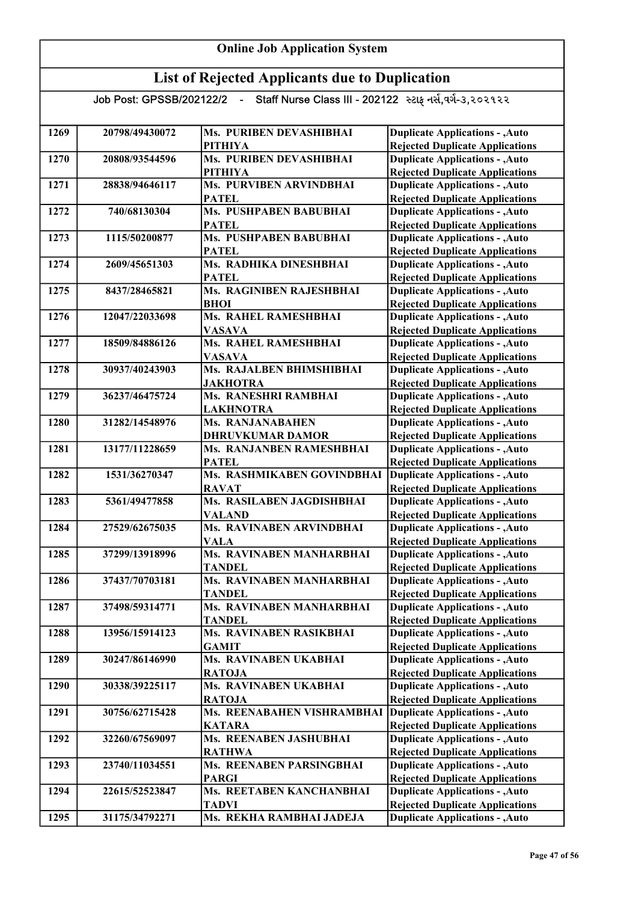# Online Job Application System

## List of Rejected Applicants due to Duplication

Job Post: GPSSB/202122/2 - Staff Nurse Class III - 202122 સ્ટાફ નર્સ,વર્ગ-૩,૨૦૨૧૨૨

| | | | |
|---|---|---|---|
| 1269 | 20798/49430072 | Ms. PURIBEN DEVASHIBHAI PITHIYA | Duplicate Applications - ,Auto Rejected Duplicate Applications |
| 1270 | 20808/93544596 | Ms. PURIBEN DEVASHIBHAI PITHIYA | Duplicate Applications - ,Auto Rejected Duplicate Applications |
| 1271 | 28838/94646117 | Ms. PURVIBEN ARVINDBHAI PATEL | Duplicate Applications - ,Auto Rejected Duplicate Applications |
| 1272 | 740/68130304 | Ms. PUSHPABEN BABUBHAI PATEL | Duplicate Applications - ,Auto Rejected Duplicate Applications |
| 1273 | 1115/50200877 | Ms. PUSHPABEN BABUBHAI PATEL | Duplicate Applications - ,Auto Rejected Duplicate Applications |
| 1274 | 2609/45651303 | Ms. RADHIKA DINESHBHAI PATEL | Duplicate Applications - ,Auto Rejected Duplicate Applications |
| 1275 | 8437/28465821 | Ms. RAGINIBEN RAJESHBHAI BHOI | Duplicate Applications - ,Auto Rejected Duplicate Applications |
| 1276 | 12047/22033698 | Ms. RAHEL RAMESHBHAI VASAVA | Duplicate Applications - ,Auto Rejected Duplicate Applications |
| 1277 | 18509/84886126 | Ms. RAHEL RAMESHBHAI VASAVA | Duplicate Applications - ,Auto Rejected Duplicate Applications |
| 1278 | 30937/40243903 | Ms. RAJALBEN BHIMSHIBHAI JAKHOTRA | Duplicate Applications - ,Auto Rejected Duplicate Applications |
| 1279 | 36237/46475724 | Ms. RANESHRI RAMBHAI LAKHNOTRA | Duplicate Applications - ,Auto Rejected Duplicate Applications |
| 1280 | 31282/14548976 | Ms. RANJANABAHEN DHRUVKUMAR DAMOR | Duplicate Applications - ,Auto Rejected Duplicate Applications |
| 1281 | 13177/11228659 | Ms. RANJANBEN RAMESHBHAI PATEL | Duplicate Applications - ,Auto Rejected Duplicate Applications |
| 1282 | 1531/36270347 | Ms. RASHMIKABEN GOVINDBHAI RAVAT | Duplicate Applications - ,Auto Rejected Duplicate Applications |
| 1283 | 5361/49477858 | Ms. RASILABEN JAGDISHBHAI VALAND | Duplicate Applications - ,Auto Rejected Duplicate Applications |
| 1284 | 27529/62675035 | Ms. RAVINABEN ARVINDBHAI VALA | Duplicate Applications - ,Auto Rejected Duplicate Applications |
| 1285 | 37299/13918996 | Ms. RAVINABEN MANHARBHAI TANDEL | Duplicate Applications - ,Auto Rejected Duplicate Applications |
| 1286 | 37437/70703181 | Ms. RAVINABEN MANHARBHAI TANDEL | Duplicate Applications - ,Auto Rejected Duplicate Applications |
| 1287 | 37498/59314771 | Ms. RAVINABEN MANHARBHAI TANDEL | Duplicate Applications - ,Auto Rejected Duplicate Applications |
| 1288 | 13956/15914123 | Ms. RAVINABEN RASIKBHAI GAMIT | Duplicate Applications - ,Auto Rejected Duplicate Applications |
| 1289 | 30247/86146990 | Ms. RAVINABEN UKABHAI RATOJA | Duplicate Applications - ,Auto Rejected Duplicate Applications |
| 1290 | 30338/39225117 | Ms. RAVINABEN UKABHAI RATOJA | Duplicate Applications - ,Auto Rejected Duplicate Applications |
| 1291 | 30756/62715428 | Ms. REENABAHEN VISHRAMBHAI KATARA | Duplicate Applications - ,Auto Rejected Duplicate Applications |
| 1292 | 32260/67569097 | Ms. REENABEN JASHUBHAI RATHWA | Duplicate Applications - ,Auto Rejected Duplicate Applications |
| 1293 | 23740/11034551 | Ms. REENABEN PARSINGBHAI PARGI | Duplicate Applications - ,Auto Rejected Duplicate Applications |
| 1294 | 22615/52523847 | Ms. REETABEN KANCHANBHAI TADVI | Duplicate Applications - ,Auto Rejected Duplicate Applications |
| 1295 | 31175/34792271 | Ms. REKHA RAMBHAI JADEJA | Duplicate Applications - ,Auto |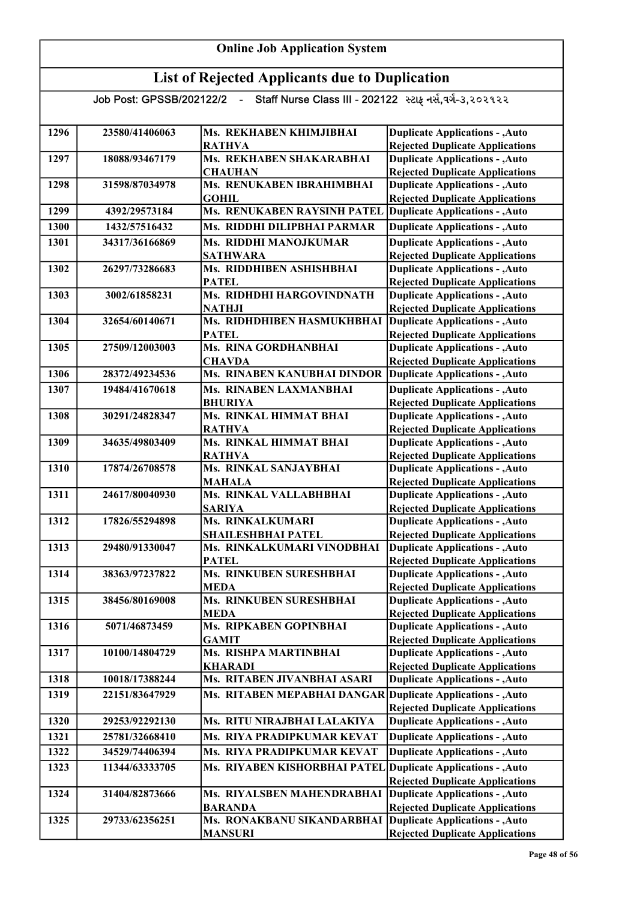# Online Job Application System

## List of Rejected Applicants due to Duplication

Job Post: GPSSB/202122/2 - Staff Nurse Class III - 202122 સ્ટાફ નર્સ,વર્ગ-૩,૨૦૨૧૨૨

| | | | |
|---|---|---|---|
| 1296 | 23580/41406063 | Ms. REKHABEN KHIMJIBHAI RATHVA | Duplicate Applications - ,Auto Rejected Duplicate Applications |
| 1297 | 18088/93467179 | Ms. REKHABEN SHAKARABHAI CHAUHAN | Duplicate Applications - ,Auto Rejected Duplicate Applications |
| 1298 | 31598/87034978 | Ms. RENUKABEN IBRAHIMBHAI GOHIL | Duplicate Applications - ,Auto Rejected Duplicate Applications |
| 1299 | 4392/29573184 | Ms. RENUKABEN RAYSINH PATEL | Duplicate Applications - ,Auto |
| 1300 | 1432/57516432 | Ms. RIDDHI DILIPBHAI PARMAR | Duplicate Applications - ,Auto |
| 1301 | 34317/36166869 | Ms. RIDDHI MANOJKUMAR SATHWARA | Duplicate Applications - ,Auto Rejected Duplicate Applications |
| 1302 | 26297/73286683 | Ms. RIDDHIBEN ASHISHBHAI PATEL | Duplicate Applications - ,Auto Rejected Duplicate Applications |
| 1303 | 3002/61858231 | Ms. RIDHDHI HARGOVINDNATH NATHJI | Duplicate Applications - ,Auto Rejected Duplicate Applications |
| 1304 | 32654/60140671 | Ms. RIDHDHIBEN HASMUKHBHAI PATEL | Duplicate Applications - ,Auto Rejected Duplicate Applications |
| 1305 | 27509/12003003 | Ms. RINA GORDHANBHAI CHAVDA | Duplicate Applications - ,Auto Rejected Duplicate Applications |
| 1306 | 28372/49234536 | Ms. RINABEN KANUBHAI DINDOR | Duplicate Applications - ,Auto |
| 1307 | 19484/41670618 | Ms. RINABEN LAXMANBHAI BHURIYA | Duplicate Applications - ,Auto Rejected Duplicate Applications |
| 1308 | 30291/24828347 | Ms. RINKAL HIMMAT BHAI RATHVA | Duplicate Applications - ,Auto Rejected Duplicate Applications |
| 1309 | 34635/49803409 | Ms. RINKAL HIMMAT BHAI RATHVA | Duplicate Applications - ,Auto Rejected Duplicate Applications |
| 1310 | 17874/26708578 | Ms. RINKAL SANJAYBHAI MAHALA | Duplicate Applications - ,Auto Rejected Duplicate Applications |
| 1311 | 24617/80040930 | Ms. RINKAL VALLABHBHAI SARIYA | Duplicate Applications - ,Auto Rejected Duplicate Applications |
| 1312 | 17826/55294898 | Ms. RINKALKUMARI SHAILESHBHAI PATEL | Duplicate Applications - ,Auto Rejected Duplicate Applications |
| 1313 | 29480/91330047 | Ms. RINKALKUMARI VINODBHAI PATEL | Duplicate Applications - ,Auto Rejected Duplicate Applications |
| 1314 | 38363/97237822 | Ms. RINKUBEN SURESHBHAI MEDA | Duplicate Applications - ,Auto Rejected Duplicate Applications |
| 1315 | 38456/80169008 | Ms. RINKUBEN SURESHBHAI MEDA | Duplicate Applications - ,Auto Rejected Duplicate Applications |
| 1316 | 5071/46873459 | Ms. RIPKABEN GOPINBHAI GAMIT | Duplicate Applications - ,Auto Rejected Duplicate Applications |
| 1317 | 10100/14804729 | Ms. RISHPA MARTINBHAI KHARADI | Duplicate Applications - ,Auto Rejected Duplicate Applications |
| 1318 | 10018/17388244 | Ms. RITABEN JIVANBHAI ASARI | Duplicate Applications - ,Auto |
| 1319 | 22151/83647929 | Ms. RITABEN MEPABHAI DANGAR | Duplicate Applications - ,Auto Rejected Duplicate Applications |
| 1320 | 29253/92292130 | Ms. RITU NIRAJBHAI LALAKIYA | Duplicate Applications - ,Auto |
| 1321 | 25781/32668410 | Ms. RIYA PRADIPKUMAR KEVAT | Duplicate Applications - ,Auto |
| 1322 | 34529/74406394 | Ms. RIYA PRADIPKUMAR KEVAT | Duplicate Applications - ,Auto |
| 1323 | 11344/63333705 | Ms. RIYABEN KISHORBHAI PATEL | Duplicate Applications - ,Auto Rejected Duplicate Applications |
| 1324 | 31404/82873666 | Ms. RIYALSBEN MAHENDRABHAI BARANDA | Duplicate Applications - ,Auto Rejected Duplicate Applications |
| 1325 | 29733/62356251 | Ms. RONAKBANU SIKANDARBHAI MANSURI | Duplicate Applications - ,Auto Rejected Duplicate Applications |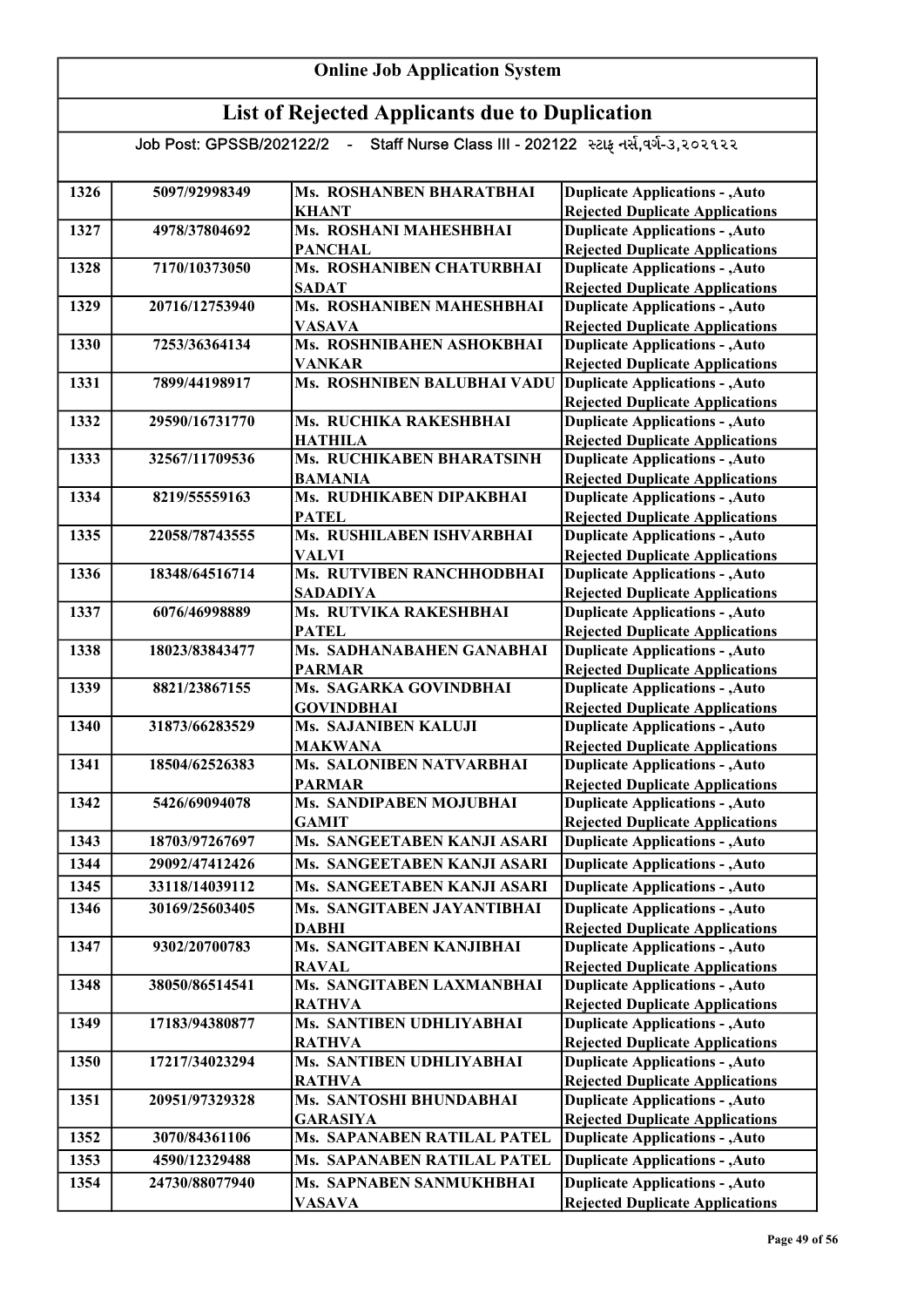# Online Job Application System

## List of Rejected Applicants due to Duplication

Job Post: GPSSB/202122/2 - Staff Nurse Class III - 202122 સ્ટાફ નર્સ,વર્ગ-૩,૨૦૨૧૨૨

| | | | |
|---|---|---|---|
| 1326 | 5097/92998349 | Ms. ROSHANBEN BHARATBHAI KHANT | Duplicate Applications - ,Auto Rejected Duplicate Applications |
| 1327 | 4978/37804692 | Ms. ROSHANI MAHESHBHAI PANCHAL | Duplicate Applications - ,Auto Rejected Duplicate Applications |
| 1328 | 7170/10373050 | Ms. ROSHANIBEN CHATURBHAI SADAT | Duplicate Applications - ,Auto Rejected Duplicate Applications |
| 1329 | 20716/12753940 | Ms. ROSHANIBEN MAHESHBHAI VASAVA | Duplicate Applications - ,Auto Rejected Duplicate Applications |
| 1330 | 7253/36364134 | Ms. ROSHNIBAHEN ASHOKBHAI VANKAR | Duplicate Applications - ,Auto Rejected Duplicate Applications |
| 1331 | 7899/44198917 | Ms. ROSHNIBEN BALUBHAI VADU | Duplicate Applications - ,Auto Rejected Duplicate Applications |
| 1332 | 29590/16731770 | Ms. RUCHIKA RAKESHBHAI HATHILA | Duplicate Applications - ,Auto Rejected Duplicate Applications |
| 1333 | 32567/11709536 | Ms. RUCHIKABEN BHARATSINH BAMANIA | Duplicate Applications - ,Auto Rejected Duplicate Applications |
| 1334 | 8219/55559163 | Ms. RUDHIKABEN DIPAKBHAI PATEL | Duplicate Applications - ,Auto Rejected Duplicate Applications |
| 1335 | 22058/78743555 | Ms. RUSHILABEN ISHVARBHAI VALVI | Duplicate Applications - ,Auto Rejected Duplicate Applications |
| 1336 | 18348/64516714 | Ms. RUTVIBEN RANCHHODBHAI SADADIYA | Duplicate Applications - ,Auto Rejected Duplicate Applications |
| 1337 | 6076/46998889 | Ms. RUTVIKA RAKESHBHAI PATEL | Duplicate Applications - ,Auto Rejected Duplicate Applications |
| 1338 | 18023/83843477 | Ms. SADHANABAHEN GANABHAI PARMAR | Duplicate Applications - ,Auto Rejected Duplicate Applications |
| 1339 | 8821/23867155 | Ms. SAGARKA GOVINDBHAI GOVINDBHAI | Duplicate Applications - ,Auto Rejected Duplicate Applications |
| 1340 | 31873/66283529 | Ms. SAJANIBEN KALUJI MAKWANA | Duplicate Applications - ,Auto Rejected Duplicate Applications |
| 1341 | 18504/62526383 | Ms. SALONIBEN NATVARBHAI PARMAR | Duplicate Applications - ,Auto Rejected Duplicate Applications |
| 1342 | 5426/69094078 | Ms. SANDIPABEN MOJUBHAI GAMIT | Duplicate Applications - ,Auto Rejected Duplicate Applications |
| 1343 | 18703/97267697 | Ms. SANGEETABEN KANJI ASARI | Duplicate Applications - ,Auto |
| 1344 | 29092/47412426 | Ms. SANGEETABEN KANJI ASARI | Duplicate Applications - ,Auto |
| 1345 | 33118/14039112 | Ms. SANGEETABEN KANJI ASARI | Duplicate Applications - ,Auto |
| 1346 | 30169/25603405 | Ms. SANGITABEN JAYANTIBHAI DABHI | Duplicate Applications - ,Auto Rejected Duplicate Applications |
| 1347 | 9302/20700783 | Ms. SANGITABEN KANJIBHAI RAVAL | Duplicate Applications - ,Auto Rejected Duplicate Applications |
| 1348 | 38050/86514541 | Ms. SANGITABEN LAXMANBHAI RATHVA | Duplicate Applications - ,Auto Rejected Duplicate Applications |
| 1349 | 17183/94380877 | Ms. SANTIBEN UDHLIYABHAI RATHVA | Duplicate Applications - ,Auto Rejected Duplicate Applications |
| 1350 | 17217/34023294 | Ms. SANTIBEN UDHLIYABHAI RATHVA | Duplicate Applications - ,Auto Rejected Duplicate Applications |
| 1351 | 20951/97329328 | Ms. SANTOSHI BHUNDABHAI GARASIYA | Duplicate Applications - ,Auto Rejected Duplicate Applications |
| 1352 | 3070/84361106 | Ms. SAPANABEN RATILAL PATEL | Duplicate Applications - ,Auto |
| 1353 | 4590/12329488 | Ms. SAPANABEN RATILAL PATEL | Duplicate Applications - ,Auto |
| 1354 | 24730/88077940 | Ms. SAPNABEN SANMUKHBHAI VASAVA | Duplicate Applications - ,Auto Rejected Duplicate Applications |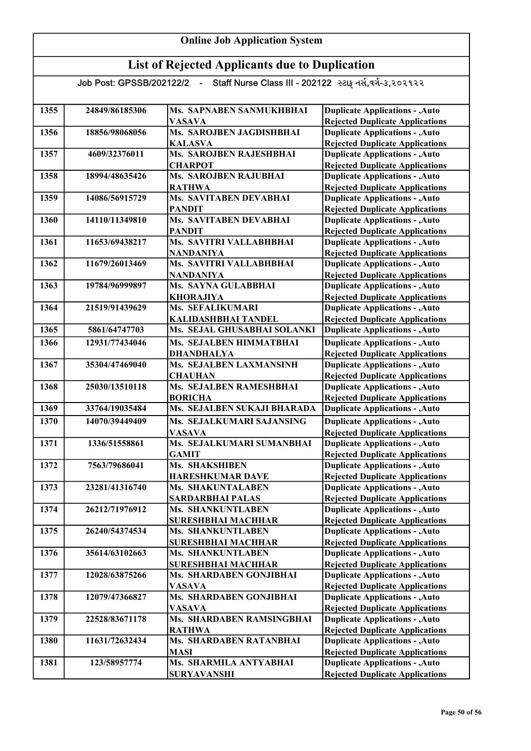# Online Job Application System

## List of Rejected Applicants due to Duplication

Job Post: GPSSB/202122/2 - Staff Nurse Class III - 202122 સ્ટાફ નર્સ,વર્ગ-૩,૨૦૨૧૨૨

| | | | |
|---|---|---|---|
| 1355 | 24849/86185306 | Ms. SAPNABEN SANMUKHBHAI VASAVA | Duplicate Applications - ,Auto Rejected Duplicate Applications |
| 1356 | 18856/98068056 | Ms. SAROJBEN JAGDISHBHAI KALASVA | Duplicate Applications - ,Auto Rejected Duplicate Applications |
| 1357 | 4609/32376011 | Ms. SAROJBEN RAJESHBHAI CHARPOT | Duplicate Applications - ,Auto Rejected Duplicate Applications |
| 1358 | 18994/48635426 | Ms. SAROJBEN RAJUBHAI RATHWA | Duplicate Applications - ,Auto Rejected Duplicate Applications |
| 1359 | 14086/56915729 | Ms. SAVITABEN DEVABHAI PANDIT | Duplicate Applications - ,Auto Rejected Duplicate Applications |
| 1360 | 14110/11349810 | Ms. SAVITABEN DEVABHAI PANDIT | Duplicate Applications - ,Auto Rejected Duplicate Applications |
| 1361 | 11653/69438217 | Ms. SAVITRI VALLABHBHAI NANDANIYA | Duplicate Applications - ,Auto Rejected Duplicate Applications |
| 1362 | 11679/26013469 | Ms. SAVITRI VALLABHBHAI NANDANIYA | Duplicate Applications - ,Auto Rejected Duplicate Applications |
| 1363 | 19784/96999897 | Ms. SAYNA GULABBHAI KHORAJIYA | Duplicate Applications - ,Auto Rejected Duplicate Applications |
| 1364 | 21519/91439629 | Ms. SEFALIKUMARI KALIDASHBHAI TANDEL | Duplicate Applications - ,Auto Rejected Duplicate Applications |
| 1365 | 5861/64747703 | Ms. SEJAL GHUSABHAI SOLANKI | Duplicate Applications - ,Auto |
| 1366 | 12931/77434046 | Ms. SEJALBEN HIMMATBHAI DHANDHALYA | Duplicate Applications - ,Auto Rejected Duplicate Applications |
| 1367 | 35304/47469040 | Ms. SEJALBEN LAXMANSINH CHAUHAN | Duplicate Applications - ,Auto Rejected Duplicate Applications |
| 1368 | 25030/13510118 | Ms. SEJALBEN RAMESHBHAI BORICHA | Duplicate Applications - ,Auto Rejected Duplicate Applications |
| 1369 | 33764/19035484 | Ms. SEJALBEN SUKAJI BHARADA | Duplicate Applications - ,Auto |
| 1370 | 14070/39449409 | Ms. SEJALKUMARI SAJANSING VASAVA | Duplicate Applications - ,Auto Rejected Duplicate Applications |
| 1371 | 1336/51558861 | Ms. SEJALKUMARI SUMANBHAI GAMIT | Duplicate Applications - ,Auto Rejected Duplicate Applications |
| 1372 | 7563/79686041 | Ms. SHAKSHIBEN HARESHKUMAR DAVE | Duplicate Applications - ,Auto Rejected Duplicate Applications |
| 1373 | 23281/41316740 | Ms. SHAKUNTALABEN SARDARBHAI PALAS | Duplicate Applications - ,Auto Rejected Duplicate Applications |
| 1374 | 26212/71976912 | Ms. SHANKUNTLABEN SURESHBHAI MACHHAR | Duplicate Applications - ,Auto Rejected Duplicate Applications |
| 1375 | 26240/54374534 | Ms. SHANKUNTLABEN SURESHBHAI MACHHAR | Duplicate Applications - ,Auto Rejected Duplicate Applications |
| 1376 | 35614/63102663 | Ms. SHANKUNTLABEN SURESHBHAI MACHHAR | Duplicate Applications - ,Auto Rejected Duplicate Applications |
| 1377 | 12028/63875266 | Ms. SHARDABEN GONJIBHAI VASAVA | Duplicate Applications - ,Auto Rejected Duplicate Applications |
| 1378 | 12079/47366827 | Ms. SHARDABEN GONJIBHAI VASAVA | Duplicate Applications - ,Auto Rejected Duplicate Applications |
| 1379 | 22528/83671178 | Ms. SHARDABEN RAMSINGBHAI RATHWA | Duplicate Applications - ,Auto Rejected Duplicate Applications |
| 1380 | 11631/72632434 | Ms. SHARDABEN RATANBHAI MASI | Duplicate Applications - ,Auto Rejected Duplicate Applications |
| 1381 | 123/58957774 | Ms. SHARMILA ANTYABHAI SURYAVANSHI | Duplicate Applications - ,Auto Rejected Duplicate Applications |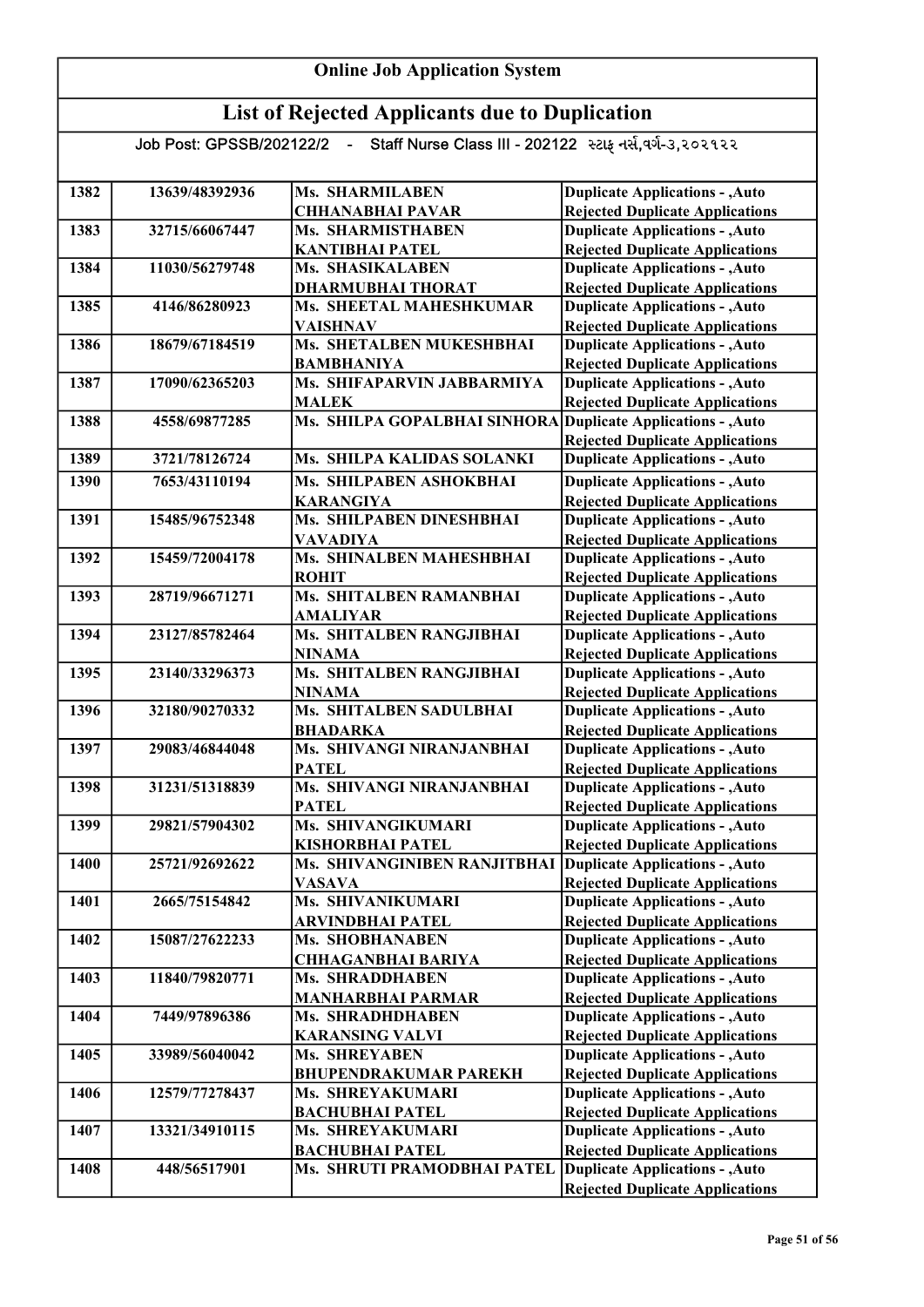# Online Job Application System

## List of Rejected Applicants due to Duplication

Job Post: GPSSB/202122/2 - Staff Nurse Class III - 202122 સ્ટાફ નર્સ,વર્ગ-૩,૨૦૨૧૨૨

| | | | |
|---|---|---|---|
| 1382 | 13639/48392936 | Ms. SHARMILABEN CHHANABHAI PAVAR | Duplicate Applications - ,Auto Rejected Duplicate Applications |
| 1383 | 32715/66067447 | Ms. SHARMISTHABEN KANTIBHAI PATEL | Duplicate Applications - ,Auto Rejected Duplicate Applications |
| 1384 | 11030/56279748 | Ms. SHASIKALABEN DHARMUBHAI THORAT | Duplicate Applications - ,Auto Rejected Duplicate Applications |
| 1385 | 4146/86280923 | Ms. SHEETAL MAHESHKUMAR VAISHNAV | Duplicate Applications - ,Auto Rejected Duplicate Applications |
| 1386 | 18679/67184519 | Ms. SHETALBEN MUKESHBHAI BAMBHANIYA | Duplicate Applications - ,Auto Rejected Duplicate Applications |
| 1387 | 17090/62365203 | Ms. SHIFAPARVIN JABBARMIYA MALEK | Duplicate Applications - ,Auto Rejected Duplicate Applications |
| 1388 | 4558/69877285 | Ms. SHILPA GOPALBHAI SINHORA | Duplicate Applications - ,Auto Rejected Duplicate Applications |
| 1389 | 3721/78126724 | Ms. SHILPA KALIDAS SOLANKI | Duplicate Applications - ,Auto |
| 1390 | 7653/43110194 | Ms. SHILPABEN ASHOKBHAI KARANGIYA | Duplicate Applications - ,Auto Rejected Duplicate Applications |
| 1391 | 15485/96752348 | Ms. SHILPABEN DINESHBHAI VAVADIYA | Duplicate Applications - ,Auto Rejected Duplicate Applications |
| 1392 | 15459/72004178 | Ms. SHINALBEN MAHESHBHAI ROHIT | Duplicate Applications - ,Auto Rejected Duplicate Applications |
| 1393 | 28719/96671271 | Ms. SHITALBEN RAMANBHAI AMALIYAR | Duplicate Applications - ,Auto Rejected Duplicate Applications |
| 1394 | 23127/85782464 | Ms. SHITALBEN RANGJIBHAI NINAMA | Duplicate Applications - ,Auto Rejected Duplicate Applications |
| 1395 | 23140/33296373 | Ms. SHITALBEN RANGJIBHAI NINAMA | Duplicate Applications - ,Auto Rejected Duplicate Applications |
| 1396 | 32180/90270332 | Ms. SHITALBEN SADULBHAI BHADARKA | Duplicate Applications - ,Auto Rejected Duplicate Applications |
| 1397 | 29083/46844048 | Ms. SHIVANGI NIRANJANBHAI PATEL | Duplicate Applications - ,Auto Rejected Duplicate Applications |
| 1398 | 31231/51318839 | Ms. SHIVANGI NIRANJANBHAI PATEL | Duplicate Applications - ,Auto Rejected Duplicate Applications |
| 1399 | 29821/57904302 | Ms. SHIVANGIKUMARI KISHORBHAI PATEL | Duplicate Applications - ,Auto Rejected Duplicate Applications |
| 1400 | 25721/92692622 | Ms. SHIVANGINIBEN RANJITBHAI VASAVA | Duplicate Applications - ,Auto Rejected Duplicate Applications |
| 1401 | 2665/75154842 | Ms. SHIVANIKUMARI ARVINDBHAI PATEL | Duplicate Applications - ,Auto Rejected Duplicate Applications |
| 1402 | 15087/27622233 | Ms. SHOBHANABEN CHHAGANBHAI BARIYA | Duplicate Applications - ,Auto Rejected Duplicate Applications |
| 1403 | 11840/79820771 | Ms. SHRADDHABEN MANHARBHAI PARMAR | Duplicate Applications - ,Auto Rejected Duplicate Applications |
| 1404 | 7449/97896386 | Ms. SHRADHDHABEN KARANSING VALVI | Duplicate Applications - ,Auto Rejected Duplicate Applications |
| 1405 | 33989/56040042 | Ms. SHREYABEN BHUPENDRAKUMAR PAREKH | Duplicate Applications - ,Auto Rejected Duplicate Applications |
| 1406 | 12579/77278437 | Ms. SHREYAKUMARI BACHUBHAI PATEL | Duplicate Applications - ,Auto Rejected Duplicate Applications |
| 1407 | 13321/34910115 | Ms. SHREYAKUMARI BACHUBHAI PATEL | Duplicate Applications - ,Auto Rejected Duplicate Applications |
| 1408 | 448/56517901 | Ms. SHRUTI PRAMODBHAI PATEL | Duplicate Applications - ,Auto Rejected Duplicate Applications |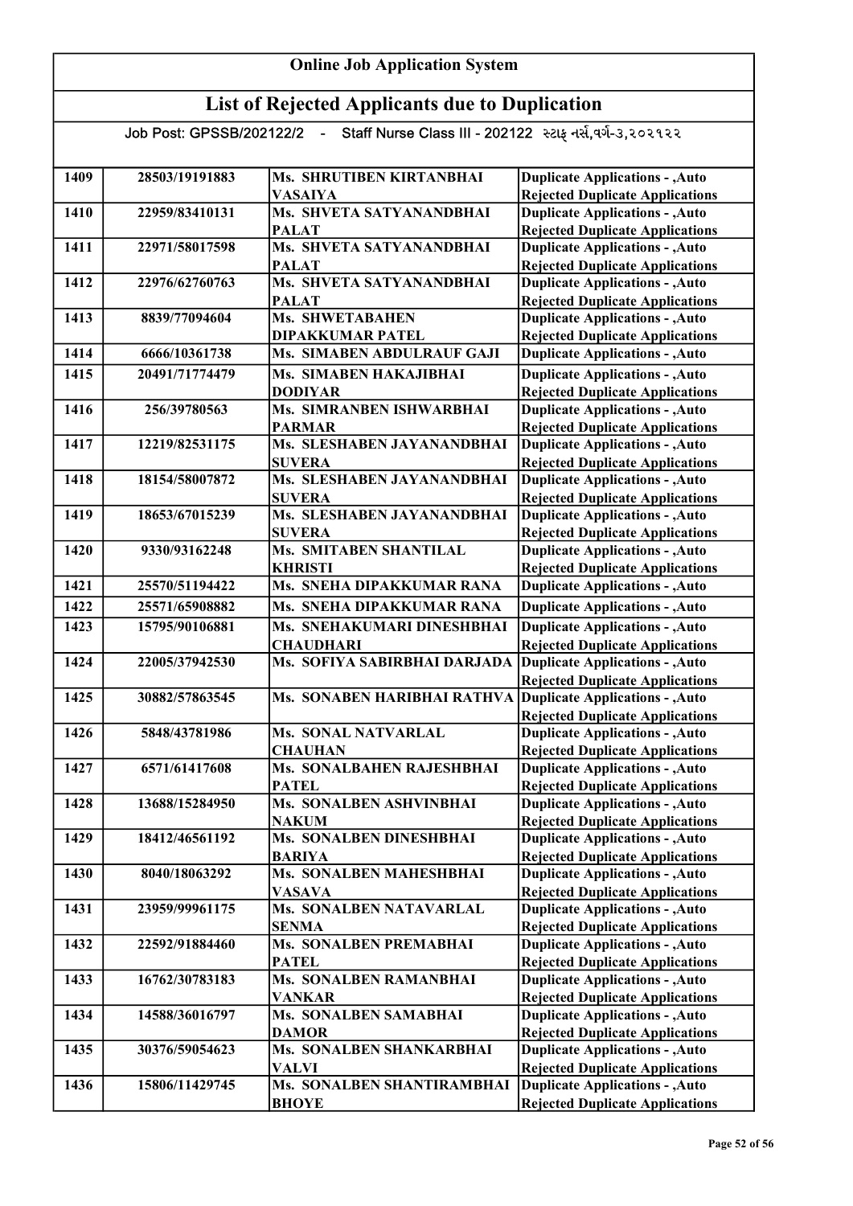# Online Job Application System

## List of Rejected Applicants due to Duplication

Job Post: GPSSB/202122/2 - Staff Nurse Class III - 202122 સ્ટાફ નર્સ,વર્ગ-૩,૨૦૨૧૨૨

| | | | |
|---|---|---|---|
| 1409 | 28503/19191883 | Ms. SHRUTIBEN KIRTANBHAI VASAIYA | Duplicate Applications - ,Auto Rejected Duplicate Applications |
| 1410 | 22959/83410131 | Ms. SHVETA SATYANANDBHAI PALAT | Duplicate Applications - ,Auto Rejected Duplicate Applications |
| 1411 | 22971/58017598 | Ms. SHVETA SATYANANDBHAI PALAT | Duplicate Applications - ,Auto Rejected Duplicate Applications |
| 1412 | 22976/62760763 | Ms. SHVETA SATYANANDBHAI PALAT | Duplicate Applications - ,Auto Rejected Duplicate Applications |
| 1413 | 8839/77094604 | Ms. SHWETABAHEN DIPAKKUMAR PATEL | Duplicate Applications - ,Auto Rejected Duplicate Applications |
| 1414 | 6666/10361738 | Ms. SIMABEN ABDULRAUF GAJI | Duplicate Applications - ,Auto |
| 1415 | 20491/71774479 | Ms. SIMABEN HAKAJIBHAI DODIYAR | Duplicate Applications - ,Auto Rejected Duplicate Applications |
| 1416 | 256/39780563 | Ms. SIMRANBEN ISHWARBHAI PARMAR | Duplicate Applications - ,Auto Rejected Duplicate Applications |
| 1417 | 12219/82531175 | Ms. SLESHABEN JAYANANDBHAI SUVERA | Duplicate Applications - ,Auto Rejected Duplicate Applications |
| 1418 | 18154/58007872 | Ms. SLESHABEN JAYANANDBHAI SUVERA | Duplicate Applications - ,Auto Rejected Duplicate Applications |
| 1419 | 18653/67015239 | Ms. SLESHABEN JAYANANDBHAI SUVERA | Duplicate Applications - ,Auto Rejected Duplicate Applications |
| 1420 | 9330/93162248 | Ms. SMITABEN SHANTILAL KHRISTI | Duplicate Applications - ,Auto Rejected Duplicate Applications |
| 1421 | 25570/51194422 | Ms. SNEHA DIPAKKUMAR RANA | Duplicate Applications - ,Auto |
| 1422 | 25571/65908882 | Ms. SNEHA DIPAKKUMAR RANA | Duplicate Applications - ,Auto |
| 1423 | 15795/90106881 | Ms. SNEHAKUMARI DINESHBHAI CHAUDHARI | Duplicate Applications - ,Auto Rejected Duplicate Applications |
| 1424 | 22005/37942530 | Ms. SOFIYA SABIRBHAI DARJADA | Duplicate Applications - ,Auto Rejected Duplicate Applications |
| 1425 | 30882/57863545 | Ms. SONABEN HARIBHAI RATHVA | Duplicate Applications - ,Auto Rejected Duplicate Applications |
| 1426 | 5848/43781986 | Ms. SONAL NATVARLAL CHAUHAN | Duplicate Applications - ,Auto Rejected Duplicate Applications |
| 1427 | 6571/61417608 | Ms. SONALBAHEN RAJESHBHAI PATEL | Duplicate Applications - ,Auto Rejected Duplicate Applications |
| 1428 | 13688/15284950 | Ms. SONALBEN ASHVINBHAI NAKUM | Duplicate Applications - ,Auto Rejected Duplicate Applications |
| 1429 | 18412/46561192 | Ms. SONALBEN DINESHBHAI BARIYA | Duplicate Applications - ,Auto Rejected Duplicate Applications |
| 1430 | 8040/18063292 | Ms. SONALBEN MAHESHBHAI VASAVA | Duplicate Applications - ,Auto Rejected Duplicate Applications |
| 1431 | 23959/99961175 | Ms. SONALBEN NATAVARLAL SENMA | Duplicate Applications - ,Auto Rejected Duplicate Applications |
| 1432 | 22592/91884460 | Ms. SONALBEN PREMABHAI PATEL | Duplicate Applications - ,Auto Rejected Duplicate Applications |
| 1433 | 16762/30783183 | Ms. SONALBEN RAMANBHAI VANKAR | Duplicate Applications - ,Auto Rejected Duplicate Applications |
| 1434 | 14588/36016797 | Ms. SONALBEN SAMABHAI DAMOR | Duplicate Applications - ,Auto Rejected Duplicate Applications |
| 1435 | 30376/59054623 | Ms. SONALBEN SHANKARBHAI VALVI | Duplicate Applications - ,Auto Rejected Duplicate Applications |
| 1436 | 15806/11429745 | Ms. SONALBEN SHANTIRAMBHAI BHOYE | Duplicate Applications - ,Auto Rejected Duplicate Applications |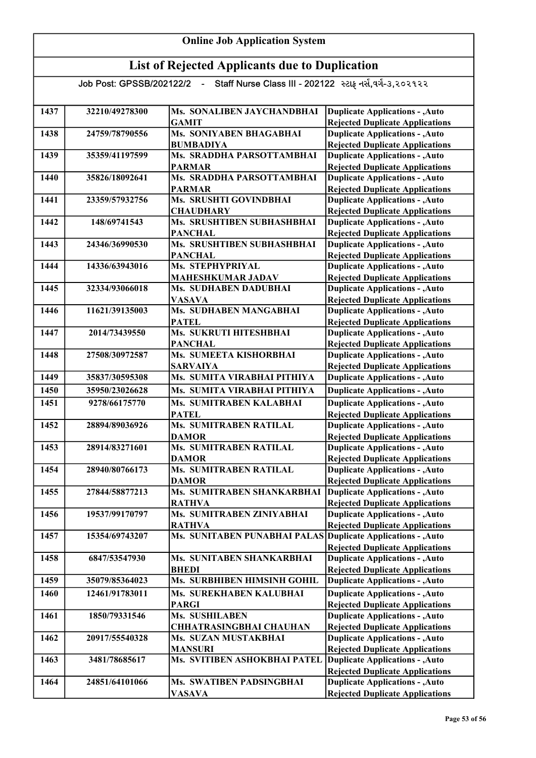# Online Job Application System

## List of Rejected Applicants due to Duplication

Job Post: GPSSB/202122/2 - Staff Nurse Class III - 202122 સ્ટાફ નર્સ,વર્ગ-૩,૨૦૨૧૨૨

| | | | |
|---|---|---|---|
| 1437 | 32210/49278300 | Ms. SONALIBEN JAYCHANDBHAI GAMIT | Duplicate Applications - ,Auto Rejected Duplicate Applications |
| 1438 | 24759/78790556 | Ms. SONIYABEN BHAGABHAI BUMBADIYA | Duplicate Applications - ,Auto Rejected Duplicate Applications |
| 1439 | 35359/41197599 | Ms. SRADDHA PARSOTTAMBHAI PARMAR | Duplicate Applications - ,Auto Rejected Duplicate Applications |
| 1440 | 35826/18092641 | Ms. SRADDHA PARSOTTAMBHAI PARMAR | Duplicate Applications - ,Auto Rejected Duplicate Applications |
| 1441 | 23359/57932756 | Ms. SRUSHTI GOVINDBHAI CHAUDHARY | Duplicate Applications - ,Auto Rejected Duplicate Applications |
| 1442 | 148/69741543 | Ms. SRUSHTIBEN SUBHASHBHAI PANCHAL | Duplicate Applications - ,Auto Rejected Duplicate Applications |
| 1443 | 24346/36990530 | Ms. SRUSHTIBEN SUBHASHBHAI PANCHAL | Duplicate Applications - ,Auto Rejected Duplicate Applications |
| 1444 | 14336/63943016 | Ms. STEPHYPRIYAL MAHESHKUMAR JADAV | Duplicate Applications - ,Auto Rejected Duplicate Applications |
| 1445 | 32334/93066018 | Ms. SUDHABEN DADUBHAI VASAVA | Duplicate Applications - ,Auto Rejected Duplicate Applications |
| 1446 | 11621/39135003 | Ms. SUDHABEN MANGABHAI PATEL | Duplicate Applications - ,Auto Rejected Duplicate Applications |
| 1447 | 2014/73439550 | Ms. SUKRUTI HITESHBHAI PANCHAL | Duplicate Applications - ,Auto Rejected Duplicate Applications |
| 1448 | 27508/30972587 | Ms. SUMEETA KISHORBHAI SARVAIYA | Duplicate Applications - ,Auto Rejected Duplicate Applications |
| 1449 | 35837/30595308 | Ms. SUMITA VIRABHAI PITHIYA | Duplicate Applications - ,Auto |
| 1450 | 35950/23026628 | Ms. SUMITA VIRABHAI PITHIYA | Duplicate Applications - ,Auto |
| 1451 | 9278/66175770 | Ms. SUMITRABEN KALABHAI PATEL | Duplicate Applications - ,Auto Rejected Duplicate Applications |
| 1452 | 28894/89036926 | Ms. SUMITRABEN RATILAL DAMOR | Duplicate Applications - ,Auto Rejected Duplicate Applications |
| 1453 | 28914/83271601 | Ms. SUMITRABEN RATILAL DAMOR | Duplicate Applications - ,Auto Rejected Duplicate Applications |
| 1454 | 28940/80766173 | Ms. SUMITRABEN RATILAL DAMOR | Duplicate Applications - ,Auto Rejected Duplicate Applications |
| 1455 | 27844/58877213 | Ms. SUMITRABEN SHANKARBHAI RATHVA | Duplicate Applications - ,Auto Rejected Duplicate Applications |
| 1456 | 19537/99170797 | Ms. SUMITRABEN ZINIYABHAI RATHVA | Duplicate Applications - ,Auto Rejected Duplicate Applications |
| 1457 | 15354/69743207 | Ms. SUNITABEN PUNABHAI PALAS | Duplicate Applications - ,Auto Rejected Duplicate Applications |
| 1458 | 6847/53547930 | Ms. SUNITABEN SHANKARBHAI BHEDI | Duplicate Applications - ,Auto Rejected Duplicate Applications |
| 1459 | 35079/85364023 | Ms. SURBHIBEN HIMSINH GOHIL | Duplicate Applications - ,Auto |
| 1460 | 12461/91783011 | Ms. SUREKHABEN KALUBHAI PARGI | Duplicate Applications - ,Auto Rejected Duplicate Applications |
| 1461 | 1850/79331546 | Ms. SUSHILABEN CHHATRASINGBHAI CHAUHAN | Duplicate Applications - ,Auto Rejected Duplicate Applications |
| 1462 | 20917/55540328 | Ms. SUZAN MUSTAKBHAI MANSURI | Duplicate Applications - ,Auto Rejected Duplicate Applications |
| 1463 | 3481/78685617 | Ms. SVITIBEN ASHOKBHAI PATEL | Duplicate Applications - ,Auto Rejected Duplicate Applications |
| 1464 | 24851/64101066 | Ms. SWATIBEN PADSINGBHAI VASAVA | Duplicate Applications - ,Auto Rejected Duplicate Applications |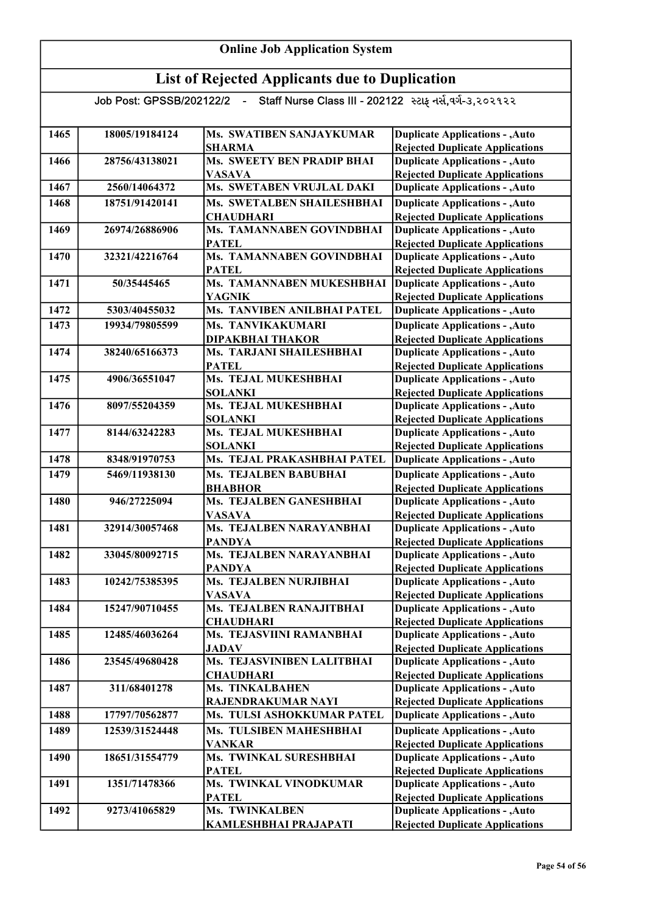# Online Job Application System

## List of Rejected Applicants due to Duplication

### Job Post: GPSSB/202122/2 - Staff Nurse Class III - 202122 સ્ટાફ નર્સ,વર્ગ-૩,૨૦૨૧૨૨

| | | | |
|---|---|---|---|
| 1465 | 18005/19184124 | Ms. SWATIBEN SANJAYKUMAR SHARMA | Duplicate Applications - ,Auto Rejected Duplicate Applications |
| 1466 | 28756/43138021 | Ms. SWEETY BEN PRADIP BHAI VASAVA | Duplicate Applications - ,Auto Rejected Duplicate Applications |
| 1467 | 2560/14064372 | Ms. SWETABEN VRUJLAL DAKI | Duplicate Applications - ,Auto |
| 1468 | 18751/91420141 | Ms. SWETALBEN SHAILESHBHAI CHAUDHARI | Duplicate Applications - ,Auto Rejected Duplicate Applications |
| 1469 | 26974/26886906 | Ms. TAMANNABEN GOVINDBHAI PATEL | Duplicate Applications - ,Auto Rejected Duplicate Applications |
| 1470 | 32321/42216764 | Ms. TAMANNABEN GOVINDBHAI PATEL | Duplicate Applications - ,Auto Rejected Duplicate Applications |
| 1471 | 50/35445465 | Ms. TAMANNABEN MUKESHBHAI YAGNIK | Duplicate Applications - ,Auto Rejected Duplicate Applications |
| 1472 | 5303/40455032 | Ms. TANVIBEN ANILBHAI PATEL | Duplicate Applications - ,Auto |
| 1473 | 19934/79805599 | Ms. TANVIKAKUMARI DIPAKBHAI THAKOR | Duplicate Applications - ,Auto Rejected Duplicate Applications |
| 1474 | 38240/65166373 | Ms. TARJANI SHAILESHBHAI PATEL | Duplicate Applications - ,Auto Rejected Duplicate Applications |
| 1475 | 4906/36551047 | Ms. TEJAL MUKESHBHAI SOLANKI | Duplicate Applications - ,Auto Rejected Duplicate Applications |
| 1476 | 8097/55204359 | Ms. TEJAL MUKESHBHAI SOLANKI | Duplicate Applications - ,Auto Rejected Duplicate Applications |
| 1477 | 8144/63242283 | Ms. TEJAL MUKESHBHAI SOLANKI | Duplicate Applications - ,Auto Rejected Duplicate Applications |
| 1478 | 8348/91970753 | Ms. TEJAL PRAKASHBHAI PATEL | Duplicate Applications - ,Auto |
| 1479 | 5469/11938130 | Ms. TEJALBEN BABUBHAI BHABHOR | Duplicate Applications - ,Auto Rejected Duplicate Applications |
| 1480 | 946/27225094 | Ms. TEJALBEN GANESHBHAI VASAVA | Duplicate Applications - ,Auto Rejected Duplicate Applications |
| 1481 | 32914/30057468 | Ms. TEJALBEN NARAYANBHAI PANDYA | Duplicate Applications - ,Auto Rejected Duplicate Applications |
| 1482 | 33045/80092715 | Ms. TEJALBEN NARAYANBHAI PANDYA | Duplicate Applications - ,Auto Rejected Duplicate Applications |
| 1483 | 10242/75385395 | Ms. TEJALBEN NURJIBHAI VASAVA | Duplicate Applications - ,Auto Rejected Duplicate Applications |
| 1484 | 15247/90710455 | Ms. TEJALBEN RANAJITBHAI CHAUDHARI | Duplicate Applications - ,Auto Rejected Duplicate Applications |
| 1485 | 12485/46036264 | Ms. TEJASVIINI RAMANBHAI JADAV | Duplicate Applications - ,Auto Rejected Duplicate Applications |
| 1486 | 23545/49680428 | Ms. TEJASVINIBEN LALITBHAI CHAUDHARI | Duplicate Applications - ,Auto Rejected Duplicate Applications |
| 1487 | 311/68401278 | Ms. TINKALBAHEN RAJENDRAKUMAR NAYI | Duplicate Applications - ,Auto Rejected Duplicate Applications |
| 1488 | 17797/70562877 | Ms. TULSI ASHOKKUMAR PATEL | Duplicate Applications - ,Auto |
| 1489 | 12539/31524448 | Ms. TULSIBEN MAHESHBHAI VANKAR | Duplicate Applications - ,Auto Rejected Duplicate Applications |
| 1490 | 18651/31554779 | Ms. TWINKAL SURESHBHAI PATEL | Duplicate Applications - ,Auto Rejected Duplicate Applications |
| 1491 | 1351/71478366 | Ms. TWINKAL VINODKUMAR PATEL | Duplicate Applications - ,Auto Rejected Duplicate Applications |
| 1492 | 9273/41065829 | Ms. TWINKALBEN KAMLESHBHAI PRAJAPATI | Duplicate Applications - ,Auto Rejected Duplicate Applications |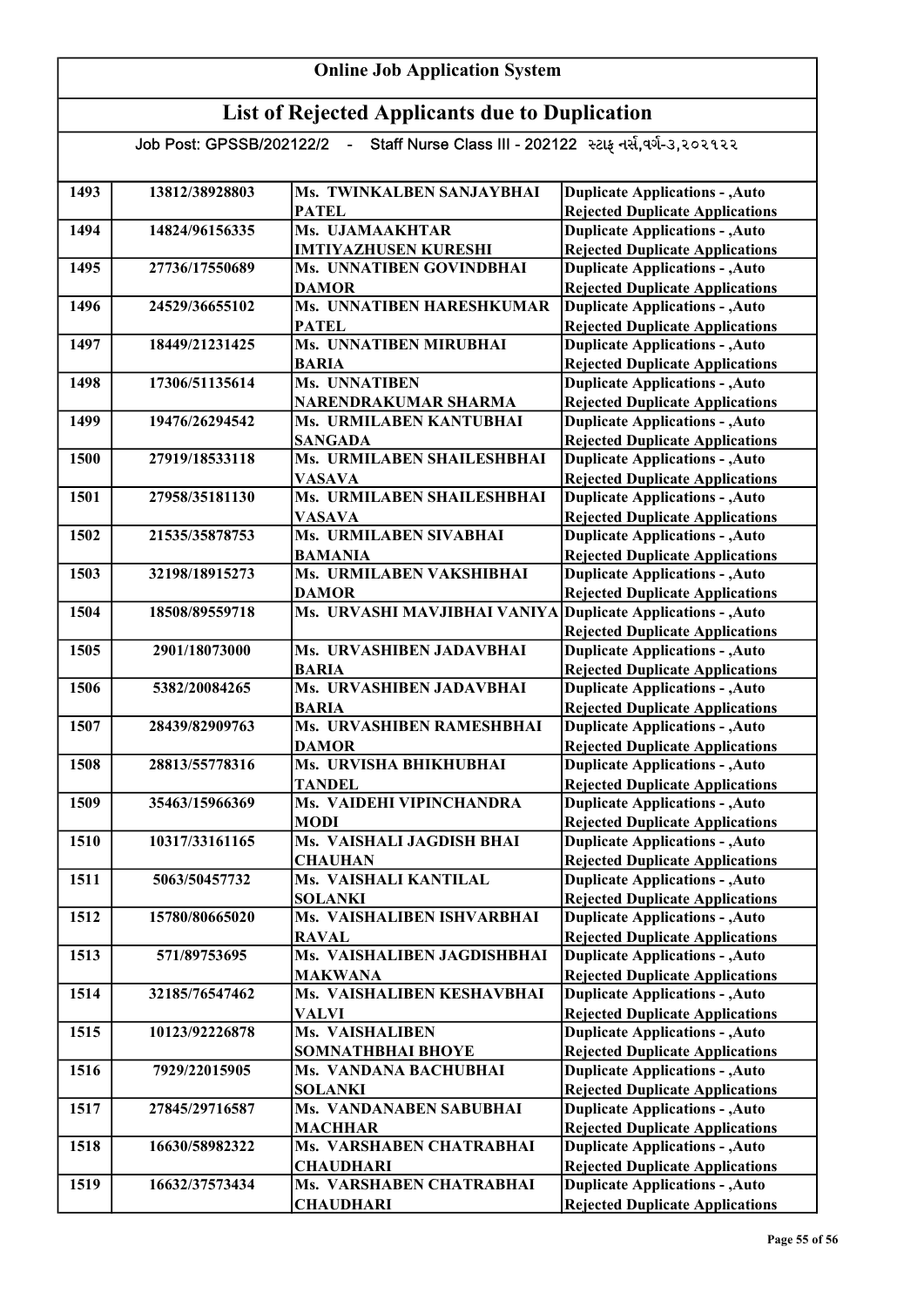# Online Job Application System

## List of Rejected Applicants due to Duplication

Job Post: GPSSB/202122/2 - Staff Nurse Class III - 202122 સ્ટાફ નર્સ,વર્ગ-૩,૨૦૨૧૨૨

| | | | |
|---|---|---|---|
| 1493 | 13812/38928803 | Ms. TWINKALBEN SANJAYBHAI PATEL | Duplicate Applications - ,Auto Rejected Duplicate Applications |
| 1494 | 14824/96156335 | Ms. UJAMAAKHTAR IMTIYAZHUSEN KURESHI | Duplicate Applications - ,Auto Rejected Duplicate Applications |
| 1495 | 27736/17550689 | Ms. UNNATIBEN GOVINDBHAI DAMOR | Duplicate Applications - ,Auto Rejected Duplicate Applications |
| 1496 | 24529/36655102 | Ms. UNNATIBEN HARESHKUMAR PATEL | Duplicate Applications - ,Auto Rejected Duplicate Applications |
| 1497 | 18449/21231425 | Ms. UNNATIBEN MIRUBHAI BARIA | Duplicate Applications - ,Auto Rejected Duplicate Applications |
| 1498 | 17306/51135614 | Ms. UNNATIBEN NARENDRAKUMAR SHARMA | Duplicate Applications - ,Auto Rejected Duplicate Applications |
| 1499 | 19476/26294542 | Ms. URMILABEN KANTUBHAI SANGADA | Duplicate Applications - ,Auto Rejected Duplicate Applications |
| 1500 | 27919/18533118 | Ms. URMILABEN SHAILESHBHAI VASAVA | Duplicate Applications - ,Auto Rejected Duplicate Applications |
| 1501 | 27958/35181130 | Ms. URMILABEN SHAILESHBHAI VASAVA | Duplicate Applications - ,Auto Rejected Duplicate Applications |
| 1502 | 21535/35878753 | Ms. URMILABEN SIVABHAI BAMANIA | Duplicate Applications - ,Auto Rejected Duplicate Applications |
| 1503 | 32198/18915273 | Ms. URMILABEN VAKSHIBHAI DAMOR | Duplicate Applications - ,Auto Rejected Duplicate Applications |
| 1504 | 18508/89559718 | Ms. URVASHI MAVJIBHAI VANIYA | Duplicate Applications - ,Auto Rejected Duplicate Applications |
| 1505 | 2901/18073000 | Ms. URVASHIBEN JADAVBHAI BARIA | Duplicate Applications - ,Auto Rejected Duplicate Applications |
| 1506 | 5382/20084265 | Ms. URVASHIBEN JADAVBHAI BARIA | Duplicate Applications - ,Auto Rejected Duplicate Applications |
| 1507 | 28439/82909763 | Ms. URVASHIBEN RAMESHBHAI DAMOR | Duplicate Applications - ,Auto Rejected Duplicate Applications |
| 1508 | 28813/55778316 | Ms. URVISHA BHIKHUBHAI TANDEL | Duplicate Applications - ,Auto Rejected Duplicate Applications |
| 1509 | 35463/15966369 | Ms. VAIDEHI VIPINCHANDRA MODI | Duplicate Applications - ,Auto Rejected Duplicate Applications |
| 1510 | 10317/33161165 | Ms. VAISHALI JAGDISH BHAI CHAUHAN | Duplicate Applications - ,Auto Rejected Duplicate Applications |
| 1511 | 5063/50457732 | Ms. VAISHALI KANTILAL SOLANKI | Duplicate Applications - ,Auto Rejected Duplicate Applications |
| 1512 | 15780/80665020 | Ms. VAISHALIBEN ISHVARBHAI RAVAL | Duplicate Applications - ,Auto Rejected Duplicate Applications |
| 1513 | 571/89753695 | Ms. VAISHALIBEN JAGDISHBHAI MAKWANA | Duplicate Applications - ,Auto Rejected Duplicate Applications |
| 1514 | 32185/76547462 | Ms. VAISHALIBEN KESHAVBHAI VALVI | Duplicate Applications - ,Auto Rejected Duplicate Applications |
| 1515 | 10123/92226878 | Ms. VAISHALIBEN SOMNATHBHAI BHOYE | Duplicate Applications - ,Auto Rejected Duplicate Applications |
| 1516 | 7929/22015905 | Ms. VANDANA BACHUBHAI SOLANKI | Duplicate Applications - ,Auto Rejected Duplicate Applications |
| 1517 | 27845/29716587 | Ms. VANDANABEN SABUBHAI MACHHAR | Duplicate Applications - ,Auto Rejected Duplicate Applications |
| 1518 | 16630/58982322 | Ms. VARSHABEN CHATRABHAI CHAUDHARI | Duplicate Applications - ,Auto Rejected Duplicate Applications |
| 1519 | 16632/37573434 | Ms. VARSHABEN CHATRABHAI CHAUDHARI | Duplicate Applications - ,Auto Rejected Duplicate Applications |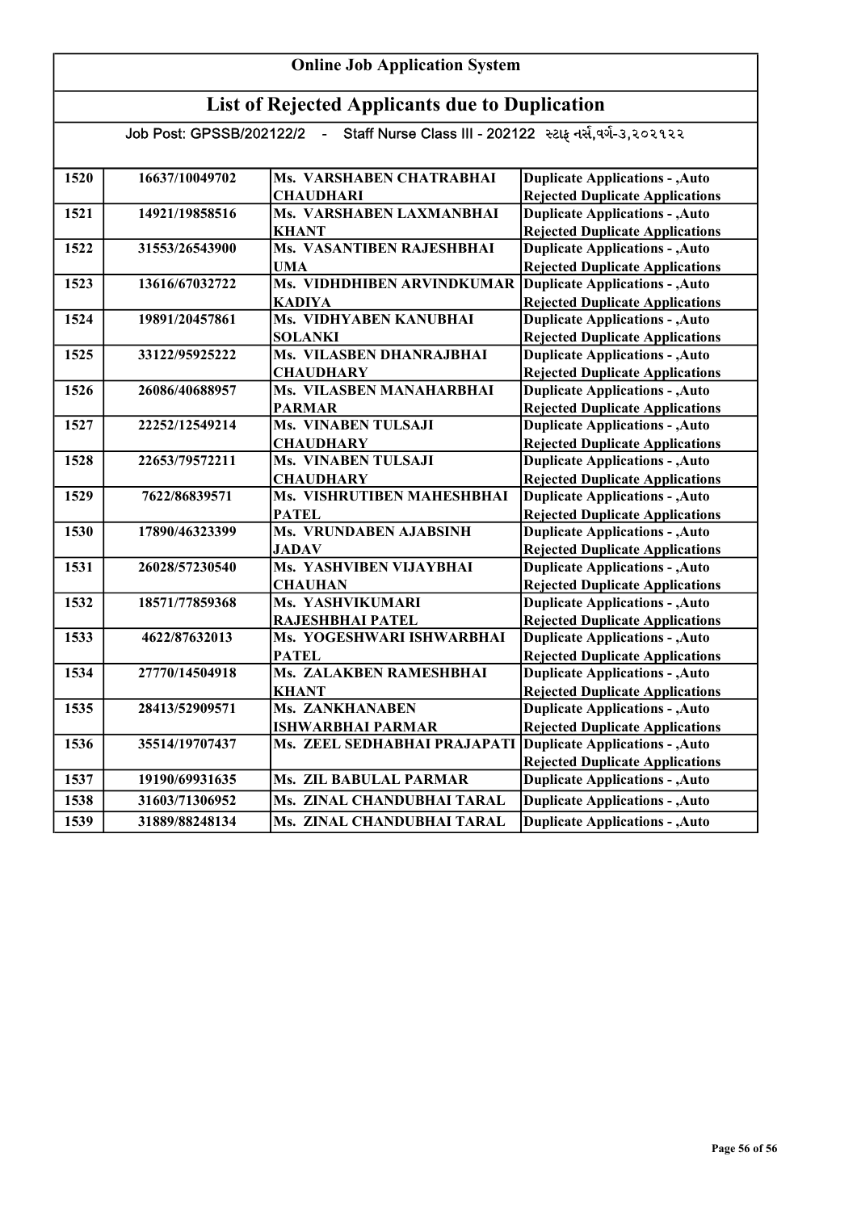# Online Job Application System

## List of Rejected Applicants due to Duplication

Job Post: GPSSB/202122/2 - Staff Nurse Class III - 202122 સ્ટાફ નર્સ,વર્ગ-૩,૨૦૨૧૨૨

| | | | |
|---|---|---|---|
| 1520 | 16637/10049702 | Ms. VARSHABEN CHATRABHAI CHAUDHARI | Duplicate Applications - ,Auto Rejected Duplicate Applications |
| 1521 | 14921/19858516 | Ms. VARSHABEN LAXMANBHAI KHANT | Duplicate Applications - ,Auto Rejected Duplicate Applications |
| 1522 | 31553/26543900 | Ms. VASANTIBEN RAJESHBHAI UMA | Duplicate Applications - ,Auto Rejected Duplicate Applications |
| 1523 | 13616/67032722 | Ms. VIDHDHIBEN ARVINDKUMAR KADIYA | Duplicate Applications - ,Auto Rejected Duplicate Applications |
| 1524 | 19891/20457861 | Ms. VIDHYABEN KANUBHAI SOLANKI | Duplicate Applications - ,Auto Rejected Duplicate Applications |
| 1525 | 33122/95925222 | Ms. VILASBEN DHANRAJBHAI CHAUDHARY | Duplicate Applications - ,Auto Rejected Duplicate Applications |
| 1526 | 26086/40688957 | Ms. VILASBEN MANAHARBHAI PARMAR | Duplicate Applications - ,Auto Rejected Duplicate Applications |
| 1527 | 22252/12549214 | Ms. VINABEN TULSAJI CHAUDHARY | Duplicate Applications - ,Auto Rejected Duplicate Applications |
| 1528 | 22653/79572211 | Ms. VINABEN TULSAJI CHAUDHARY | Duplicate Applications - ,Auto Rejected Duplicate Applications |
| 1529 | 7622/86839571 | Ms. VISHRUTIBEN MAHESHBHAI PATEL | Duplicate Applications - ,Auto Rejected Duplicate Applications |
| 1530 | 17890/46323399 | Ms. VRUNDABEN AJABSINH JADAV | Duplicate Applications - ,Auto Rejected Duplicate Applications |
| 1531 | 26028/57230540 | Ms. YASHVIBEN VIJAYBHAI CHAUHAN | Duplicate Applications - ,Auto Rejected Duplicate Applications |
| 1532 | 18571/77859368 | Ms. YASHVIKUMARI RAJESHBHAI PATEL | Duplicate Applications - ,Auto Rejected Duplicate Applications |
| 1533 | 4622/87632013 | Ms. YOGESHWARI ISHWARBHAI PATEL | Duplicate Applications - ,Auto Rejected Duplicate Applications |
| 1534 | 27770/14504918 | Ms. ZALAKBEN RAMESHBHAI KHANT | Duplicate Applications - ,Auto Rejected Duplicate Applications |
| 1535 | 28413/52909571 | Ms. ZANKHANABEN ISHWARBHAI PARMAR | Duplicate Applications - ,Auto Rejected Duplicate Applications |
| 1536 | 35514/19707437 | Ms. ZEEL SEDHABHAI PRAJAPATI | Duplicate Applications - ,Auto Rejected Duplicate Applications |
| 1537 | 19190/69931635 | Ms. ZIL BABULAL PARMAR | Duplicate Applications - ,Auto |
| 1538 | 31603/71306952 | Ms. ZINAL CHANDUBHAI TARAL | Duplicate Applications - ,Auto |
| 1539 | 31889/88248134 | Ms. ZINAL CHANDUBHAI TARAL | Duplicate Applications - ,Auto |